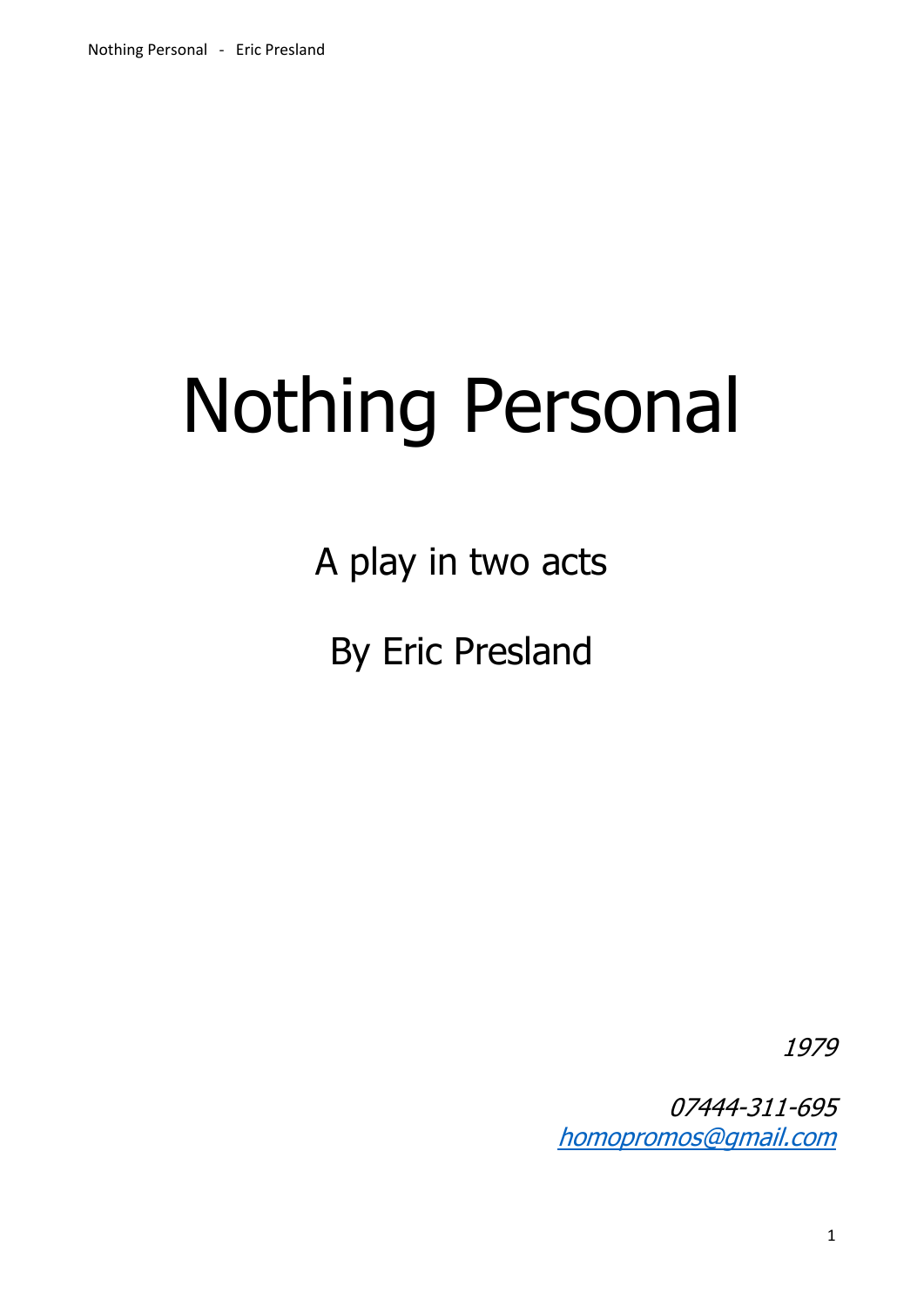# Nothing Personal

A play in two acts

By Eric Presland

*1979*

*07444-311-695*
*homopromos@gmail.com*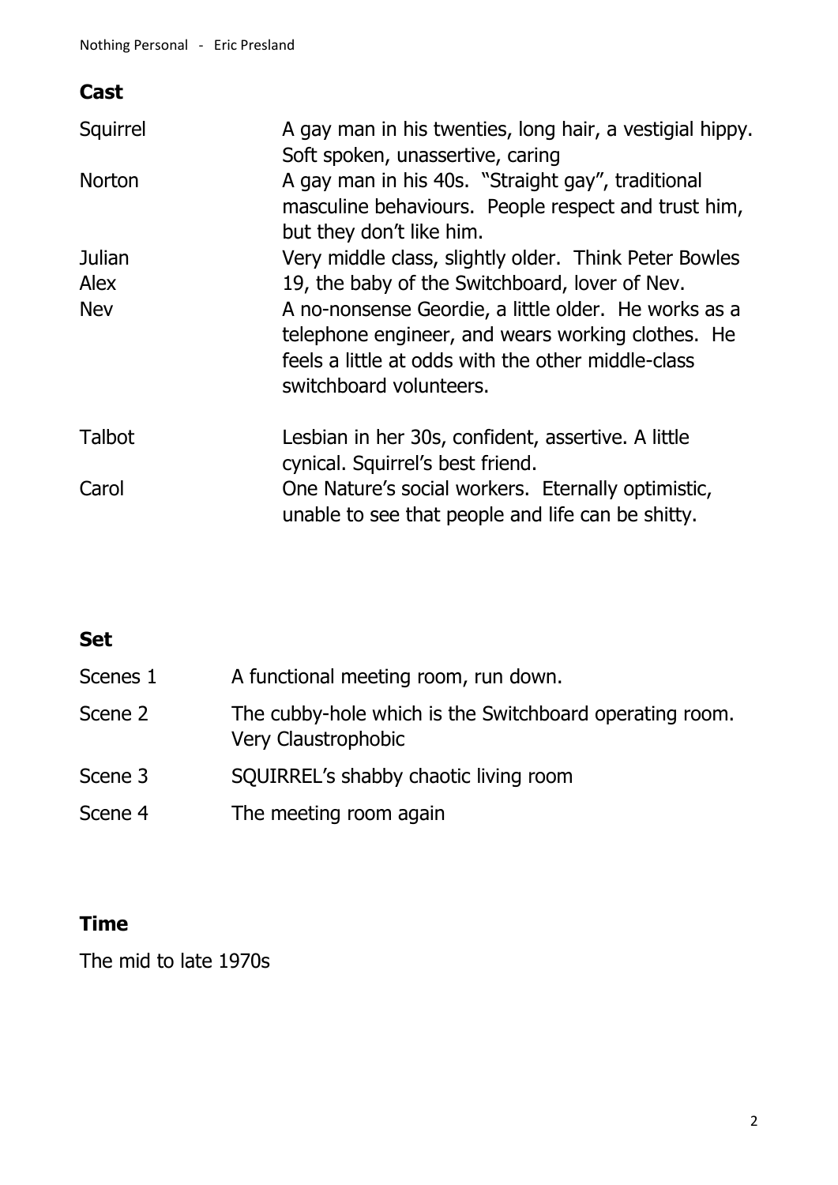## Cast

| | |
|---|---|
| Squirrel | A gay man in his twenties, long hair, a vestigial hippy. Soft spoken, unassertive, caring |
| Norton | A gay man in his 40s. "Straight gay", traditional masculine behaviours. People respect and trust him, but they don't like him. |
| Julian | Very middle class, slightly older. Think Peter Bowles |
| Alex | 19, the baby of the Switchboard, lover of Nev. |
| Nev | A no-nonsense Geordie, a little older. He works as a telephone engineer, and wears working clothes. He feels a little at odds with the other middle-class switchboard volunteers. |
| Talbot | Lesbian in her 30s, confident, assertive. A little cynical. Squirrel's best friend. |
| Carol | One Nature's social workers. Eternally optimistic, unable to see that people and life can be shitty. |

## Set

| | |
|---|---|
| Scenes 1 | A functional meeting room, run down. |
| Scene 2 | The cubby-hole which is the Switchboard operating room. Very Claustrophobic |
| Scene 3 | SQUIRREL's shabby chaotic living room |
| Scene 4 | The meeting room again |

## Time

The mid to late 1970s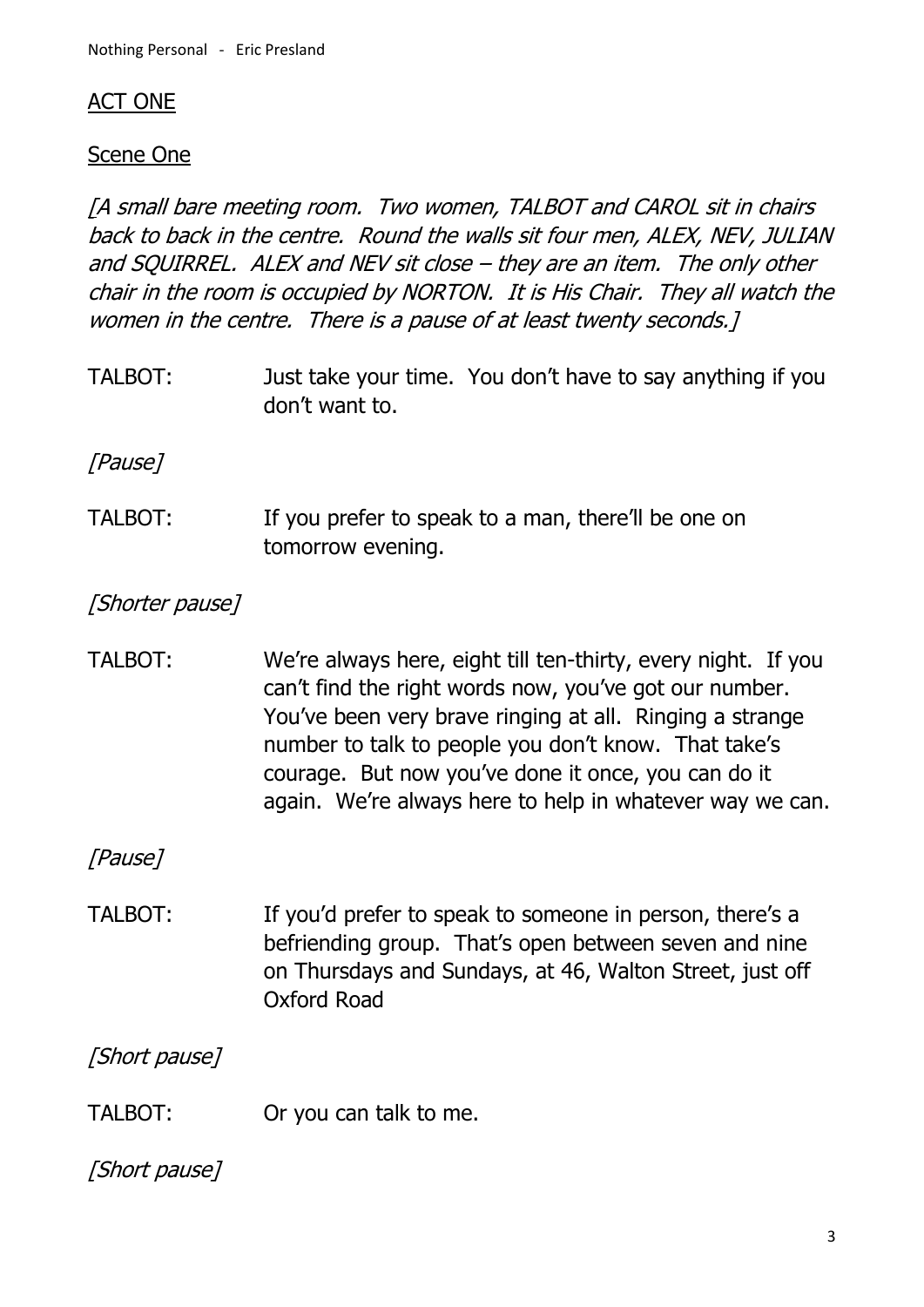## ACT ONE

### Scene One

*[A small bare meeting room. Two women, TALBOT and CAROL sit in chairs back to back in the centre. Round the walls sit four men, ALEX, NEV, JULIAN and SQUIRREL. ALEX and NEV sit close – they are an item. The only other chair in the room is occupied by NORTON. It is His Chair. They all watch the women in the centre. There is a pause of at least twenty seconds.]*

TALBOT: Just take your time. You don't have to say anything if you don't want to.

*[Pause]*

TALBOT: If you prefer to speak to a man, there'll be one on tomorrow evening.

*[Shorter pause]*

TALBOT: We're always here, eight till ten-thirty, every night. If you can't find the right words now, you've got our number. You've been very brave ringing at all. Ringing a strange number to talk to people you don't know. That take's courage. But now you've done it once, you can do it again. We're always here to help in whatever way we can.

*[Pause]*

TALBOT: If you'd prefer to speak to someone in person, there's a befriending group. That's open between seven and nine on Thursdays and Sundays, at 46, Walton Street, just off Oxford Road

*[Short pause]*

TALBOT: Or you can talk to me.

*[Short pause]*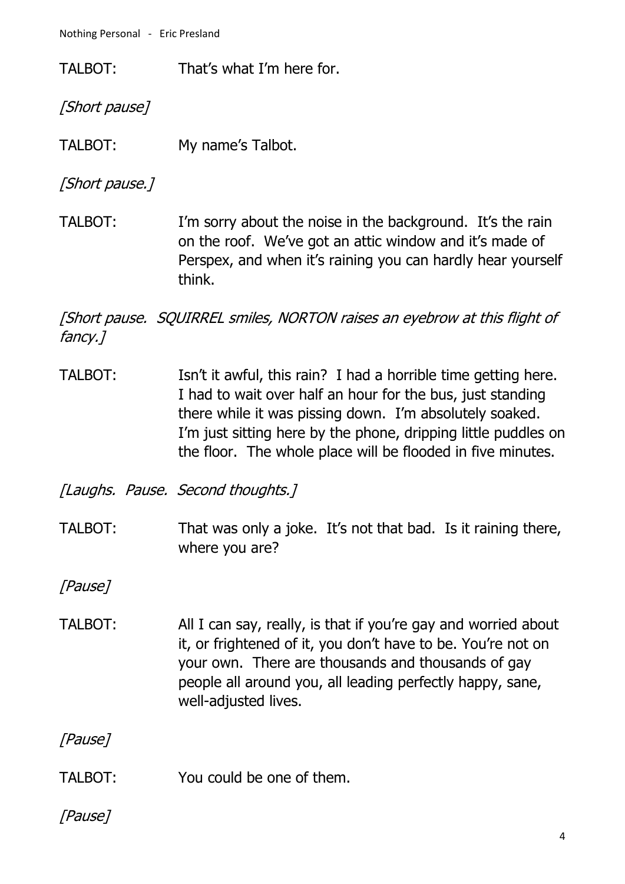TALBOT: That's what I'm here for.

*[Short pause]*

TALBOT: My name's Talbot.

*[Short pause.]*

TALBOT: I'm sorry about the noise in the background. It's the rain on the roof. We've got an attic window and it's made of Perspex, and when it's raining you can hardly hear yourself think.

*[Short pause. SQUIRREL smiles, NORTON raises an eyebrow at this flight of fancy.]*

TALBOT: Isn't it awful, this rain? I had a horrible time getting here. I had to wait over half an hour for the bus, just standing there while it was pissing down. I'm absolutely soaked. I'm just sitting here by the phone, dripping little puddles on the floor. The whole place will be flooded in five minutes.

*[Laughs. Pause. Second thoughts.]*

TALBOT: That was only a joke. It's not that bad. Is it raining there, where you are?

*[Pause]*

TALBOT: All I can say, really, is that if you're gay and worried about it, or frightened of it, you don't have to be. You're not on your own. There are thousands and thousands of gay people all around you, all leading perfectly happy, sane, well-adjusted lives.

*[Pause]*

TALBOT: You could be one of them.

*[Pause]*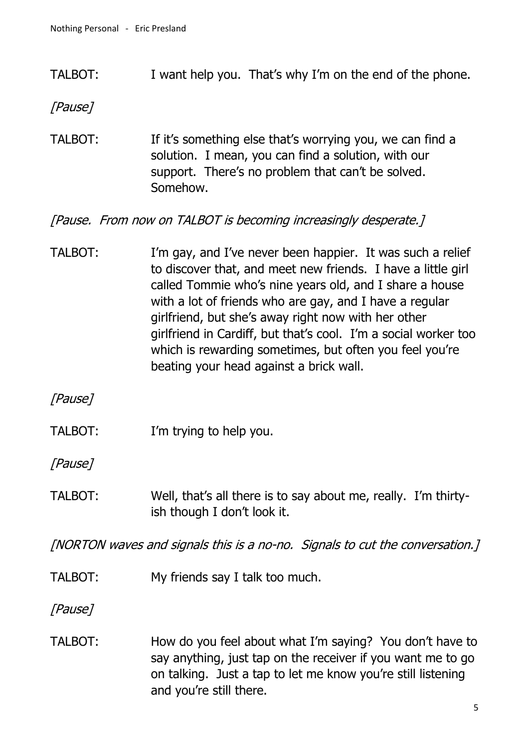TALBOT: I want help you. That's why I'm on the end of the phone.

*[Pause]*

TALBOT: If it's something else that's worrying you, we can find a solution. I mean, you can find a solution, with our support. There's no problem that can't be solved. Somehow.

*[Pause. From now on TALBOT is becoming increasingly desperate.]*

TALBOT: I'm gay, and I've never been happier. It was such a relief to discover that, and meet new friends. I have a little girl called Tommie who's nine years old, and I share a house with a lot of friends who are gay, and I have a regular girlfriend, but she's away right now with her other girlfriend in Cardiff, but that's cool. I'm a social worker too which is rewarding sometimes, but often you feel you're beating your head against a brick wall.

*[Pause]*

TALBOT: I'm trying to help you.

*[Pause]*

TALBOT: Well, that's all there is to say about me, really. I'm thirty-ish though I don't look it.

*[NORTON waves and signals this is a no-no. Signals to cut the conversation.]*

TALBOT: My friends say I talk too much.

*[Pause]*

TALBOT: How do you feel about what I'm saying? You don't have to say anything, just tap on the receiver if you want me to go on talking. Just a tap to let me know you're still listening and you're still there.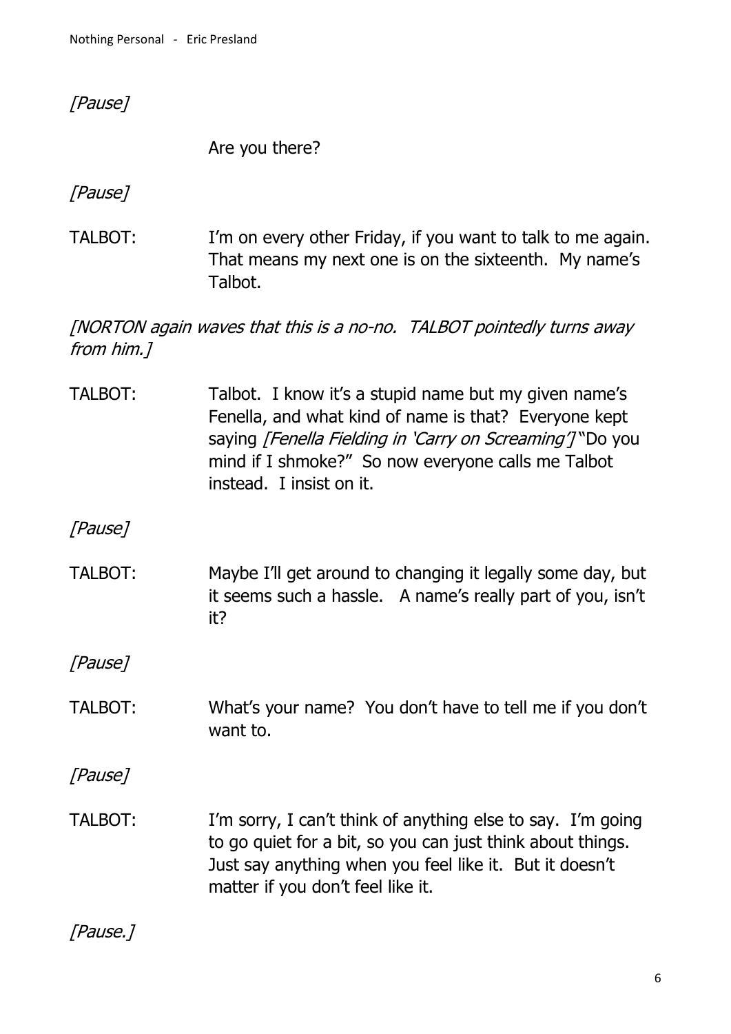*[Pause]*

Are you there?

*[Pause]*

TALBOT: I'm on every other Friday, if you want to talk to me again. That means my next one is on the sixteenth. My name's Talbot.

*[NORTON again waves that this is a no-no. TALBOT pointedly turns away from him.]*

TALBOT: Talbot. I know it's a stupid name but my given name's Fenella, and what kind of name is that? Everyone kept saying *[Fenella Fielding in 'Carry on Screaming']* "Do you mind if I shmoke?" So now everyone calls me Talbot instead. I insist on it.

*[Pause]*

TALBOT: Maybe I'll get around to changing it legally some day, but it seems such a hassle. A name's really part of you, isn't it?

*[Pause]*

TALBOT: What's your name? You don't have to tell me if you don't want to.

*[Pause]*

TALBOT: I'm sorry, I can't think of anything else to say. I'm going to go quiet for a bit, so you can just think about things. Just say anything when you feel like it. But it doesn't matter if you don't feel like it.

*[Pause.]*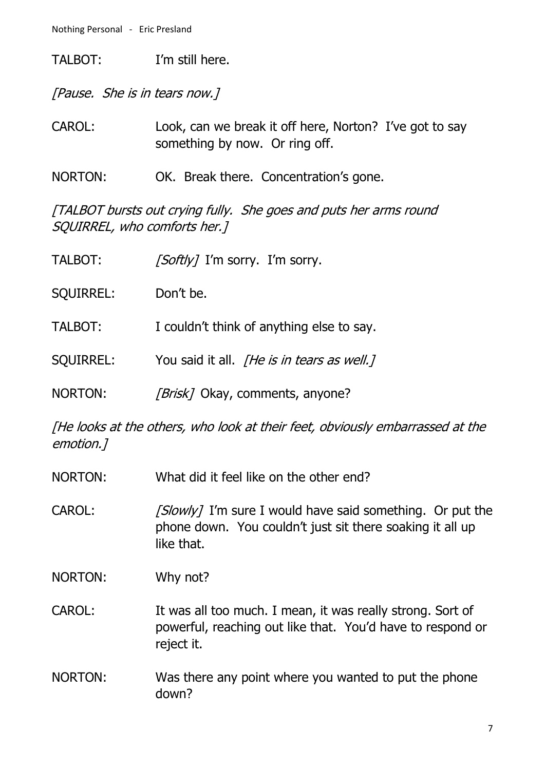TALBOT: I'm still here.

*[Pause. She is in tears now.]*

CAROL: Look, can we break it off here, Norton? I've got to say something by now. Or ring off.

NORTON: OK. Break there. Concentration's gone.

*[TALBOT bursts out crying fully. She goes and puts her arms round SQUIRREL, who comforts her.]*

TALBOT: *[Softly]* I'm sorry. I'm sorry.

SQUIRREL: Don't be.

TALBOT: I couldn't think of anything else to say.

SQUIRREL: You said it all. *[He is in tears as well.]*

NORTON: *[Brisk]* Okay, comments, anyone?

*[He looks at the others, who look at their feet, obviously embarrassed at the emotion.]*

NORTON: What did it feel like on the other end?

CAROL: *[Slowly]* I'm sure I would have said something. Or put the phone down. You couldn't just sit there soaking it all up like that.

NORTON: Why not?

CAROL: It was all too much. I mean, it was really strong. Sort of powerful, reaching out like that. You'd have to respond or reject it.

NORTON: Was there any point where you wanted to put the phone down?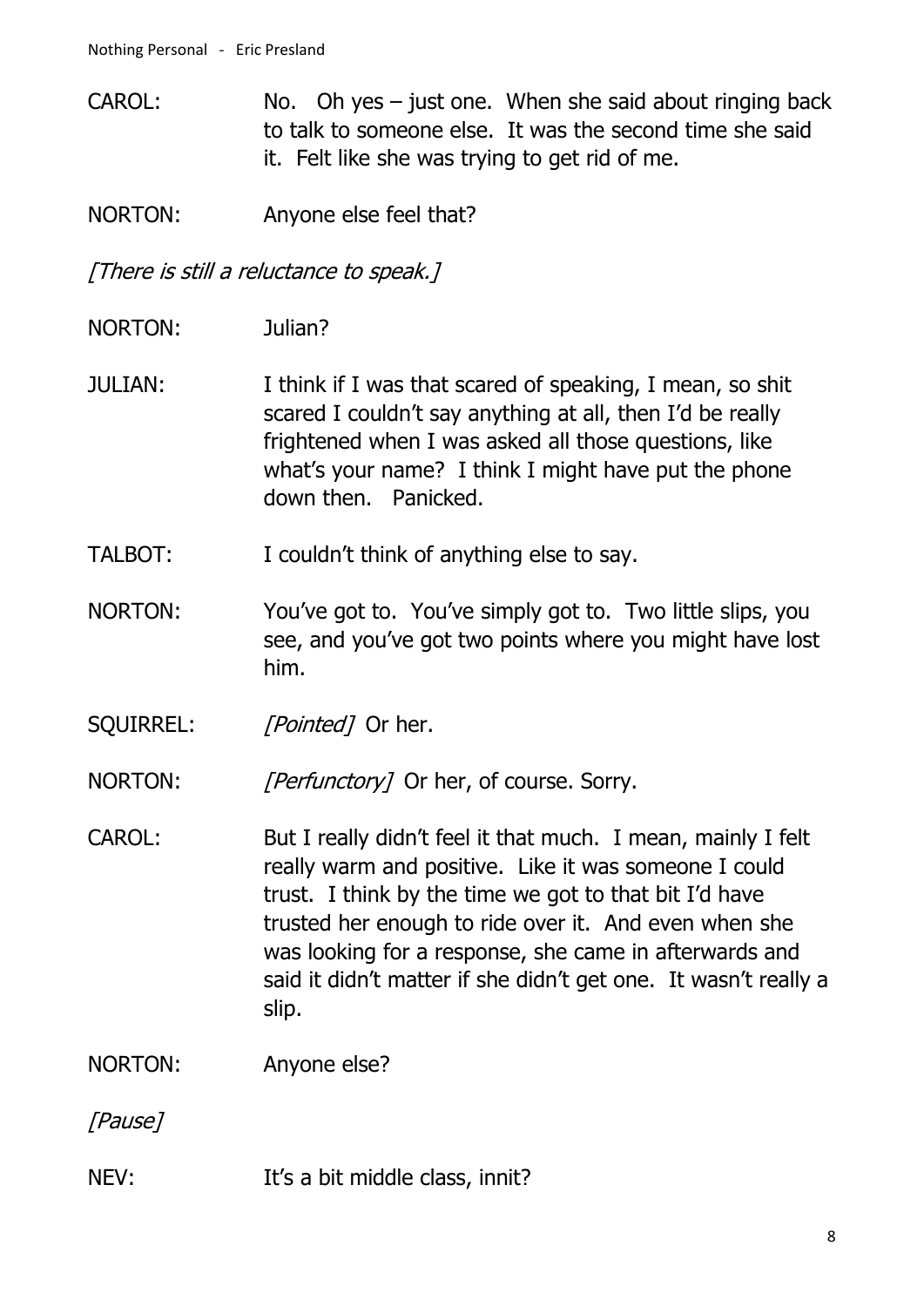CAROL: No. Oh yes – just one. When she said about ringing back to talk to someone else. It was the second time she said it. Felt like she was trying to get rid of me.

NORTON: Anyone else feel that?

*[There is still a reluctance to speak.]*

NORTON: Julian?

JULIAN: I think if I was that scared of speaking, I mean, so shit scared I couldn't say anything at all, then I'd be really frightened when I was asked all those questions, like what's your name? I think I might have put the phone down then. Panicked.

TALBOT: I couldn't think of anything else to say.

NORTON: You've got to. You've simply got to. Two little slips, you see, and you've got two points where you might have lost him.

SQUIRREL: *[Pointed]* Or her.

NORTON: *[Perfunctory]* Or her, of course. Sorry.

CAROL: But I really didn't feel it that much. I mean, mainly I felt really warm and positive. Like it was someone I could trust. I think by the time we got to that bit I'd have trusted her enough to ride over it. And even when she was looking for a response, she came in afterwards and said it didn't matter if she didn't get one. It wasn't really a slip.

NORTON: Anyone else?

*[Pause]*

NEV: It's a bit middle class, innit?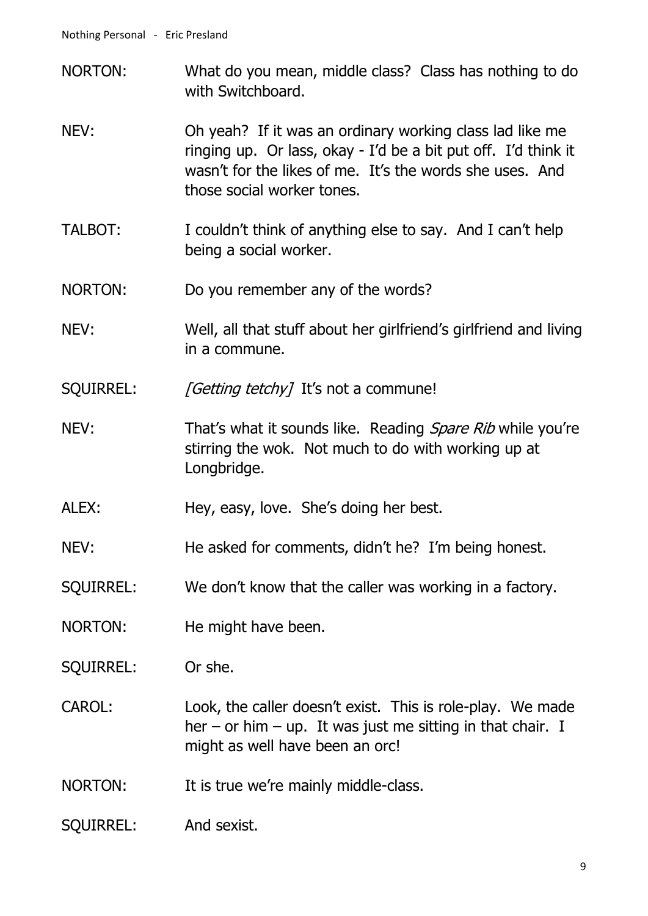NORTON: What do you mean, middle class? Class has nothing to do with Switchboard.

NEV: Oh yeah? If it was an ordinary working class lad like me ringing up. Or lass, okay - I'd be a bit put off. I'd think it wasn't for the likes of me. It's the words she uses. And those social worker tones.

TALBOT: I couldn't think of anything else to say. And I can't help being a social worker.

NORTON: Do you remember any of the words?

NEV: Well, all that stuff about her girlfriend's girlfriend and living in a commune.

SQUIRREL: *[Getting tetchy]* It's not a commune!

NEV: That's what it sounds like. Reading *Spare Rib* while you're stirring the wok. Not much to do with working up at Longbridge.

ALEX: Hey, easy, love. She's doing her best.

NEV: He asked for comments, didn't he? I'm being honest.

SQUIRREL: We don't know that the caller was working in a factory.

NORTON: He might have been.

SQUIRREL: Or she.

CAROL: Look, the caller doesn't exist. This is role-play. We made her – or him – up. It was just me sitting in that chair. I might as well have been an orc!

NORTON: It is true we're mainly middle-class.

SQUIRREL: And sexist.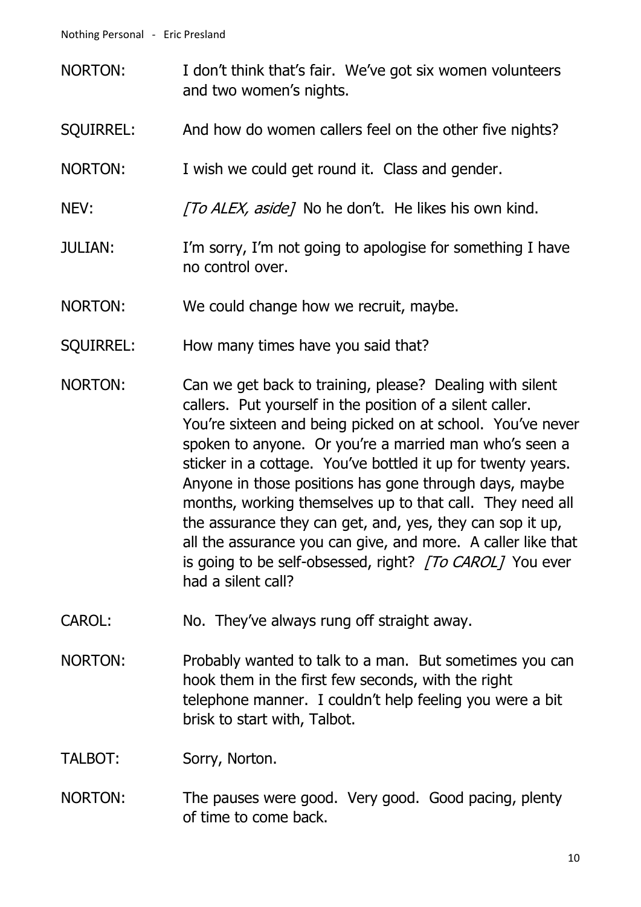NORTON: I don't think that's fair. We've got six women volunteers and two women's nights.

SQUIRREL: And how do women callers feel on the other five nights?

NORTON: I wish we could get round it. Class and gender.

NEV: *[To ALEX, aside]* No he don't. He likes his own kind.

JULIAN: I'm sorry, I'm not going to apologise for something I have no control over.

NORTON: We could change how we recruit, maybe.

SQUIRREL: How many times have you said that?

NORTON: Can we get back to training, please? Dealing with silent callers. Put yourself in the position of a silent caller. You're sixteen and being picked on at school. You've never spoken to anyone. Or you're a married man who's seen a sticker in a cottage. You've bottled it up for twenty years. Anyone in those positions has gone through days, maybe months, working themselves up to that call. They need all the assurance they can get, and, yes, they can sop it up, all the assurance you can give, and more. A caller like that is going to be self-obsessed, right? *[To CAROL]* You ever had a silent call?

CAROL: No. They've always rung off straight away.

NORTON: Probably wanted to talk to a man. But sometimes you can hook them in the first few seconds, with the right telephone manner. I couldn't help feeling you were a bit brisk to start with, Talbot.

TALBOT: Sorry, Norton.

NORTON: The pauses were good. Very good. Good pacing, plenty of time to come back.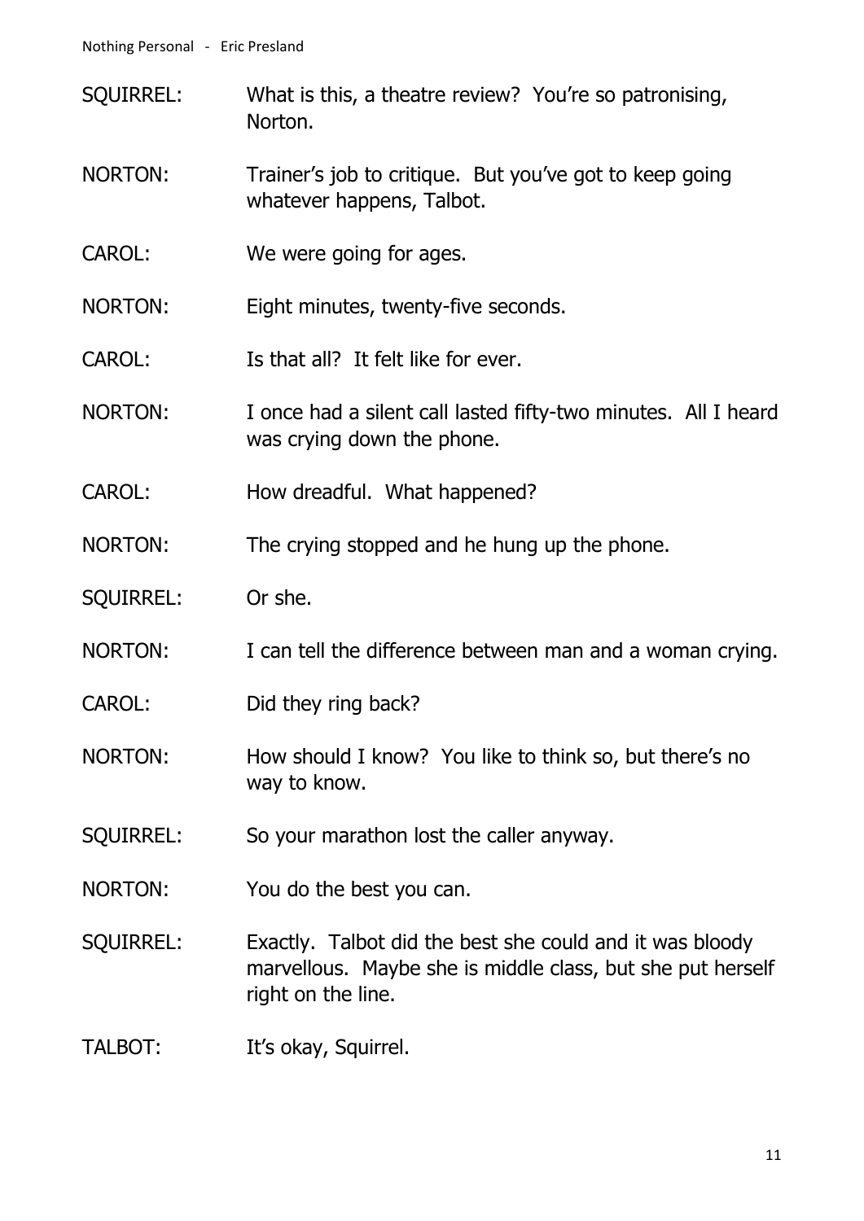SQUIRREL: What is this, a theatre review? You're so patronising, Norton.

NORTON: Trainer's job to critique. But you've got to keep going whatever happens, Talbot.

CAROL: We were going for ages.

NORTON: Eight minutes, twenty-five seconds.

CAROL: Is that all? It felt like for ever.

NORTON: I once had a silent call lasted fifty-two minutes. All I heard was crying down the phone.

CAROL: How dreadful. What happened?

NORTON: The crying stopped and he hung up the phone.

SQUIRREL: Or she.

NORTON: I can tell the difference between man and a woman crying.

CAROL: Did they ring back?

NORTON: How should I know? You like to think so, but there's no way to know.

SQUIRREL: So your marathon lost the caller anyway.

NORTON: You do the best you can.

SQUIRREL: Exactly. Talbot did the best she could and it was bloody marvellous. Maybe she is middle class, but she put herself right on the line.

TALBOT: It's okay, Squirrel.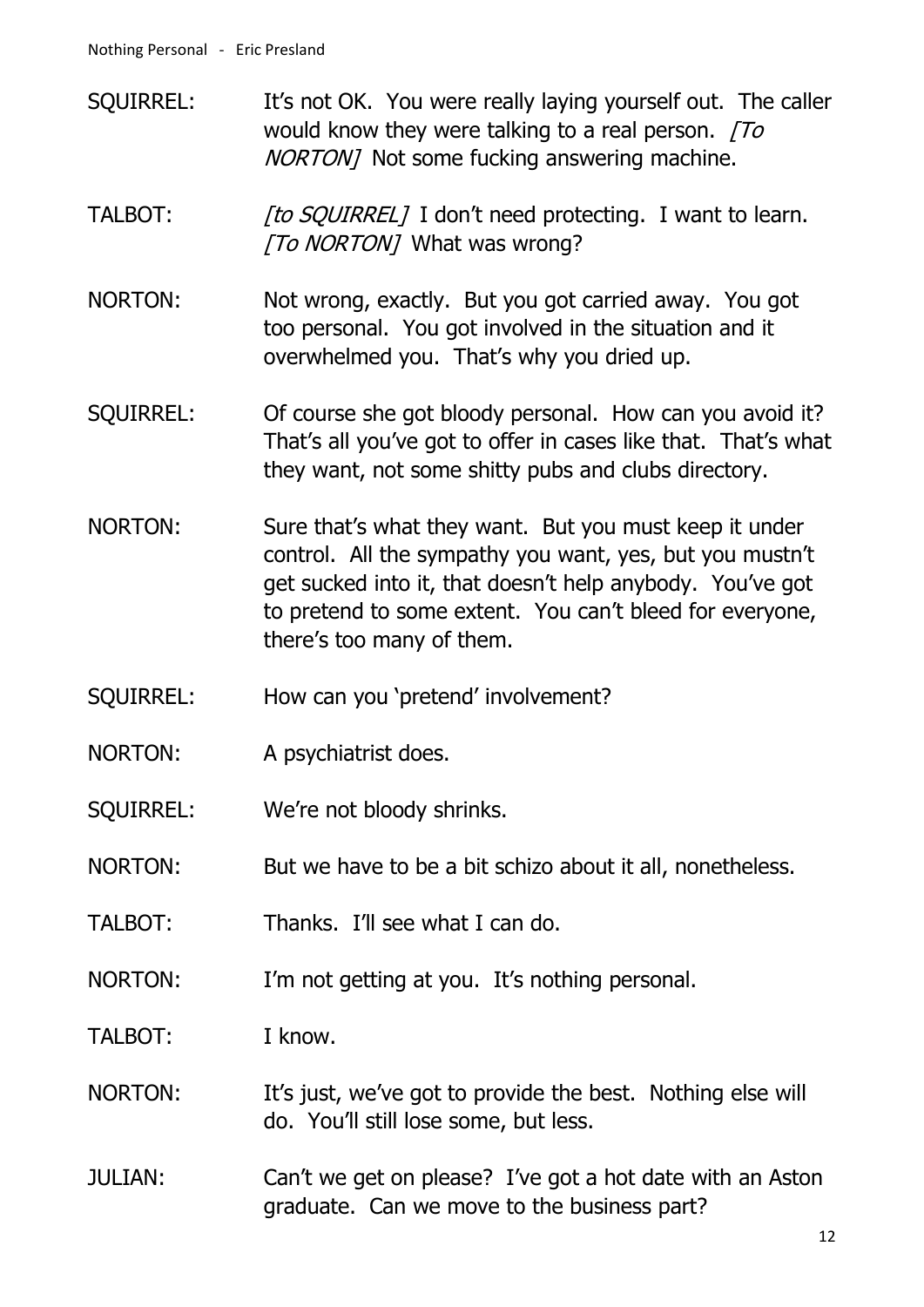SQUIRREL: It's not OK. You were really laying yourself out. The caller would know they were talking to a real person. *[To NORTON]* Not some fucking answering machine.

TALBOT: *[to SQUIRREL]* I don't need protecting. I want to learn. *[To NORTON]* What was wrong?

NORTON: Not wrong, exactly. But you got carried away. You got too personal. You got involved in the situation and it overwhelmed you. That's why you dried up.

SQUIRREL: Of course she got bloody personal. How can you avoid it? That's all you've got to offer in cases like that. That's what they want, not some shitty pubs and clubs directory.

NORTON: Sure that's what they want. But you must keep it under control. All the sympathy you want, yes, but you mustn't get sucked into it, that doesn't help anybody. You've got to pretend to some extent. You can't bleed for everyone, there's too many of them.

SQUIRREL: How can you 'pretend' involvement?

NORTON: A psychiatrist does.

SQUIRREL: We're not bloody shrinks.

NORTON: But we have to be a bit schizo about it all, nonetheless.

TALBOT: Thanks. I'll see what I can do.

NORTON: I'm not getting at you. It's nothing personal.

TALBOT: I know.

NORTON: It's just, we've got to provide the best. Nothing else will do. You'll still lose some, but less.

JULIAN: Can't we get on please? I've got a hot date with an Aston graduate. Can we move to the business part?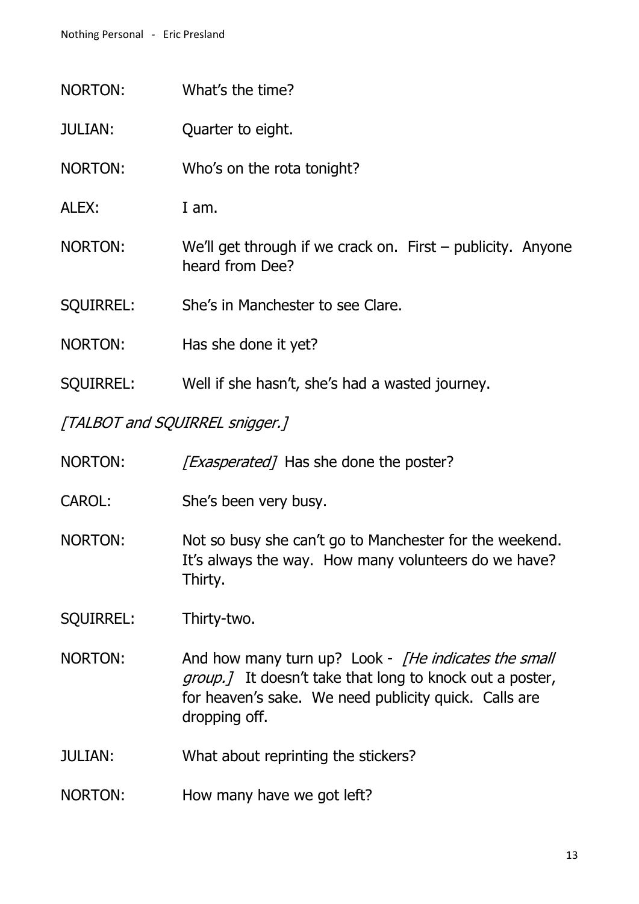NORTON: What's the time?

JULIAN: Quarter to eight.

NORTON: Who's on the rota tonight?

ALEX: I am.

NORTON: We'll get through if we crack on. First – publicity. Anyone heard from Dee?

SQUIRREL: She's in Manchester to see Clare.

NORTON: Has she done it yet?

SQUIRREL: Well if she hasn't, she's had a wasted journey.

*[TALBOT and SQUIRREL snigger.]*

NORTON: *[Exasperated]* Has she done the poster?

CAROL: She's been very busy.

NORTON: Not so busy she can't go to Manchester for the weekend. It's always the way. How many volunteers do we have? Thirty.

SQUIRREL: Thirty-two.

NORTON: And how many turn up? Look - *[He indicates the small group.]* It doesn't take that long to knock out a poster, for heaven's sake. We need publicity quick. Calls are dropping off.

JULIAN: What about reprinting the stickers?

NORTON: How many have we got left?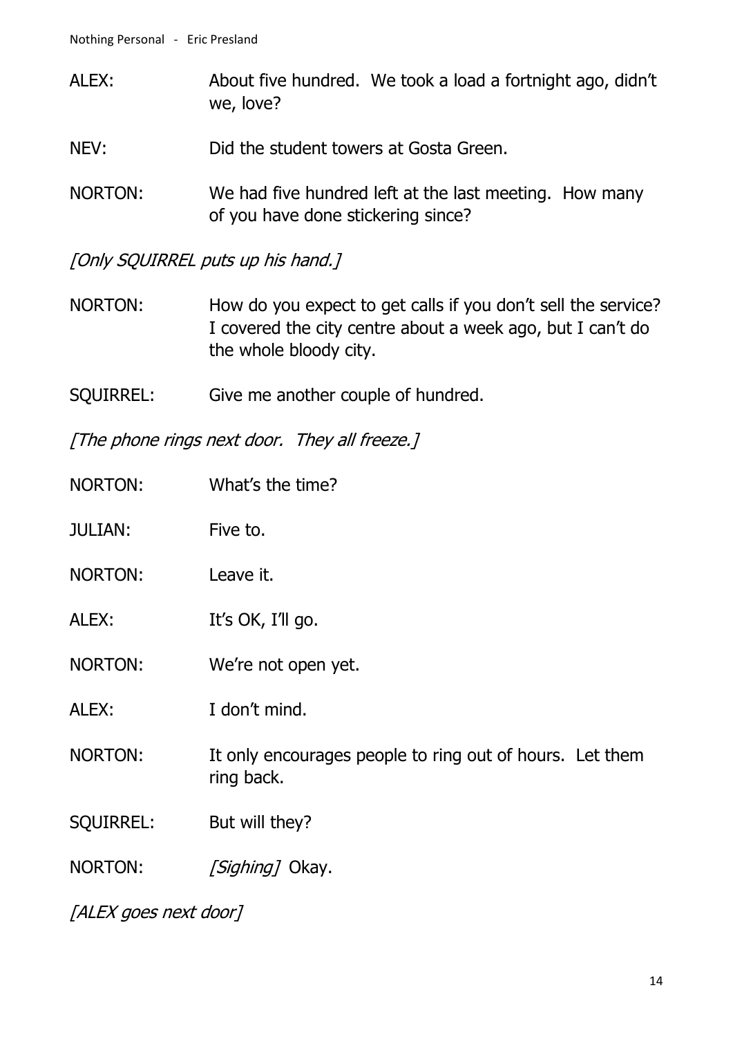ALEX: About five hundred. We took a load a fortnight ago, didn't we, love?

NEV: Did the student towers at Gosta Green.

NORTON: We had five hundred left at the last meeting. How many of you have done stickering since?

*[Only SQUIRREL puts up his hand.]*

NORTON: How do you expect to get calls if you don't sell the service? I covered the city centre about a week ago, but I can't do the whole bloody city.

SQUIRREL: Give me another couple of hundred.

*[The phone rings next door. They all freeze.]*

NORTON: What's the time?

JULIAN: Five to.

NORTON: Leave it.

ALEX: It's OK, I'll go.

NORTON: We're not open yet.

ALEX: I don't mind.

NORTON: It only encourages people to ring out of hours. Let them ring back.

SQUIRREL: But will they?

NORTON: *[Sighing]* Okay.

*[ALEX goes next door]*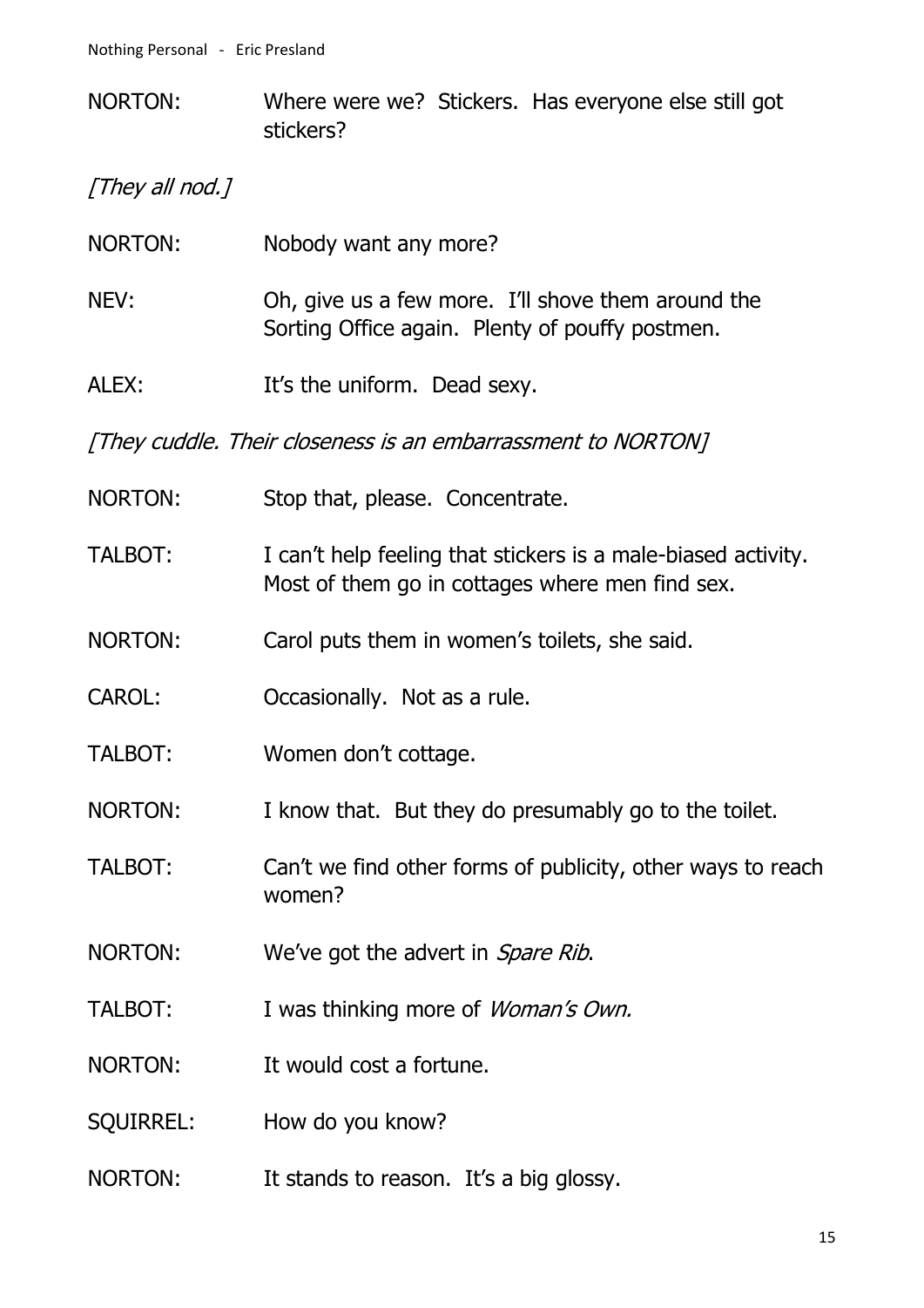NORTON: Where were we? Stickers. Has everyone else still got stickers?

*[They all nod.]*

NORTON: Nobody want any more?

NEV: Oh, give us a few more. I'll shove them around the Sorting Office again. Plenty of pouffy postmen.

ALEX: It's the uniform. Dead sexy.

*[They cuddle. Their closeness is an embarrassment to NORTON]*

NORTON: Stop that, please. Concentrate.

TALBOT: I can't help feeling that stickers is a male-biased activity. Most of them go in cottages where men find sex.

NORTON: Carol puts them in women's toilets, she said.

CAROL: Occasionally. Not as a rule.

TALBOT: Women don't cottage.

NORTON: I know that. But they do presumably go to the toilet.

TALBOT: Can't we find other forms of publicity, other ways to reach women?

NORTON: We've got the advert in *Spare Rib*.

TALBOT: I was thinking more of *Woman's Own.*

NORTON: It would cost a fortune.

SQUIRREL: How do you know?

NORTON: It stands to reason. It's a big glossy.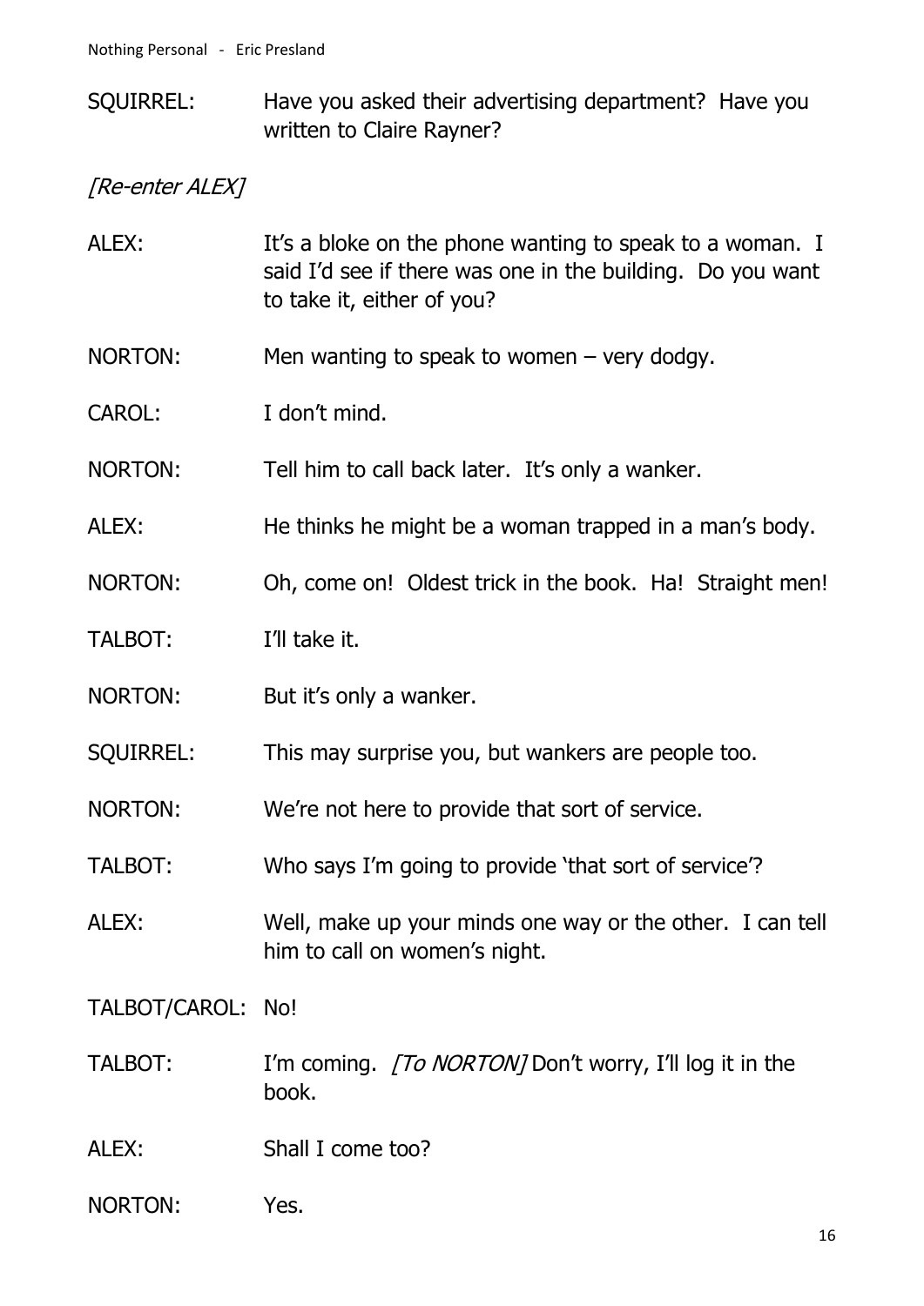SQUIRREL: Have you asked their advertising department? Have you written to Claire Rayner?

*[Re-enter ALEX]*

ALEX: It's a bloke on the phone wanting to speak to a woman. I said I'd see if there was one in the building. Do you want to take it, either of you?

NORTON: Men wanting to speak to women – very dodgy.

CAROL: I don't mind.

NORTON: Tell him to call back later. It's only a wanker.

ALEX: He thinks he might be a woman trapped in a man's body.

NORTON: Oh, come on! Oldest trick in the book. Ha! Straight men!

TALBOT: I'll take it.

NORTON: But it's only a wanker.

SQUIRREL: This may surprise you, but wankers are people too.

NORTON: We're not here to provide that sort of service.

TALBOT: Who says I'm going to provide 'that sort of service'?

ALEX: Well, make up your minds one way or the other. I can tell him to call on women's night.

TALBOT/CAROL: No!

TALBOT: I'm coming. *[To NORTON]* Don't worry, I'll log it in the book.

ALEX: Shall I come too?

NORTON: Yes.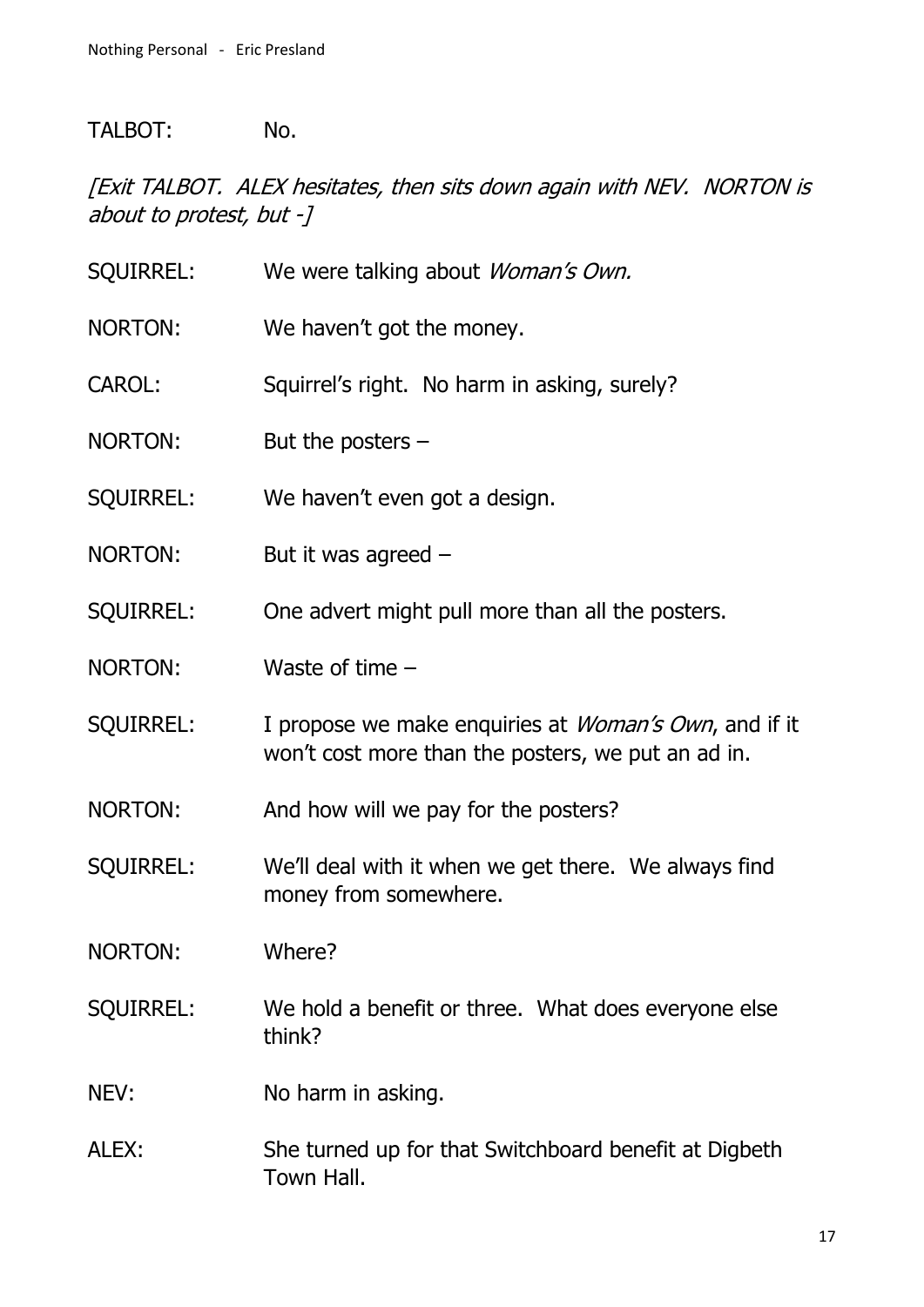TALBOT: No.

*[Exit TALBOT. ALEX hesitates, then sits down again with NEV. NORTON is about to protest, but -]*

SQUIRREL: We were talking about *Woman's Own.*

NORTON: We haven't got the money.

CAROL: Squirrel's right. No harm in asking, surely?

NORTON: But the posters –

SQUIRREL: We haven't even got a design.

NORTON: But it was agreed –

SQUIRREL: One advert might pull more than all the posters.

NORTON: Waste of time –

SQUIRREL: I propose we make enquiries at *Woman's Own*, and if it won't cost more than the posters, we put an ad in.

NORTON: And how will we pay for the posters?

SQUIRREL: We'll deal with it when we get there. We always find money from somewhere.

NORTON: Where?

SQUIRREL: We hold a benefit or three. What does everyone else think?

NEV: No harm in asking.

ALEX: She turned up for that Switchboard benefit at Digbeth Town Hall.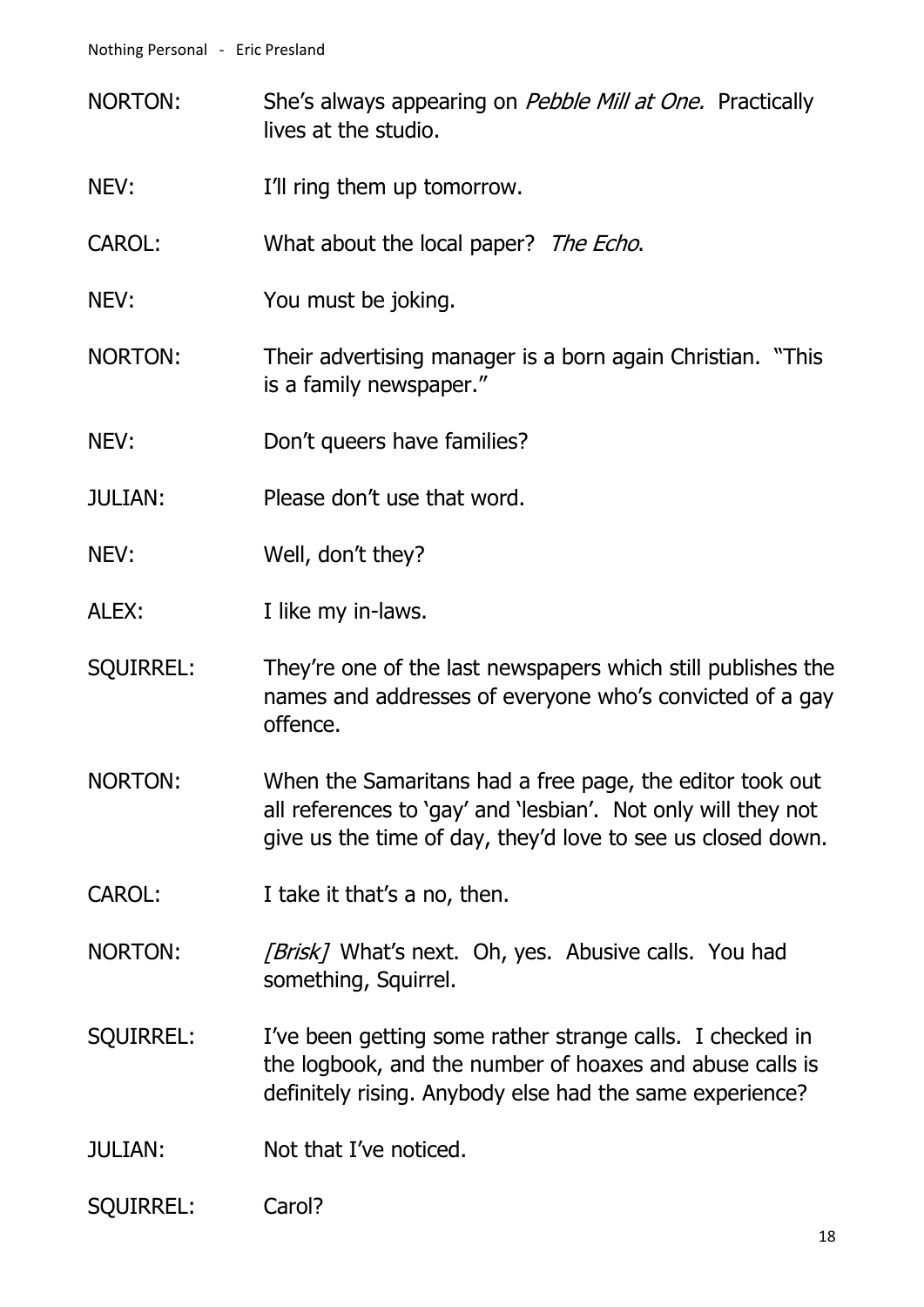NORTON: She's always appearing on *Pebble Mill at One.* Practically lives at the studio.

NEV: I'll ring them up tomorrow.

CAROL: What about the local paper? *The Echo*.

NEV: You must be joking.

NORTON: Their advertising manager is a born again Christian. "This is a family newspaper."

NEV: Don't queers have families?

JULIAN: Please don't use that word.

NEV: Well, don't they?

ALEX: I like my in-laws.

SQUIRREL: They're one of the last newspapers which still publishes the names and addresses of everyone who's convicted of a gay offence.

NORTON: When the Samaritans had a free page, the editor took out all references to 'gay' and 'lesbian'. Not only will they not give us the time of day, they'd love to see us closed down.

CAROL: I take it that's a no, then.

NORTON: *[Brisk]* What's next. Oh, yes. Abusive calls. You had something, Squirrel.

SQUIRREL: I've been getting some rather strange calls. I checked in the logbook, and the number of hoaxes and abuse calls is definitely rising. Anybody else had the same experience?

JULIAN: Not that I've noticed.

SQUIRREL: Carol?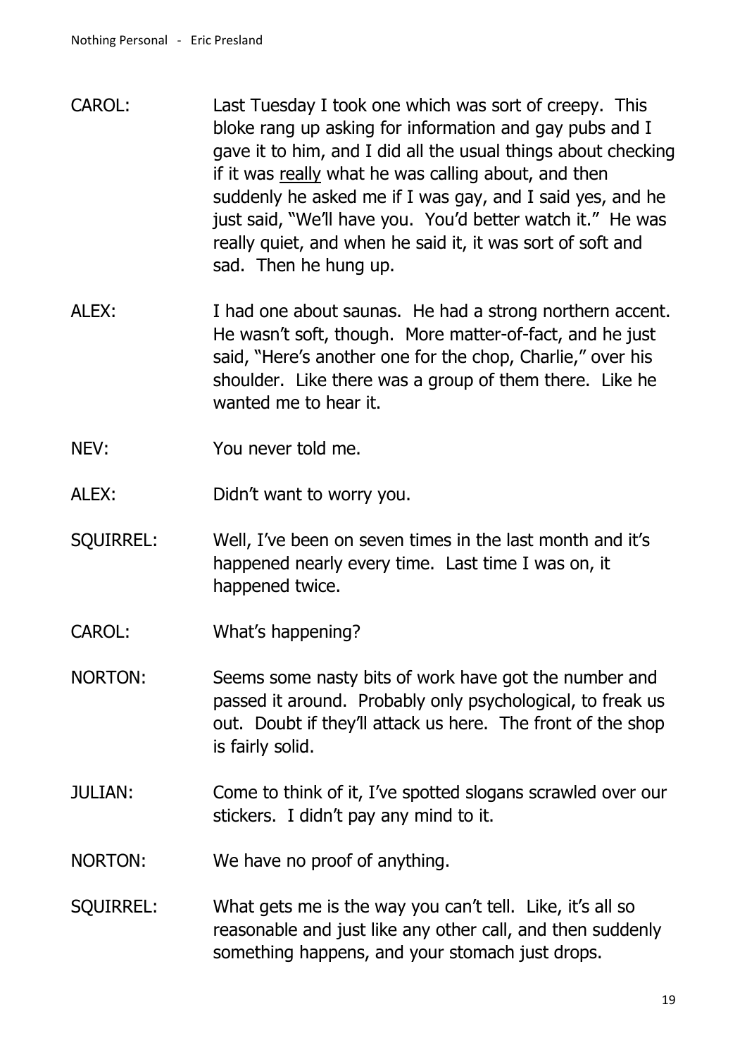CAROL: Last Tuesday I took one which was sort of creepy. This bloke rang up asking for information and gay pubs and I gave it to him, and I did all the usual things about checking if it was <u>really</u> what he was calling about, and then suddenly he asked me if I was gay, and I said yes, and he just said, "We'll have you. You'd better watch it." He was really quiet, and when he said it, it was sort of soft and sad. Then he hung up.

ALEX: I had one about saunas. He had a strong northern accent. He wasn't soft, though. More matter-of-fact, and he just said, "Here's another one for the chop, Charlie," over his shoulder. Like there was a group of them there. Like he wanted me to hear it.

NEV: You never told me.

ALEX: Didn't want to worry you.

SQUIRREL: Well, I've been on seven times in the last month and it's happened nearly every time. Last time I was on, it happened twice.

CAROL: What's happening?

NORTON: Seems some nasty bits of work have got the number and passed it around. Probably only psychological, to freak us out. Doubt if they'll attack us here. The front of the shop is fairly solid.

JULIAN: Come to think of it, I've spotted slogans scrawled over our stickers. I didn't pay any mind to it.

NORTON: We have no proof of anything.

SQUIRREL: What gets me is the way you can't tell. Like, it's all so reasonable and just like any other call, and then suddenly something happens, and your stomach just drops.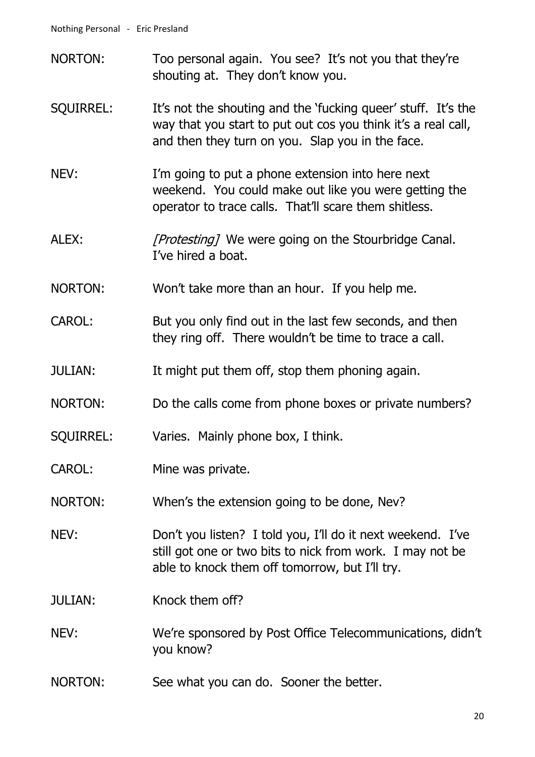NORTON: Too personal again. You see? It's not you that they're shouting at. They don't know you.

SQUIRREL: It's not the shouting and the 'fucking queer' stuff. It's the way that you start to put out cos you think it's a real call, and then they turn on you. Slap you in the face.

NEV: I'm going to put a phone extension into here next weekend. You could make out like you were getting the operator to trace calls. That'll scare them shitless.

ALEX: *[Protesting]* We were going on the Stourbridge Canal. I've hired a boat.

NORTON: Won't take more than an hour. If you help me.

CAROL: But you only find out in the last few seconds, and then they ring off. There wouldn't be time to trace a call.

JULIAN: It might put them off, stop them phoning again.

NORTON: Do the calls come from phone boxes or private numbers?

SQUIRREL: Varies. Mainly phone box, I think.

CAROL: Mine was private.

NORTON: When's the extension going to be done, Nev?

NEV: Don't you listen? I told you, I'll do it next weekend. I've still got one or two bits to nick from work. I may not be able to knock them off tomorrow, but I'll try.

JULIAN: Knock them off?

NEV: We're sponsored by Post Office Telecommunications, didn't you know?

NORTON: See what you can do. Sooner the better.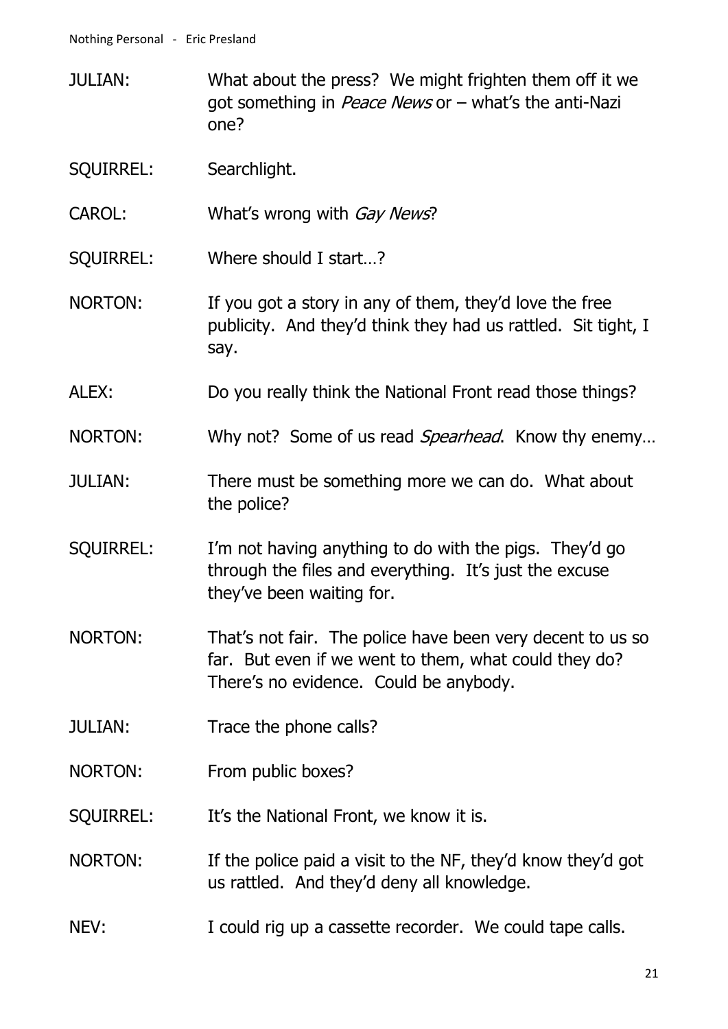JULIAN: What about the press? We might frighten them off it we got something in *Peace News* or – what's the anti-Nazi one?

SQUIRREL: Searchlight.

CAROL: What's wrong with *Gay News*?

SQUIRREL: Where should I start…?

NORTON: If you got a story in any of them, they'd love the free publicity. And they'd think they had us rattled. Sit tight, I say.

ALEX: Do you really think the National Front read those things?

NORTON: Why not? Some of us read *Spearhead*. Know thy enemy…

JULIAN: There must be something more we can do. What about the police?

SQUIRREL: I'm not having anything to do with the pigs. They'd go through the files and everything. It's just the excuse they've been waiting for.

NORTON: That's not fair. The police have been very decent to us so far. But even if we went to them, what could they do? There's no evidence. Could be anybody.

JULIAN: Trace the phone calls?

NORTON: From public boxes?

SQUIRREL: It's the National Front, we know it is.

NORTON: If the police paid a visit to the NF, they'd know they'd got us rattled. And they'd deny all knowledge.

NEV: I could rig up a cassette recorder. We could tape calls.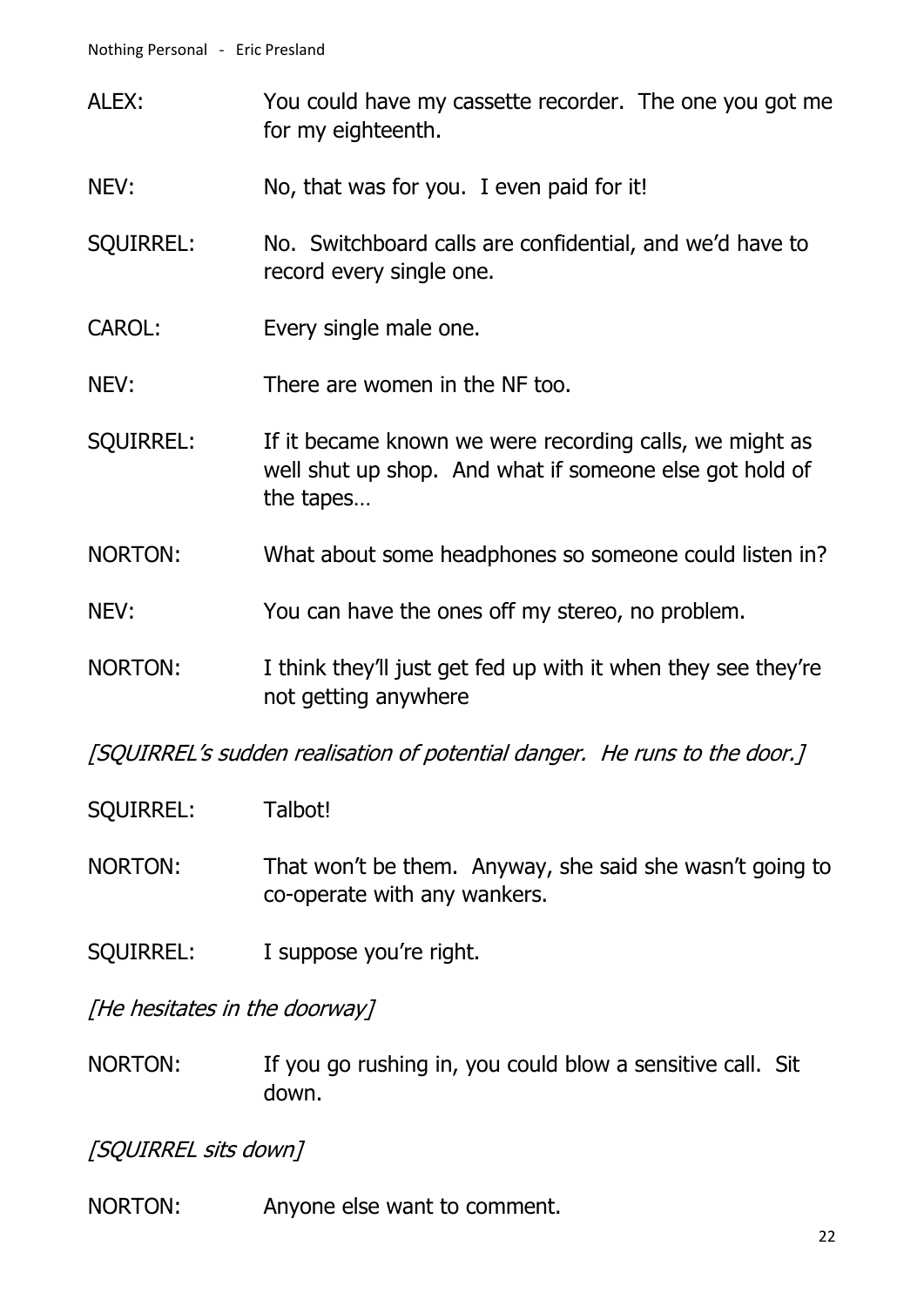ALEX: You could have my cassette recorder. The one you got me for my eighteenth.

NEV: No, that was for you. I even paid for it!

SQUIRREL: No. Switchboard calls are confidential, and we'd have to record every single one.

CAROL: Every single male one.

NEV: There are women in the NF too.

SQUIRREL: If it became known we were recording calls, we might as well shut up shop. And what if someone else got hold of the tapes…

NORTON: What about some headphones so someone could listen in?

NEV: You can have the ones off my stereo, no problem.

NORTON: I think they'll just get fed up with it when they see they're not getting anywhere

*[SQUIRREL's sudden realisation of potential danger. He runs to the door.]*

SQUIRREL: Talbot!

NORTON: That won't be them. Anyway, she said she wasn't going to co-operate with any wankers.

SQUIRREL: I suppose you're right.

*[He hesitates in the doorway]*

NORTON: If you go rushing in, you could blow a sensitive call. Sit down.

*[SQUIRREL sits down]*

NORTON: Anyone else want to comment.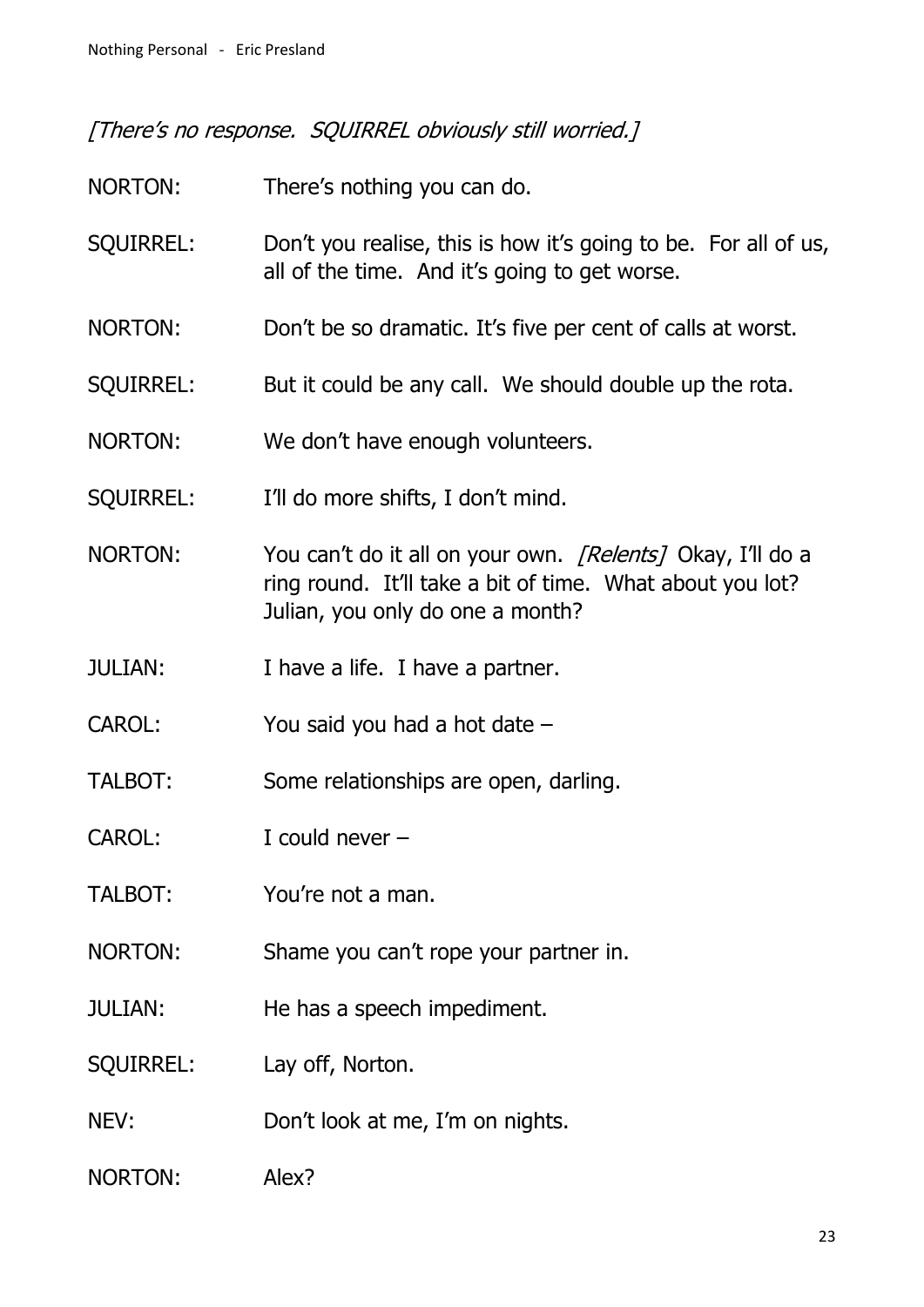*[There's no response. SQUIRREL obviously still worried.]*

NORTON: There's nothing you can do.

SQUIRREL: Don't you realise, this is how it's going to be. For all of us, all of the time. And it's going to get worse.

NORTON: Don't be so dramatic. It's five per cent of calls at worst.

SQUIRREL: But it could be any call. We should double up the rota.

NORTON: We don't have enough volunteers.

SQUIRREL: I'll do more shifts, I don't mind.

NORTON: You can't do it all on your own. *[Relents]* Okay, I'll do a ring round. It'll take a bit of time. What about you lot? Julian, you only do one a month?

JULIAN: I have a life. I have a partner.

CAROL: You said you had a hot date –

TALBOT: Some relationships are open, darling.

CAROL: I could never –

TALBOT: You're not a man.

NORTON: Shame you can't rope your partner in.

JULIAN: He has a speech impediment.

SQUIRREL: Lay off, Norton.

NEV: Don't look at me, I'm on nights.

NORTON: Alex?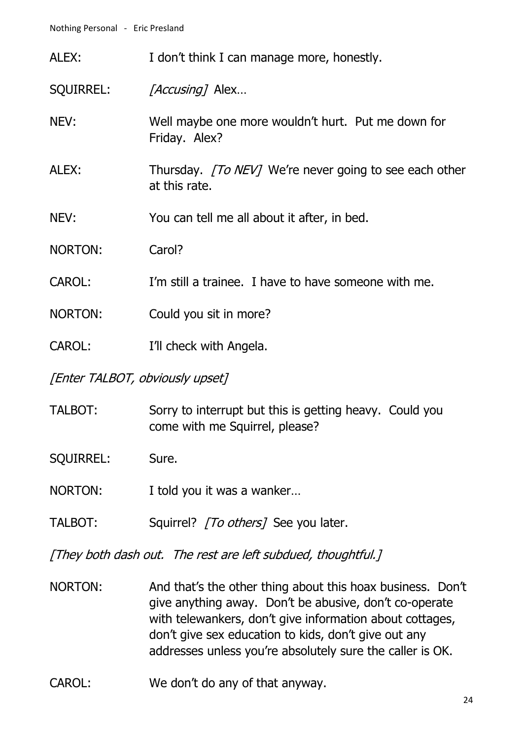ALEX: I don't think I can manage more, honestly.

SQUIRREL: *[Accusing]* Alex…

NEV: Well maybe one more wouldn't hurt. Put me down for Friday. Alex?

ALEX: Thursday. *[To NEV]* We're never going to see each other at this rate.

NEV: You can tell me all about it after, in bed.

NORTON: Carol?

CAROL: I'm still a trainee. I have to have someone with me.

NORTON: Could you sit in more?

CAROL: I'll check with Angela.

*[Enter TALBOT, obviously upset]*

TALBOT: Sorry to interrupt but this is getting heavy. Could you come with me Squirrel, please?

SQUIRREL: Sure.

NORTON: I told you it was a wanker…

TALBOT: Squirrel? *[To others]* See you later.

*[They both dash out. The rest are left subdued, thoughtful.]*

NORTON: And that's the other thing about this hoax business. Don't give anything away. Don't be abusive, don't co-operate with telewankers, don't give information about cottages, don't give sex education to kids, don't give out any addresses unless you're absolutely sure the caller is OK.

CAROL: We don't do any of that anyway.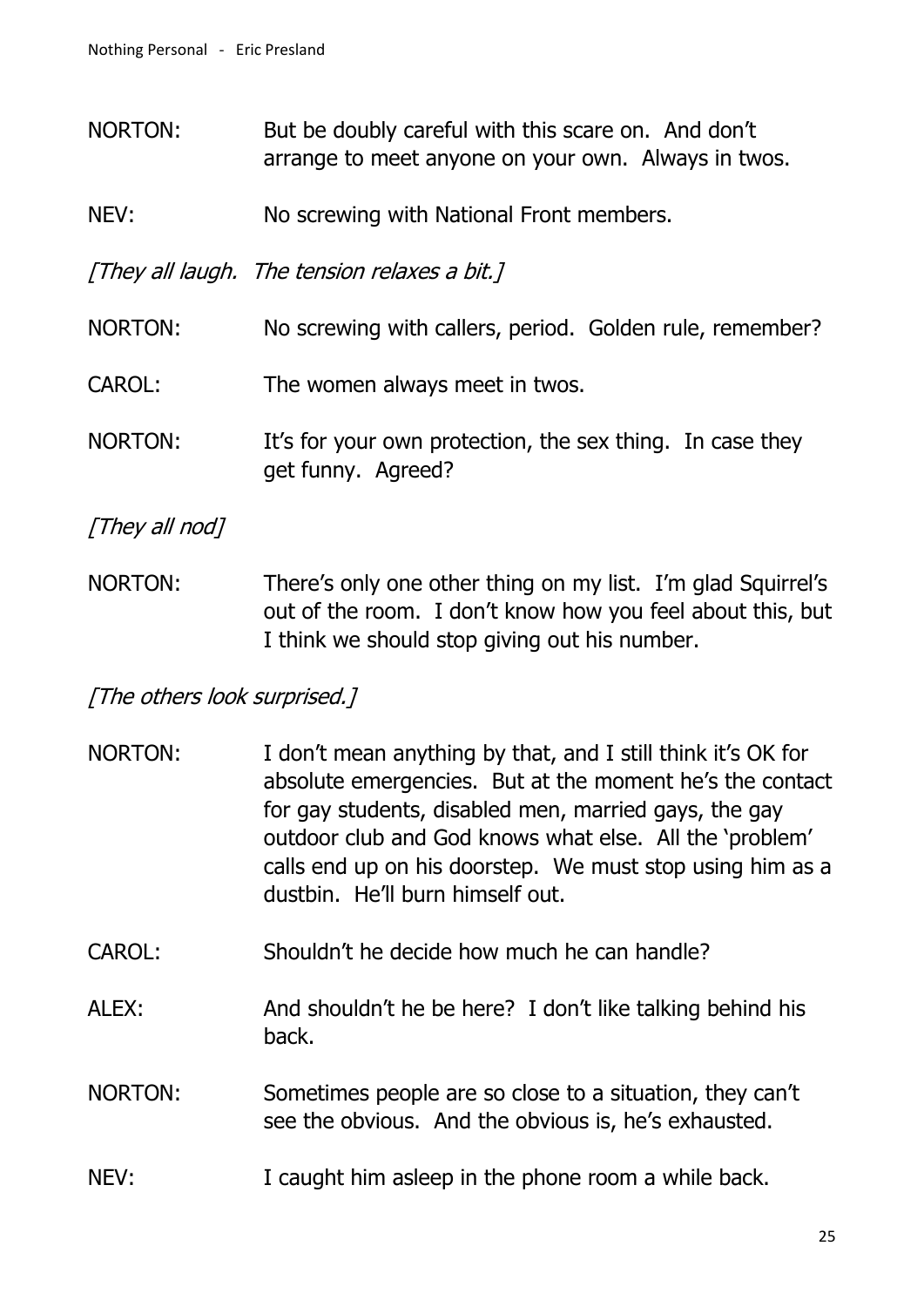NORTON: But be doubly careful with this scare on. And don't arrange to meet anyone on your own. Always in twos.

NEV: No screwing with National Front members.

*[They all laugh. The tension relaxes a bit.]*

NORTON: No screwing with callers, period. Golden rule, remember?

CAROL: The women always meet in twos.

NORTON: It's for your own protection, the sex thing. In case they get funny. Agreed?

*[They all nod]*

NORTON: There's only one other thing on my list. I'm glad Squirrel's out of the room. I don't know how you feel about this, but I think we should stop giving out his number.

*[The others look surprised.]*

NORTON: I don't mean anything by that, and I still think it's OK for absolute emergencies. But at the moment he's the contact for gay students, disabled men, married gays, the gay outdoor club and God knows what else. All the 'problem' calls end up on his doorstep. We must stop using him as a dustbin. He'll burn himself out.

CAROL: Shouldn't he decide how much he can handle?

ALEX: And shouldn't he be here? I don't like talking behind his back.

NORTON: Sometimes people are so close to a situation, they can't see the obvious. And the obvious is, he's exhausted.

NEV: I caught him asleep in the phone room a while back.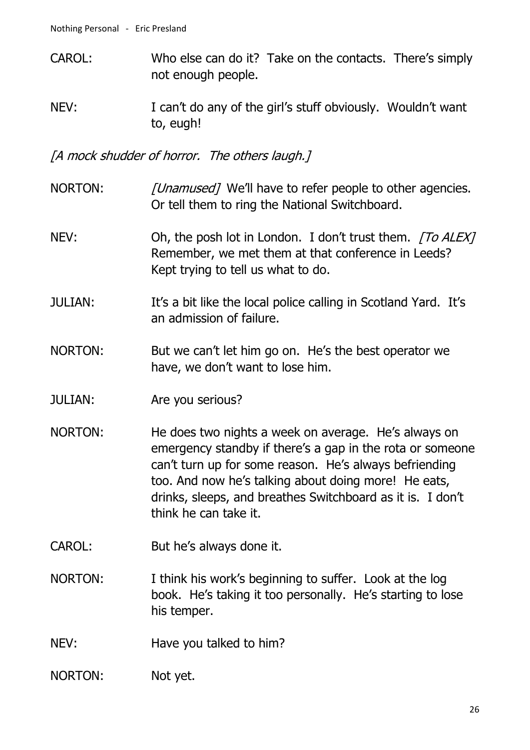CAROL: Who else can do it? Take on the contacts. There's simply not enough people.

NEV: I can't do any of the girl's stuff obviously. Wouldn't want to, eugh!

*[A mock shudder of horror. The others laugh.]*

NORTON: *[Unamused]* We'll have to refer people to other agencies. Or tell them to ring the National Switchboard.

NEV: Oh, the posh lot in London. I don't trust them. *[To ALEX]* Remember, we met them at that conference in Leeds? Kept trying to tell us what to do.

JULIAN: It's a bit like the local police calling in Scotland Yard. It's an admission of failure.

NORTON: But we can't let him go on. He's the best operator we have, we don't want to lose him.

JULIAN: Are you serious?

NORTON: He does two nights a week on average. He's always on emergency standby if there's a gap in the rota or someone can't turn up for some reason. He's always befriending too. And now he's talking about doing more! He eats, drinks, sleeps, and breathes Switchboard as it is. I don't think he can take it.

CAROL: But he's always done it.

NORTON: I think his work's beginning to suffer. Look at the log book. He's taking it too personally. He's starting to lose his temper.

NEV: Have you talked to him?

NORTON: Not yet.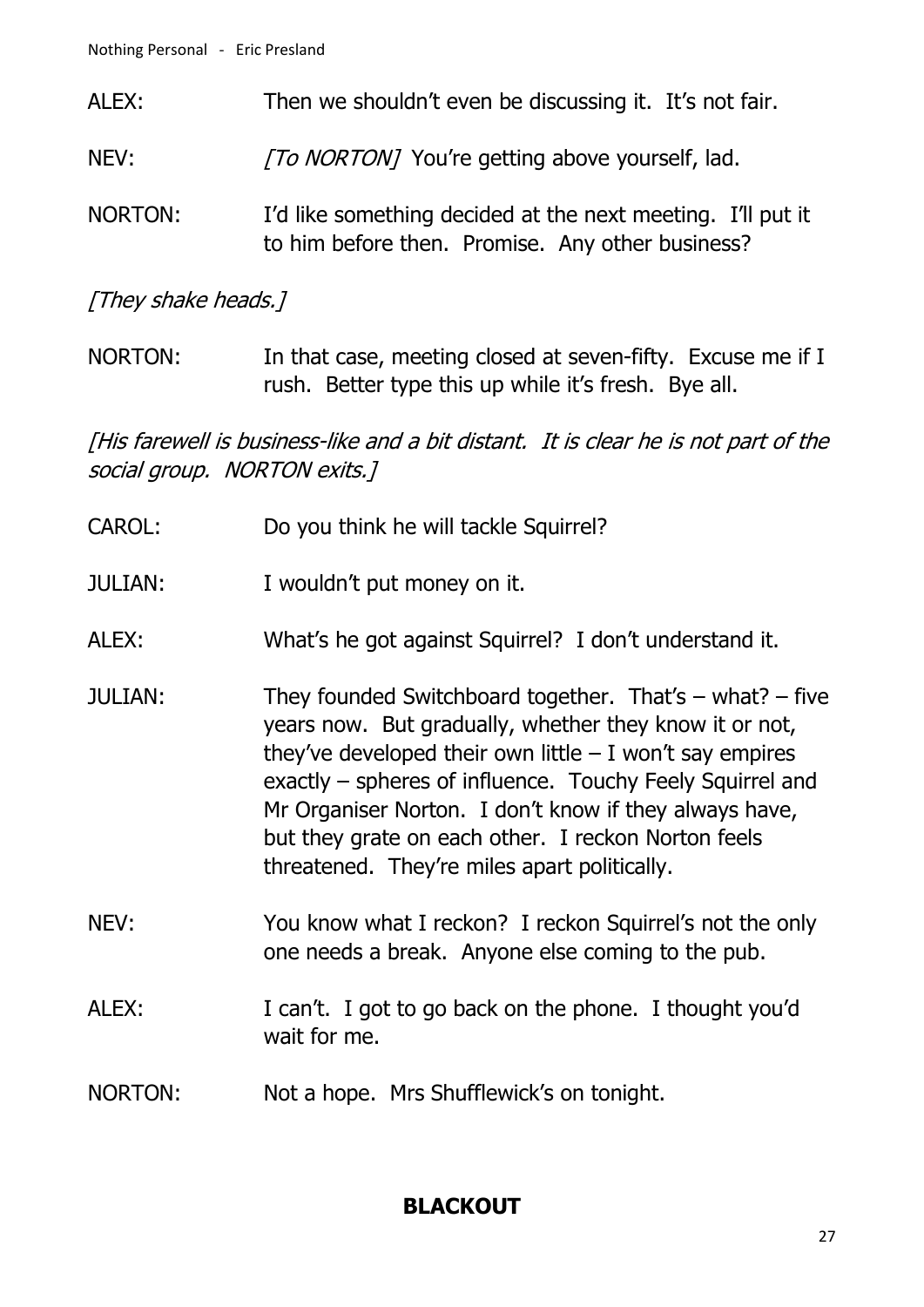ALEX: Then we shouldn't even be discussing it. It's not fair.

NEV: *[To NORTON]* You're getting above yourself, lad.

NORTON: I'd like something decided at the next meeting. I'll put it to him before then. Promise. Any other business?

*[They shake heads.]*

NORTON: In that case, meeting closed at seven-fifty. Excuse me if I rush. Better type this up while it's fresh. Bye all.

*[His farewell is business-like and a bit distant. It is clear he is not part of the social group. NORTON exits.]*

CAROL: Do you think he will tackle Squirrel?

JULIAN: I wouldn't put money on it.

ALEX: What's he got against Squirrel? I don't understand it.

JULIAN: They founded Switchboard together. That's – what? – five years now. But gradually, whether they know it or not, they've developed their own little – I won't say empires exactly – spheres of influence. Touchy Feely Squirrel and Mr Organiser Norton. I don't know if they always have, but they grate on each other. I reckon Norton feels threatened. They're miles apart politically.

NEV: You know what I reckon? I reckon Squirrel's not the only one needs a break. Anyone else coming to the pub.

ALEX: I can't. I got to go back on the phone. I thought you'd wait for me.

NORTON: Not a hope. Mrs Shufflewick's on tonight.

**BLACKOUT**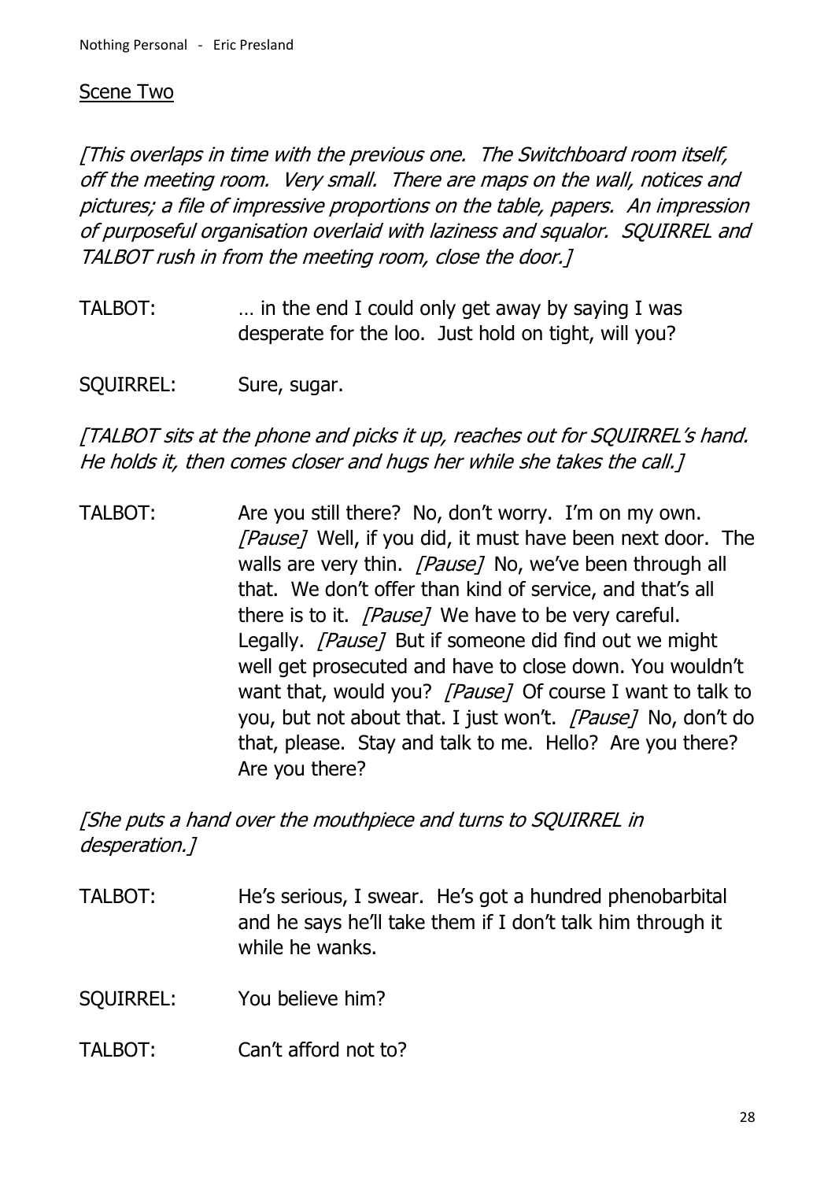## Scene Two

*[This overlaps in time with the previous one. The Switchboard room itself, off the meeting room. Very small. There are maps on the wall, notices and pictures; a file of impressive proportions on the table, papers. An impression of purposeful organisation overlaid with laziness and squalor. SQUIRREL and TALBOT rush in from the meeting room, close the door.]*

TALBOT: … in the end I could only get away by saying I was desperate for the loo. Just hold on tight, will you?

SQUIRREL: Sure, sugar.

*[TALBOT sits at the phone and picks it up, reaches out for SQUIRREL's hand. He holds it, then comes closer and hugs her while she takes the call.]*

TALBOT: Are you still there? No, don't worry. I'm on my own. *[Pause]* Well, if you did, it must have been next door. The walls are very thin. *[Pause]* No, we've been through all that. We don't offer than kind of service, and that's all there is to it. *[Pause]* We have to be very careful. Legally. *[Pause]* But if someone did find out we might well get prosecuted and have to close down. You wouldn't want that, would you? *[Pause]* Of course I want to talk to you, but not about that. I just won't. *[Pause]* No, don't do that, please. Stay and talk to me. Hello? Are you there? Are you there?

*[She puts a hand over the mouthpiece and turns to SQUIRREL in desperation.]*

TALBOT: He's serious, I swear. He's got a hundred phenobarbital and he says he'll take them if I don't talk him through it while he wanks.

SQUIRREL: You believe him?

TALBOT: Can't afford not to?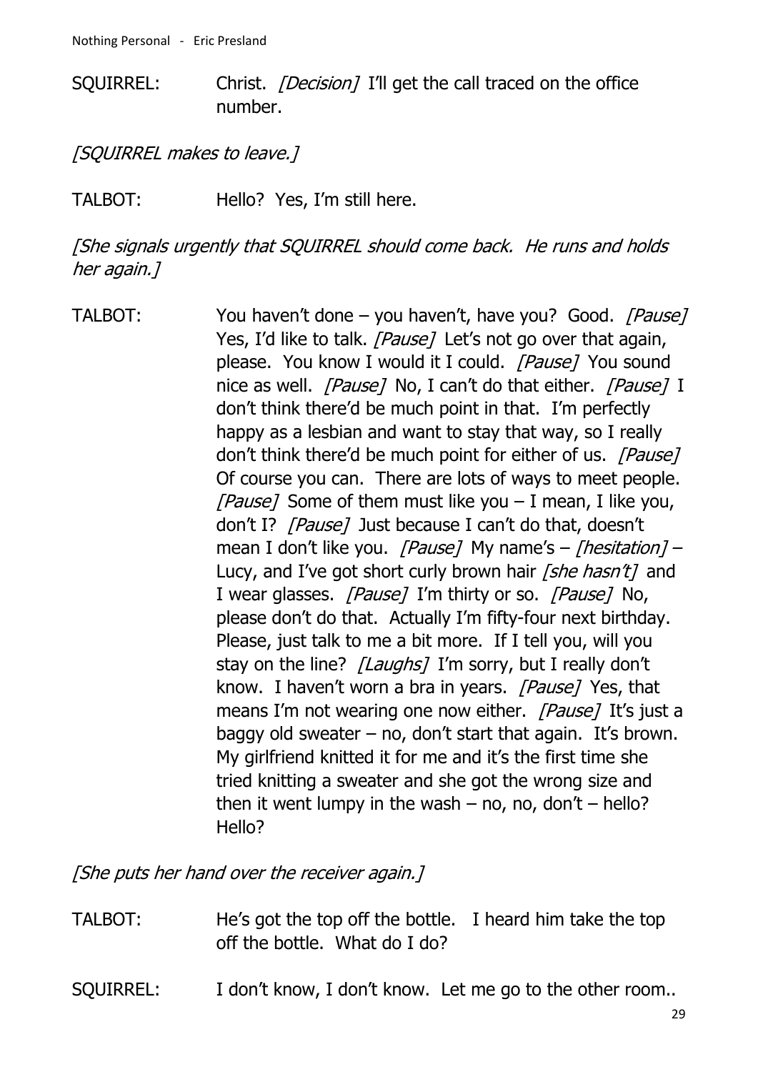SQUIRREL: Christ. *[Decision]* I'll get the call traced on the office number.

*[SQUIRREL makes to leave.]*

TALBOT: Hello? Yes, I'm still here.

*[She signals urgently that SQUIRREL should come back. He runs and holds her again.]*

TALBOT: You haven't done – you haven't, have you? Good. *[Pause]* Yes, I'd like to talk. *[Pause]* Let's not go over that again, please. You know I would it I could. *[Pause]* You sound nice as well. *[Pause]* No, I can't do that either. *[Pause]* I don't think there'd be much point in that. I'm perfectly happy as a lesbian and want to stay that way, so I really don't think there'd be much point for either of us. *[Pause]* Of course you can. There are lots of ways to meet people. *[Pause]* Some of them must like you – I mean, I like you, don't I? *[Pause]* Just because I can't do that, doesn't mean I don't like you. *[Pause]* My name's – *[hesitation]* – Lucy, and I've got short curly brown hair *[she hasn't]* and I wear glasses. *[Pause]* I'm thirty or so. *[Pause]* No, please don't do that. Actually I'm fifty-four next birthday. Please, just talk to me a bit more. If I tell you, will you stay on the line? *[Laughs]* I'm sorry, but I really don't know. I haven't worn a bra in years. *[Pause]* Yes, that means I'm not wearing one now either. *[Pause]* It's just a baggy old sweater – no, don't start that again. It's brown. My girlfriend knitted it for me and it's the first time she tried knitting a sweater and she got the wrong size and then it went lumpy in the wash – no, no, don't – hello? Hello?

*[She puts her hand over the receiver again.]*

TALBOT: He's got the top off the bottle. I heard him take the top off the bottle. What do I do?

SQUIRREL: I don't know, I don't know. Let me go to the other room..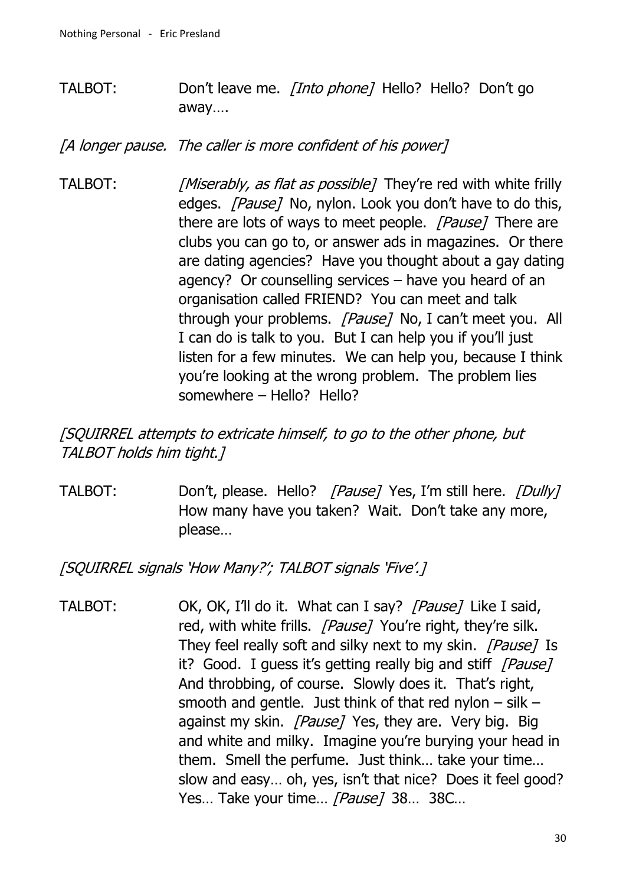TALBOT: Don't leave me. *[Into phone]* Hello? Hello? Don't go away….

*[A longer pause. The caller is more confident of his power]*

TALBOT: *[Miserably, as flat as possible]* They're red with white frilly edges. *[Pause]* No, nylon. Look you don't have to do this, there are lots of ways to meet people. *[Pause]* There are clubs you can go to, or answer ads in magazines. Or there are dating agencies? Have you thought about a gay dating agency? Or counselling services – have you heard of an organisation called FRIEND? You can meet and talk through your problems. *[Pause]* No, I can't meet you. All I can do is talk to you. But I can help you if you'll just listen for a few minutes. We can help you, because I think you're looking at the wrong problem. The problem lies somewhere – Hello? Hello?

*[SQUIRREL attempts to extricate himself, to go to the other phone, but TALBOT holds him tight.]*

TALBOT: Don't, please. Hello? *[Pause]* Yes, I'm still here. *[Dully]* How many have you taken? Wait. Don't take any more, please…

*[SQUIRREL signals 'How Many?'; TALBOT signals 'Five'.]*

TALBOT: OK, OK, I'll do it. What can I say? *[Pause]* Like I said, red, with white frills. *[Pause]* You're right, they're silk. They feel really soft and silky next to my skin. *[Pause]* Is it? Good. I guess it's getting really big and stiff *[Pause]* And throbbing, of course. Slowly does it. That's right, smooth and gentle. Just think of that red nylon – silk – against my skin. *[Pause]* Yes, they are. Very big. Big and white and milky. Imagine you're burying your head in them. Smell the perfume. Just think… take your time… slow and easy… oh, yes, isn't that nice? Does it feel good? Yes… Take your time… *[Pause]* 38… 38C…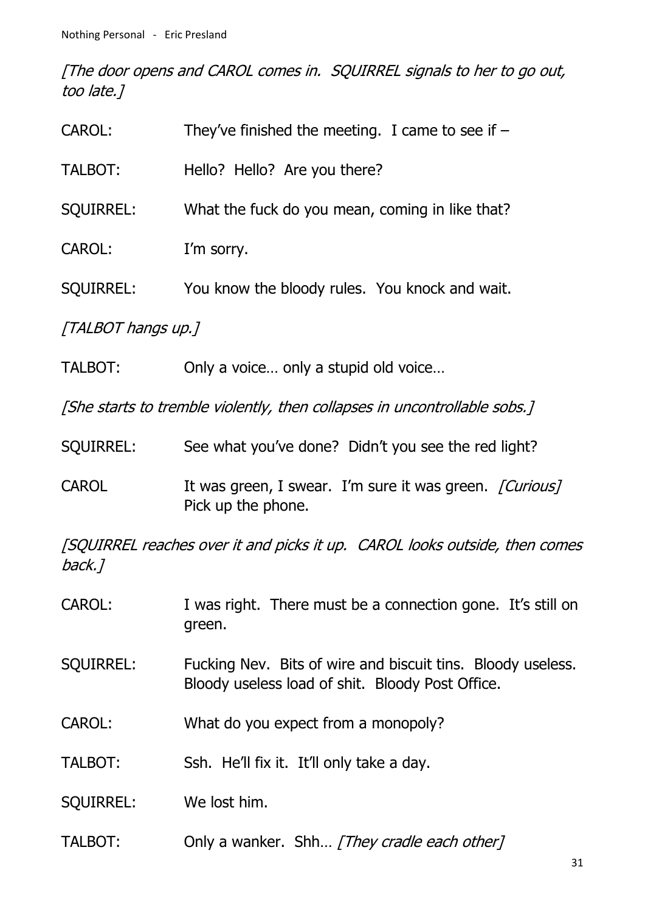*[The door opens and CAROL comes in. SQUIRREL signals to her to go out, too late.]*

CAROL: They've finished the meeting. I came to see if –

TALBOT: Hello? Hello? Are you there?

SQUIRREL: What the fuck do you mean, coming in like that?

CAROL: I'm sorry.

SQUIRREL: You know the bloody rules. You knock and wait.

*[TALBOT hangs up.]*

TALBOT: Only a voice… only a stupid old voice…

*[She starts to tremble violently, then collapses in uncontrollable sobs.]*

SQUIRREL: See what you've done? Didn't you see the red light?

CAROL It was green, I swear. I'm sure it was green. *[Curious]* Pick up the phone.

*[SQUIRREL reaches over it and picks it up. CAROL looks outside, then comes back.]*

CAROL: I was right. There must be a connection gone. It's still on green.

SQUIRREL: Fucking Nev. Bits of wire and biscuit tins. Bloody useless. Bloody useless load of shit. Bloody Post Office.

CAROL: What do you expect from a monopoly?

TALBOT: Ssh. He'll fix it. It'll only take a day.

SQUIRREL: We lost him.

TALBOT: Only a wanker. Shh… *[They cradle each other]*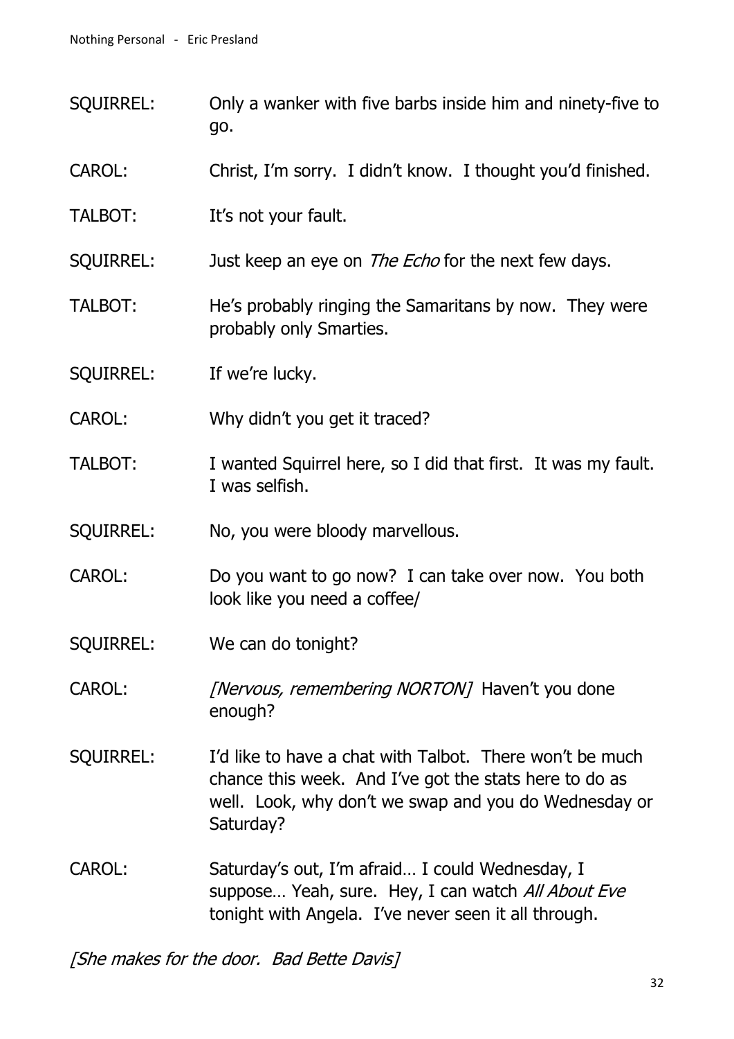SQUIRREL: Only a wanker with five barbs inside him and ninety-five to go.

CAROL: Christ, I'm sorry. I didn't know. I thought you'd finished.

TALBOT: It's not your fault.

SQUIRREL: Just keep an eye on *The Echo* for the next few days.

TALBOT: He's probably ringing the Samaritans by now. They were probably only Smarties.

SQUIRREL: If we're lucky.

CAROL: Why didn't you get it traced?

TALBOT: I wanted Squirrel here, so I did that first. It was my fault. I was selfish.

SQUIRREL: No, you were bloody marvellous.

CAROL: Do you want to go now? I can take over now. You both look like you need a coffee/

SQUIRREL: We can do tonight?

CAROL: *[Nervous, remembering NORTON]* Haven't you done enough?

SQUIRREL: I'd like to have a chat with Talbot. There won't be much chance this week. And I've got the stats here to do as well. Look, why don't we swap and you do Wednesday or Saturday?

CAROL: Saturday's out, I'm afraid… I could Wednesday, I suppose… Yeah, sure. Hey, I can watch *All About Eve* tonight with Angela. I've never seen it all through.

*[She makes for the door. Bad Bette Davis]*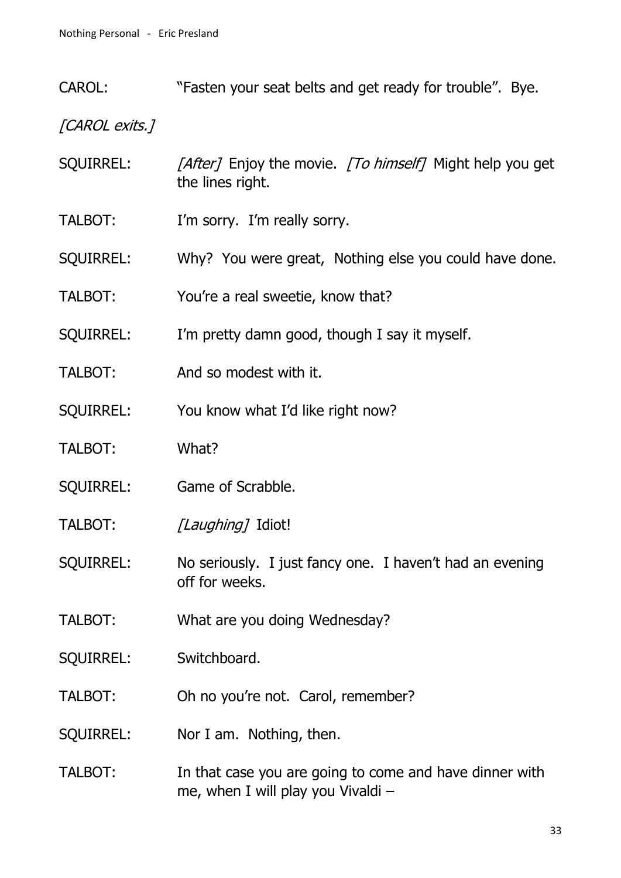CAROL: "Fasten your seat belts and get ready for trouble". Bye.

*[CAROL exits.]*

SQUIRREL: *[After]* Enjoy the movie. *[To himself]* Might help you get the lines right.

TALBOT: I'm sorry. I'm really sorry.

SQUIRREL: Why? You were great, Nothing else you could have done.

TALBOT: You're a real sweetie, know that?

SQUIRREL: I'm pretty damn good, though I say it myself.

TALBOT: And so modest with it.

SQUIRREL: You know what I'd like right now?

TALBOT: What?

SQUIRREL: Game of Scrabble.

TALBOT: *[Laughing]* Idiot!

SQUIRREL: No seriously. I just fancy one. I haven't had an evening off for weeks.

TALBOT: What are you doing Wednesday?

SQUIRREL: Switchboard.

TALBOT: Oh no you're not. Carol, remember?

SQUIRREL: Nor I am. Nothing, then.

TALBOT: In that case you are going to come and have dinner with me, when I will play you Vivaldi –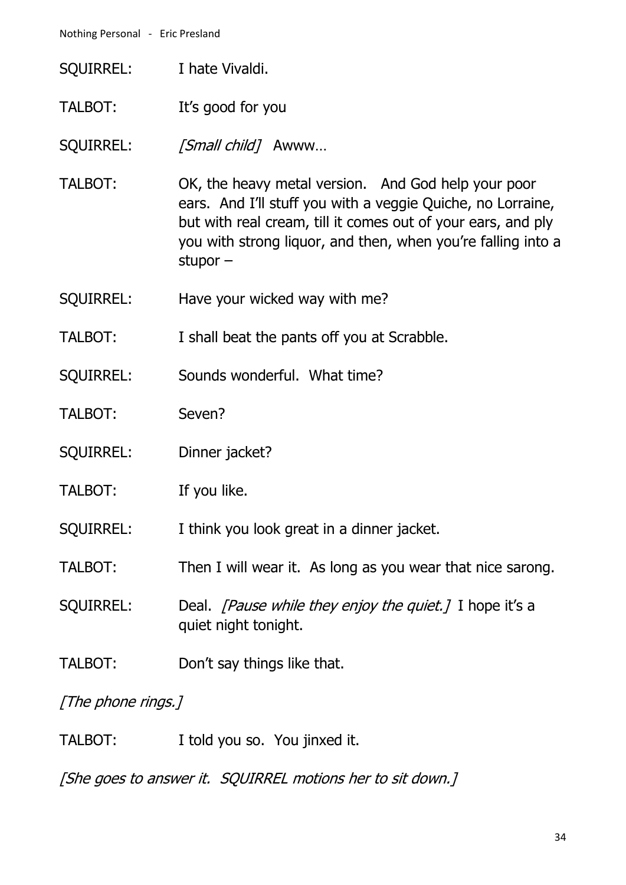SQUIRREL: I hate Vivaldi.

TALBOT: It's good for you

SQUIRREL: *[Small child]* Awww…

TALBOT: OK, the heavy metal version. And God help your poor ears. And I'll stuff you with a veggie Quiche, no Lorraine, but with real cream, till it comes out of your ears, and ply you with strong liquor, and then, when you're falling into a stupor –

SQUIRREL: Have your wicked way with me?

TALBOT: I shall beat the pants off you at Scrabble.

SQUIRREL: Sounds wonderful. What time?

TALBOT: Seven?

SQUIRREL: Dinner jacket?

TALBOT: If you like.

SQUIRREL: I think you look great in a dinner jacket.

TALBOT: Then I will wear it. As long as you wear that nice sarong.

SQUIRREL: Deal. *[Pause while they enjoy the quiet.]* I hope it's a quiet night tonight.

TALBOT: Don't say things like that.

*[The phone rings.]*

TALBOT: I told you so. You jinxed it.

*[She goes to answer it. SQUIRREL motions her to sit down.]*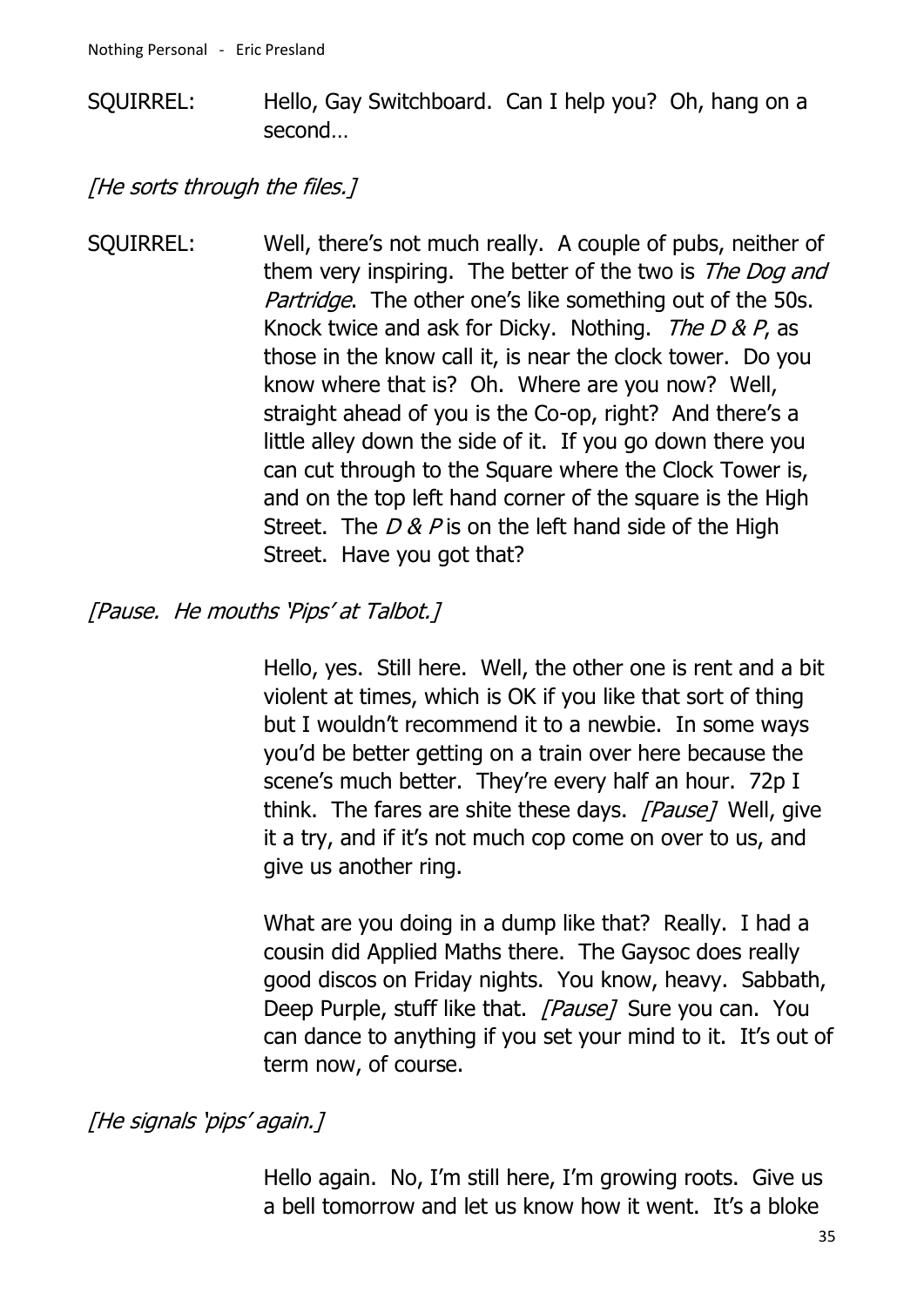SQUIRREL: Hello, Gay Switchboard. Can I help you? Oh, hang on a second…

*[He sorts through the files.]*

SQUIRREL: Well, there's not much really. A couple of pubs, neither of them very inspiring. The better of the two is *The Dog and Partridge*. The other one's like something out of the 50s. Knock twice and ask for Dicky. Nothing. *The D & P*, as those in the know call it, is near the clock tower. Do you know where that is? Oh. Where are you now? Well, straight ahead of you is the Co-op, right? And there's a little alley down the side of it. If you go down there you can cut through to the Square where the Clock Tower is, and on the top left hand corner of the square is the High Street. The *D & P* is on the left hand side of the High Street. Have you got that?

*[Pause. He mouths 'Pips' at Talbot.]*

Hello, yes. Still here. Well, the other one is rent and a bit violent at times, which is OK if you like that sort of thing but I wouldn't recommend it to a newbie. In some ways you'd be better getting on a train over here because the scene's much better. They're every half an hour. 72p I think. The fares are shite these days. *[Pause]* Well, give it a try, and if it's not much cop come on over to us, and give us another ring.

What are you doing in a dump like that? Really. I had a cousin did Applied Maths there. The Gaysoc does really good discos on Friday nights. You know, heavy. Sabbath, Deep Purple, stuff like that. *[Pause]* Sure you can. You can dance to anything if you set your mind to it. It's out of term now, of course.

*[He signals 'pips' again.]*

Hello again. No, I'm still here, I'm growing roots. Give us a bell tomorrow and let us know how it went. It's a bloke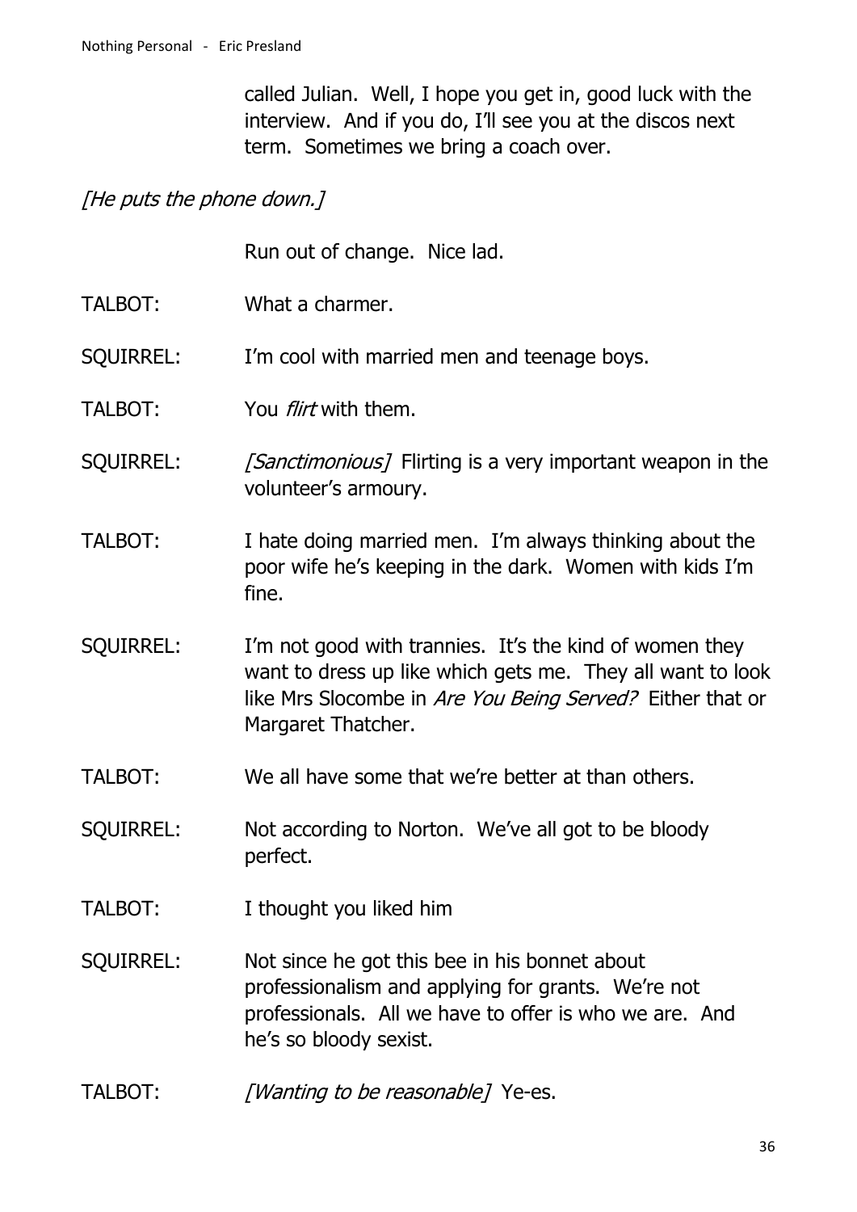called Julian. Well, I hope you get in, good luck with the interview. And if you do, I'll see you at the discos next term. Sometimes we bring a coach over.

*[He puts the phone down.]*

Run out of change. Nice lad.

TALBOT: What a charmer.

SQUIRREL: I'm cool with married men and teenage boys.

TALBOT: You *flirt* with them.

SQUIRREL: *[Sanctimonious]* Flirting is a very important weapon in the volunteer's armoury.

TALBOT: I hate doing married men. I'm always thinking about the poor wife he's keeping in the dark. Women with kids I'm fine.

SQUIRREL: I'm not good with trannies. It's the kind of women they want to dress up like which gets me. They all want to look like Mrs Slocombe in *Are You Being Served?* Either that or Margaret Thatcher.

TALBOT: We all have some that we're better at than others.

SQUIRREL: Not according to Norton. We've all got to be bloody perfect.

TALBOT: I thought you liked him

SQUIRREL: Not since he got this bee in his bonnet about professionalism and applying for grants. We're not professionals. All we have to offer is who we are. And he's so bloody sexist.

TALBOT: *[Wanting to be reasonable]* Ye-es.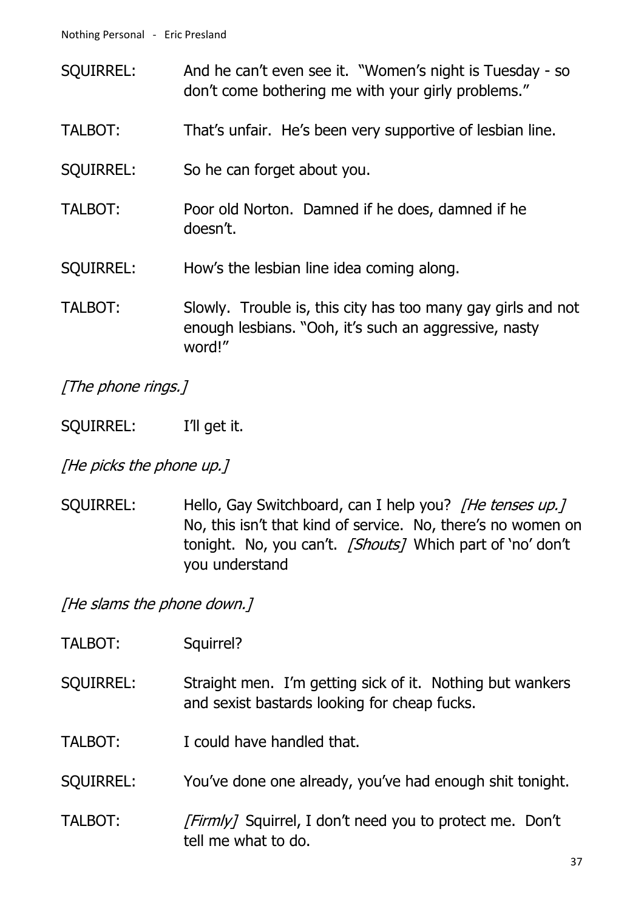SQUIRREL: And he can't even see it. "Women's night is Tuesday - so don't come bothering me with your girly problems."

TALBOT: That's unfair. He's been very supportive of lesbian line.

SQUIRREL: So he can forget about you.

TALBOT: Poor old Norton. Damned if he does, damned if he doesn't.

SQUIRREL: How's the lesbian line idea coming along.

TALBOT: Slowly. Trouble is, this city has too many gay girls and not enough lesbians. "Ooh, it's such an aggressive, nasty word!"

*[The phone rings.]*

SQUIRREL: I'll get it.

*[He picks the phone up.]*

SQUIRREL: Hello, Gay Switchboard, can I help you? *[He tenses up.]* No, this isn't that kind of service. No, there's no women on tonight. No, you can't. *[Shouts]* Which part of 'no' don't you understand

*[He slams the phone down.]*

TALBOT: Squirrel?

SQUIRREL: Straight men. I'm getting sick of it. Nothing but wankers and sexist bastards looking for cheap fucks.

TALBOT: I could have handled that.

SQUIRREL: You've done one already, you've had enough shit tonight.

TALBOT: *[Firmly]* Squirrel, I don't need you to protect me. Don't tell me what to do.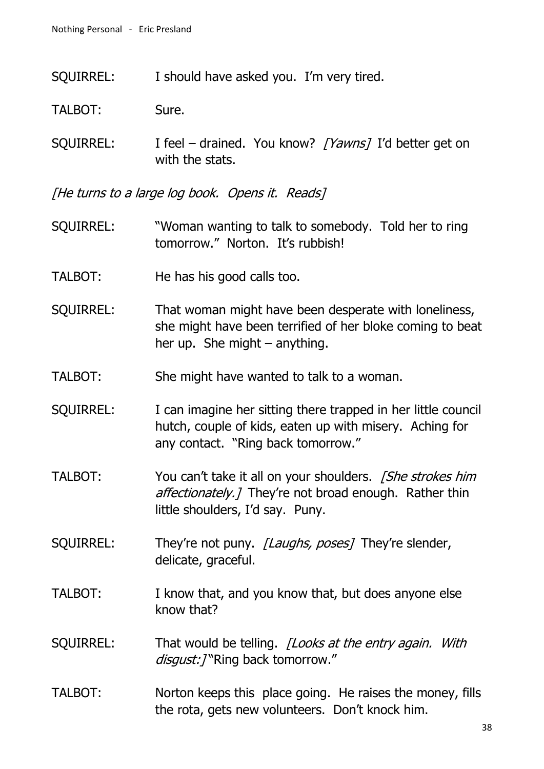SQUIRREL: I should have asked you. I'm very tired.

TALBOT: Sure.

SQUIRREL: I feel – drained. You know? *[Yawns]* I'd better get on with the stats.

*[He turns to a large log book. Opens it. Reads]*

SQUIRREL: "Woman wanting to talk to somebody. Told her to ring tomorrow." Norton. It's rubbish!

TALBOT: He has his good calls too.

SQUIRREL: That woman might have been desperate with loneliness, she might have been terrified of her bloke coming to beat her up. She might – anything.

TALBOT: She might have wanted to talk to a woman.

SQUIRREL: I can imagine her sitting there trapped in her little council hutch, couple of kids, eaten up with misery. Aching for any contact. "Ring back tomorrow."

TALBOT: You can't take it all on your shoulders. *[She strokes him affectionately.]* They're not broad enough. Rather thin little shoulders, I'd say. Puny.

SQUIRREL: They're not puny. *[Laughs, poses]* They're slender, delicate, graceful.

TALBOT: I know that, and you know that, but does anyone else know that?

SQUIRREL: That would be telling. *[Looks at the entry again. With disgust:]* "Ring back tomorrow."

TALBOT: Norton keeps this place going. He raises the money, fills the rota, gets new volunteers. Don't knock him.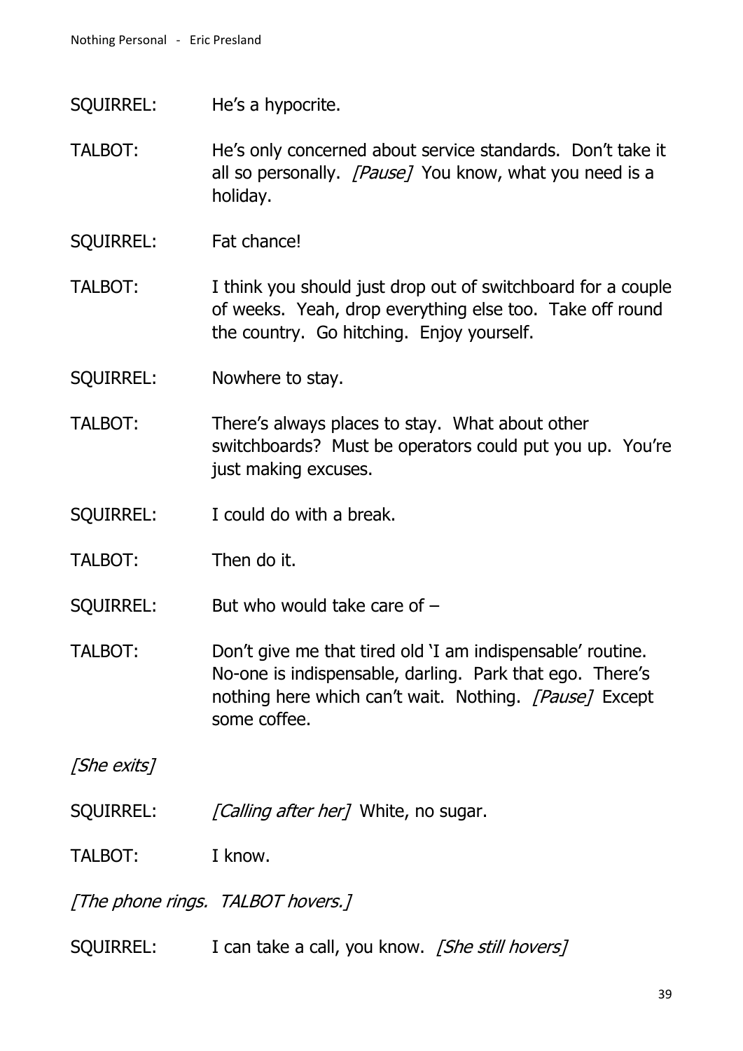SQUIRREL: He's a hypocrite.

TALBOT: He's only concerned about service standards. Don't take it all so personally. *[Pause]* You know, what you need is a holiday.

SQUIRREL: Fat chance!

TALBOT: I think you should just drop out of switchboard for a couple of weeks. Yeah, drop everything else too. Take off round the country. Go hitching. Enjoy yourself.

SQUIRREL: Nowhere to stay.

TALBOT: There's always places to stay. What about other switchboards? Must be operators could put you up. You're just making excuses.

SQUIRREL: I could do with a break.

TALBOT: Then do it.

SQUIRREL: But who would take care of –

TALBOT: Don't give me that tired old 'I am indispensable' routine. No-one is indispensable, darling. Park that ego. There's nothing here which can't wait. Nothing. *[Pause]* Except some coffee.

*[She exits]*

SQUIRREL: *[Calling after her]* White, no sugar.

TALBOT: I know.

*[The phone rings. TALBOT hovers.]*

SQUIRREL: I can take a call, you know. *[She still hovers]*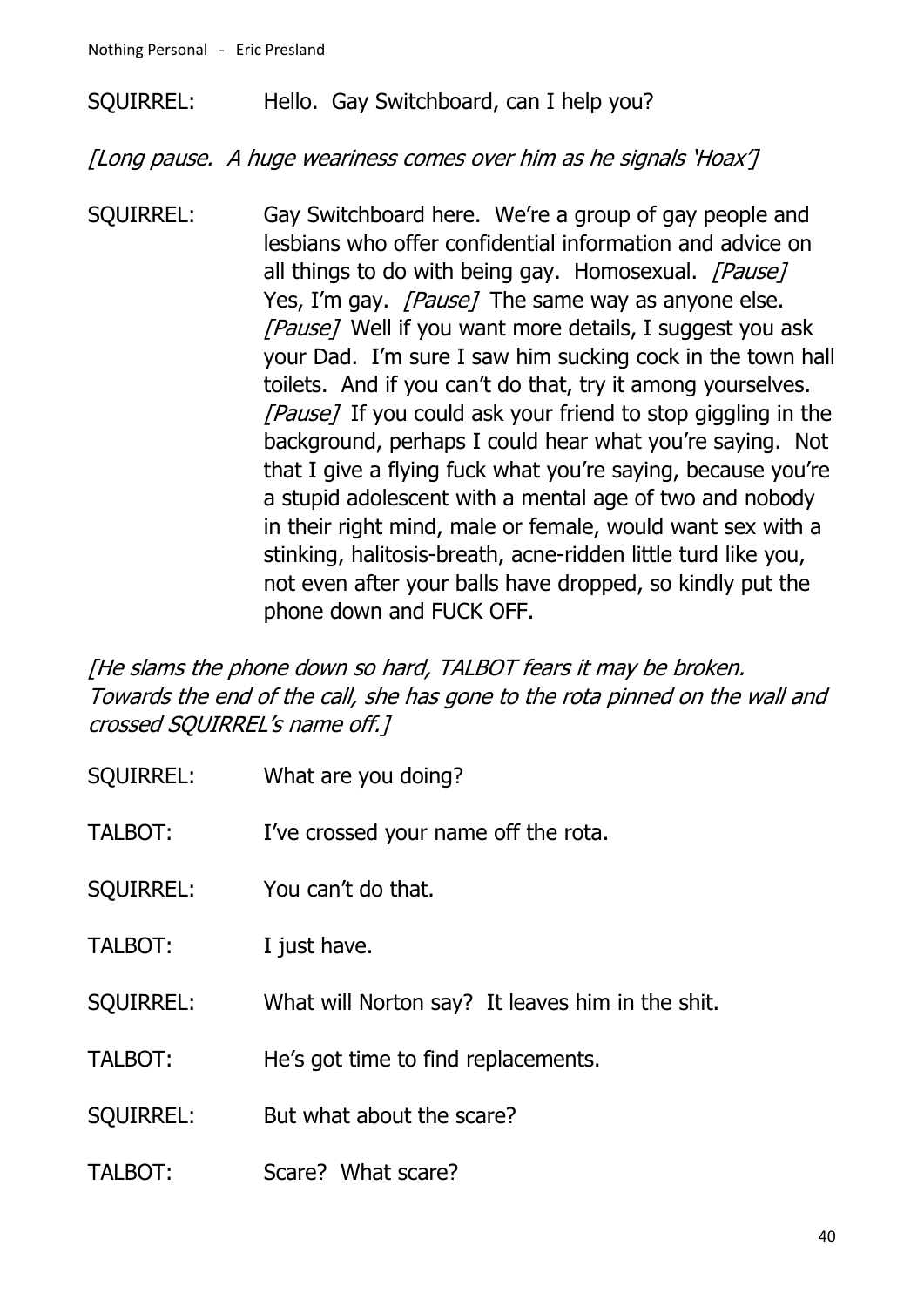SQUIRREL: Hello. Gay Switchboard, can I help you?

*[Long pause. A huge weariness comes over him as he signals 'Hoax']*

SQUIRREL: Gay Switchboard here. We're a group of gay people and lesbians who offer confidential information and advice on all things to do with being gay. Homosexual. *[Pause]* Yes, I'm gay. *[Pause]* The same way as anyone else. *[Pause]* Well if you want more details, I suggest you ask your Dad. I'm sure I saw him sucking cock in the town hall toilets. And if you can't do that, try it among yourselves. *[Pause]* If you could ask your friend to stop giggling in the background, perhaps I could hear what you're saying. Not that I give a flying fuck what you're saying, because you're a stupid adolescent with a mental age of two and nobody in their right mind, male or female, would want sex with a stinking, halitosis-breath, acne-ridden little turd like you, not even after your balls have dropped, so kindly put the phone down and FUCK OFF.

*[He slams the phone down so hard, TALBOT fears it may be broken. Towards the end of the call, she has gone to the rota pinned on the wall and crossed SQUIRREL's name off.]*

SQUIRREL: What are you doing?

TALBOT: I've crossed your name off the rota.

SQUIRREL: You can't do that.

TALBOT: I just have.

SQUIRREL: What will Norton say? It leaves him in the shit.

TALBOT: He's got time to find replacements.

SQUIRREL: But what about the scare?

TALBOT: Scare? What scare?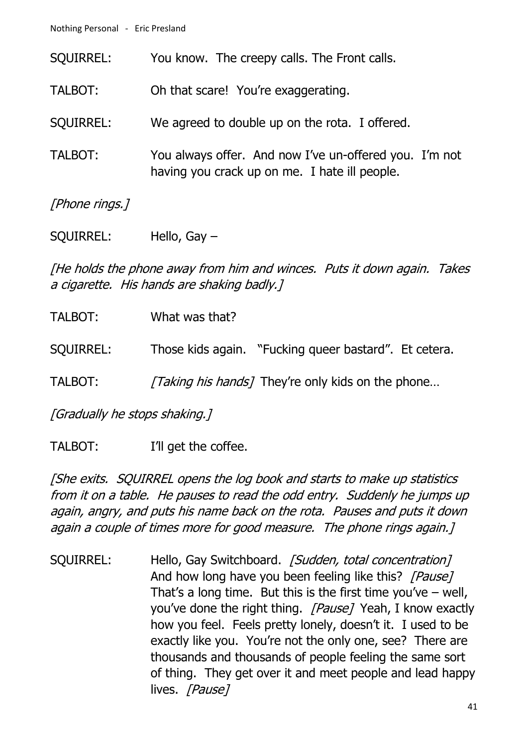SQUIRREL: You know. The creepy calls. The Front calls.

TALBOT: Oh that scare! You're exaggerating.

SQUIRREL: We agreed to double up on the rota. I offered.

TALBOT: You always offer. And now I've un-offered you. I'm not having you crack up on me. I hate ill people.

*[Phone rings.]*

SQUIRREL: Hello, Gay –

*[He holds the phone away from him and winces. Puts it down again. Takes a cigarette. His hands are shaking badly.]*

TALBOT: What was that?

SQUIRREL: Those kids again. "Fucking queer bastard". Et cetera.

TALBOT: *[Taking his hands]* They're only kids on the phone…

*[Gradually he stops shaking.]*

TALBOT: I'll get the coffee.

*[She exits. SQUIRREL opens the log book and starts to make up statistics from it on a table. He pauses to read the odd entry. Suddenly he jumps up again, angry, and puts his name back on the rota. Pauses and puts it down again a couple of times more for good measure. The phone rings again.]*

SQUIRREL: Hello, Gay Switchboard. *[Sudden, total concentration]* And how long have you been feeling like this? *[Pause]* That's a long time. But this is the first time you've – well, you've done the right thing. *[Pause]* Yeah, I know exactly how you feel. Feels pretty lonely, doesn't it. I used to be exactly like you. You're not the only one, see? There are thousands and thousands of people feeling the same sort of thing. They get over it and meet people and lead happy lives. *[Pause]*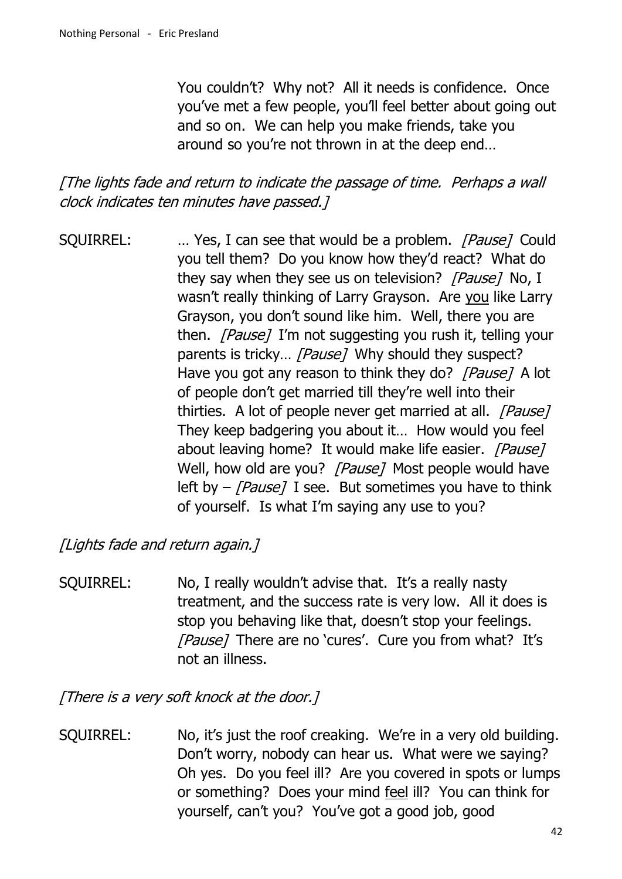You couldn't? Why not? All it needs is confidence. Once you've met a few people, you'll feel better about going out and so on. We can help you make friends, take you around so you're not thrown in at the deep end…

*[The lights fade and return to indicate the passage of time. Perhaps a wall clock indicates ten minutes have passed.]*

SQUIRREL: … Yes, I can see that would be a problem. *[Pause]* Could you tell them? Do you know how they'd react? What do they say when they see us on television? *[Pause]* No, I wasn't really thinking of Larry Grayson. Are <u>you</u> like Larry Grayson, you don't sound like him. Well, there you are then. *[Pause]* I'm not suggesting you rush it, telling your parents is tricky… *[Pause]* Why should they suspect? Have you got any reason to think they do? *[Pause]* A lot of people don't get married till they're well into their thirties. A lot of people never get married at all. *[Pause]* They keep badgering you about it… How would you feel about leaving home? It would make life easier. *[Pause]* Well, how old are you? *[Pause]* Most people would have left by – *[Pause]* I see. But sometimes you have to think of yourself. Is what I'm saying any use to you?

*[Lights fade and return again.]*

SQUIRREL: No, I really wouldn't advise that. It's a really nasty treatment, and the success rate is very low. All it does is stop you behaving like that, doesn't stop your feelings. *[Pause]* There are no 'cures'. Cure you from what? It's not an illness.

*[There is a very soft knock at the door.]*

SQUIRREL: No, it's just the roof creaking. We're in a very old building. Don't worry, nobody can hear us. What were we saying? Oh yes. Do you feel ill? Are you covered in spots or lumps or something? Does your mind <u>feel</u> ill? You can think for yourself, can't you? You've got a good job, good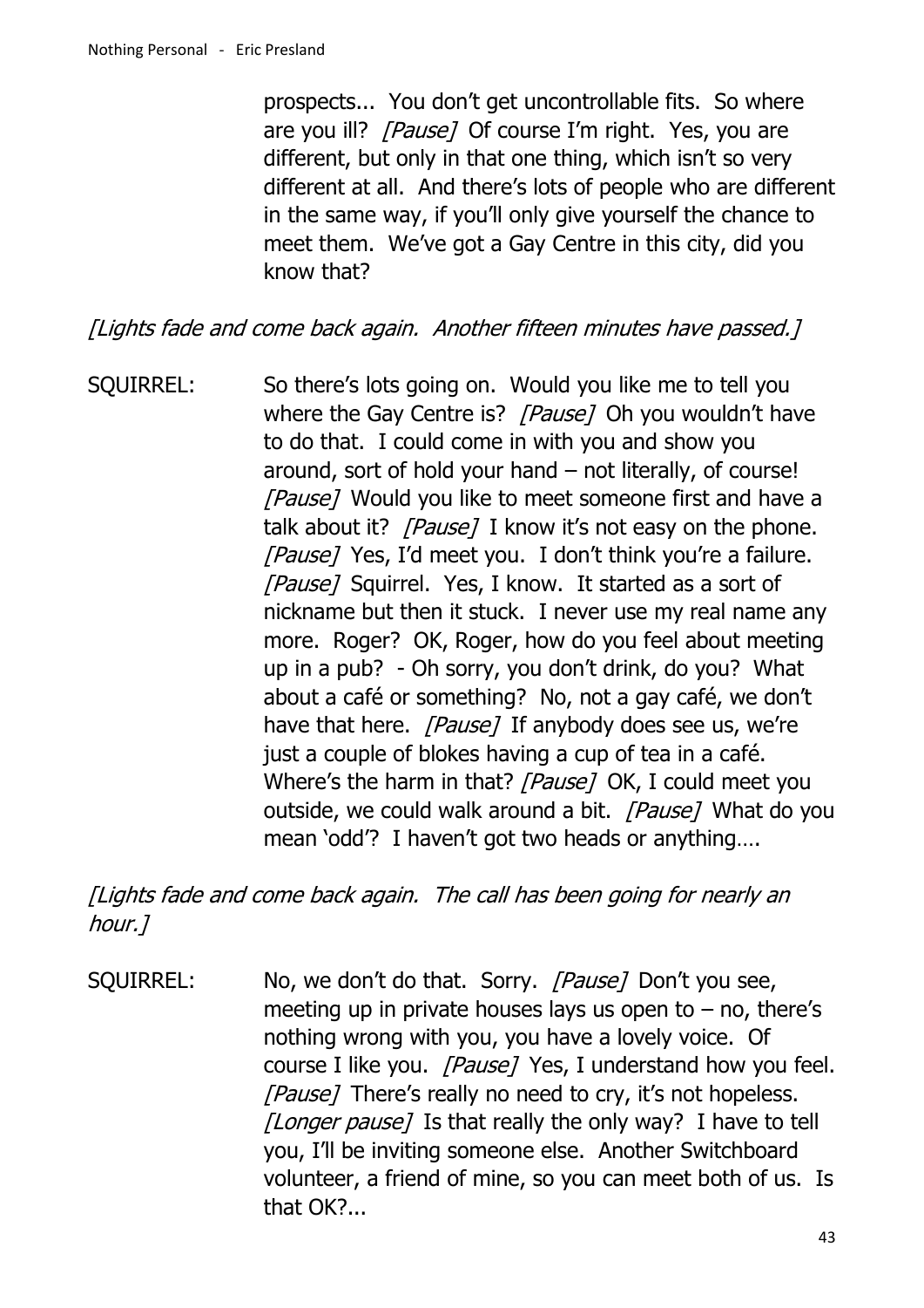prospects... You don't get uncontrollable fits. So where are you ill? *[Pause]* Of course I'm right. Yes, you are different, but only in that one thing, which isn't so very different at all. And there's lots of people who are different in the same way, if you'll only give yourself the chance to meet them. We've got a Gay Centre in this city, did you know that?

*[Lights fade and come back again. Another fifteen minutes have passed.]*

SQUIRREL: So there's lots going on. Would you like me to tell you where the Gay Centre is? *[Pause]* Oh you wouldn't have to do that. I could come in with you and show you around, sort of hold your hand – not literally, of course! *[Pause]* Would you like to meet someone first and have a talk about it? *[Pause]* I know it's not easy on the phone. *[Pause]* Yes, I'd meet you. I don't think you're a failure. *[Pause]* Squirrel. Yes, I know. It started as a sort of nickname but then it stuck. I never use my real name any more. Roger? OK, Roger, how do you feel about meeting up in a pub? - Oh sorry, you don't drink, do you? What about a café or something? No, not a gay café, we don't have that here. *[Pause]* If anybody does see us, we're just a couple of blokes having a cup of tea in a café. Where's the harm in that? *[Pause]* OK, I could meet you outside, we could walk around a bit. *[Pause]* What do you mean 'odd'? I haven't got two heads or anything….

*[Lights fade and come back again. The call has been going for nearly an hour.]*

SQUIRREL: No, we don't do that. Sorry. *[Pause]* Don't you see, meeting up in private houses lays us open to – no, there's nothing wrong with you, you have a lovely voice. Of course I like you. *[Pause]* Yes, I understand how you feel. *[Pause]* There's really no need to cry, it's not hopeless. *[Longer pause]* Is that really the only way? I have to tell you, I'll be inviting someone else. Another Switchboard volunteer, a friend of mine, so you can meet both of us. Is that OK?...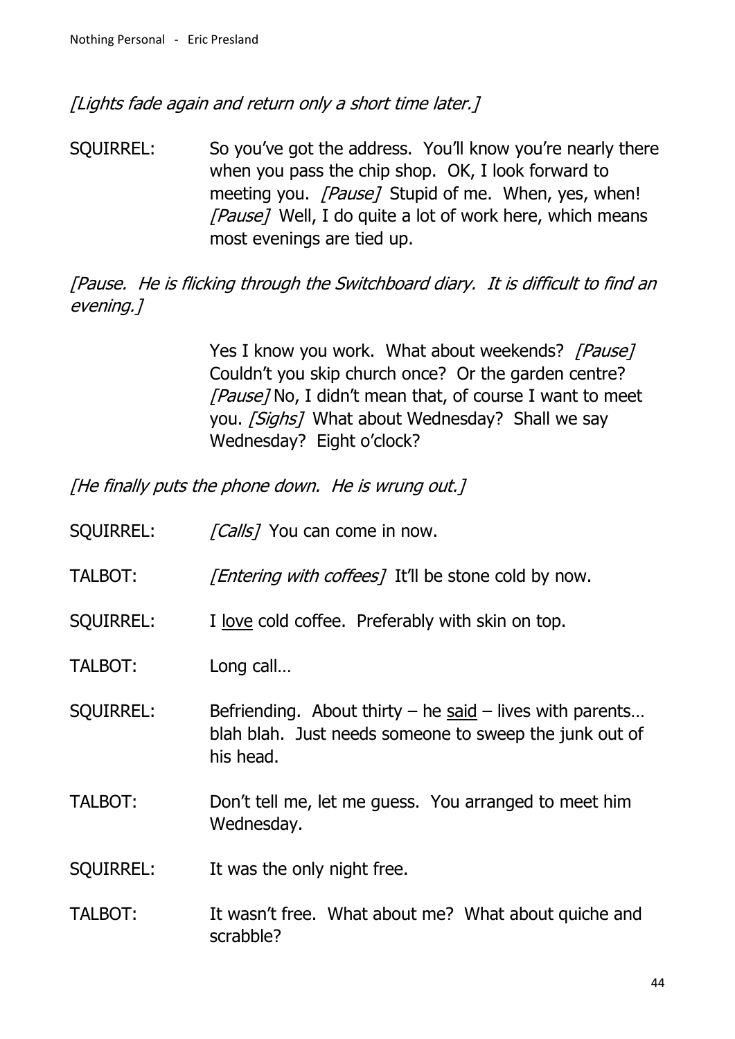*[Lights fade again and return only a short time later.]*

SQUIRREL: So you've got the address. You'll know you're nearly there when you pass the chip shop. OK, I look forward to meeting you. *[Pause]* Stupid of me. When, yes, when! *[Pause]* Well, I do quite a lot of work here, which means most evenings are tied up.

*[Pause. He is flicking through the Switchboard diary. It is difficult to find an evening.]*

Yes I know you work. What about weekends? *[Pause]* Couldn't you skip church once? Or the garden centre? *[Pause]* No, I didn't mean that, of course I want to meet you. *[Sighs]* What about Wednesday? Shall we say Wednesday? Eight o'clock?

*[He finally puts the phone down. He is wrung out.]*

SQUIRREL: *[Calls]* You can come in now.

TALBOT: *[Entering with coffees]* It'll be stone cold by now.

SQUIRREL: I <u>love</u> cold coffee. Preferably with skin on top.

TALBOT: Long call…

SQUIRREL: Befriending. About thirty – he <u>said</u> – lives with parents… blah blah. Just needs someone to sweep the junk out of his head.

TALBOT: Don't tell me, let me guess. You arranged to meet him Wednesday.

SQUIRREL: It was the only night free.

TALBOT: It wasn't free. What about me? What about quiche and scrabble?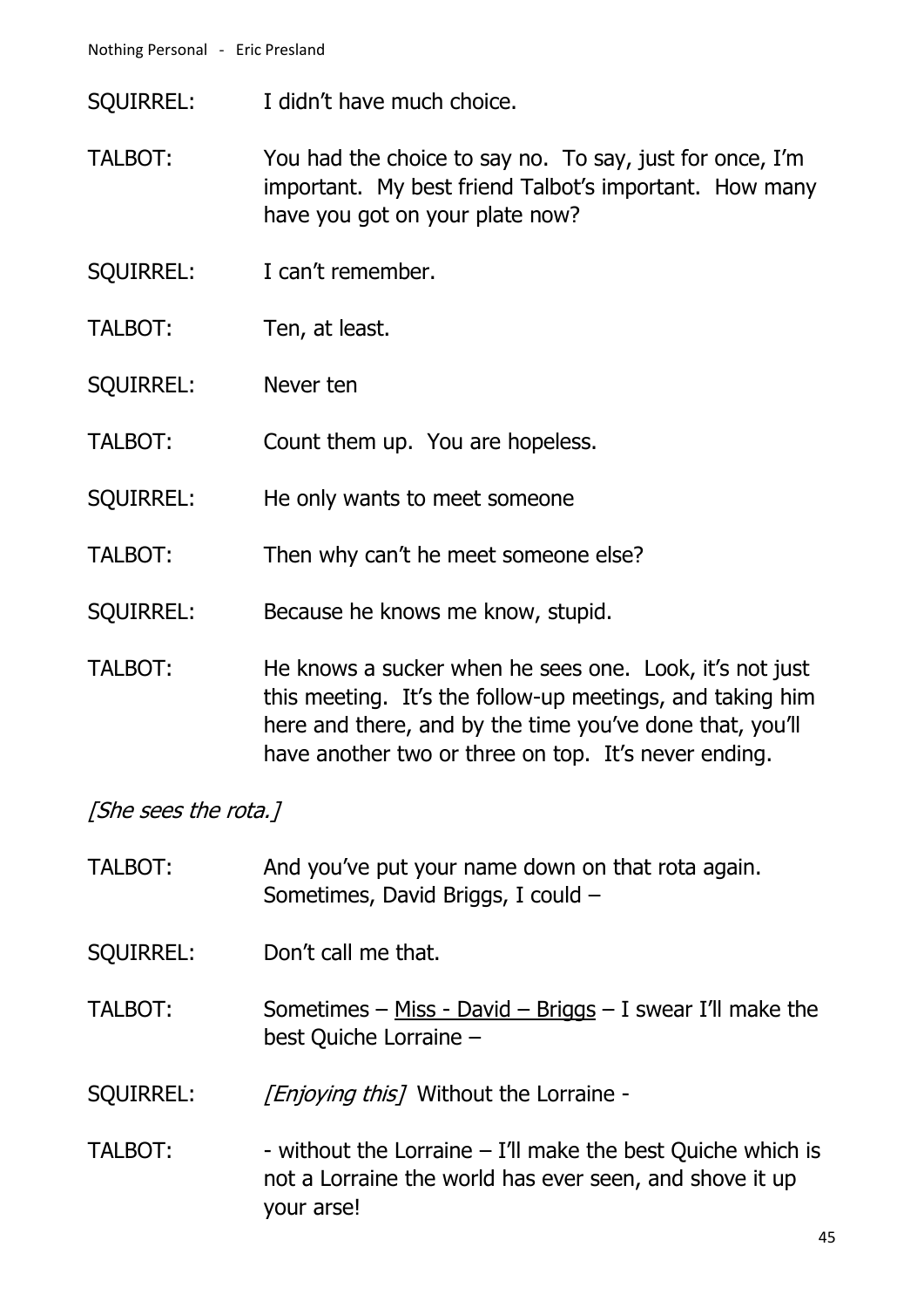SQUIRREL: I didn't have much choice.

TALBOT: You had the choice to say no. To say, just for once, I'm important. My best friend Talbot's important. How many have you got on your plate now?

SQUIRREL: I can't remember.

TALBOT: Ten, at least.

SQUIRREL: Never ten

TALBOT: Count them up. You are hopeless.

SQUIRREL: He only wants to meet someone

TALBOT: Then why can't he meet someone else?

SQUIRREL: Because he knows me know, stupid.

TALBOT: He knows a sucker when he sees one. Look, it's not just this meeting. It's the follow-up meetings, and taking him here and there, and by the time you've done that, you'll have another two or three on top. It's never ending.

*[She sees the rota.]*

TALBOT: And you've put your name down on that rota again. Sometimes, David Briggs, I could –

SQUIRREL: Don't call me that.

TALBOT: Sometimes – <u>Miss - David – Briggs</u> – I swear I'll make the best Quiche Lorraine –

SQUIRREL: *[Enjoying this]* Without the Lorraine -

TALBOT: - without the Lorraine – I'll make the best Quiche which is not a Lorraine the world has ever seen, and shove it up your arse!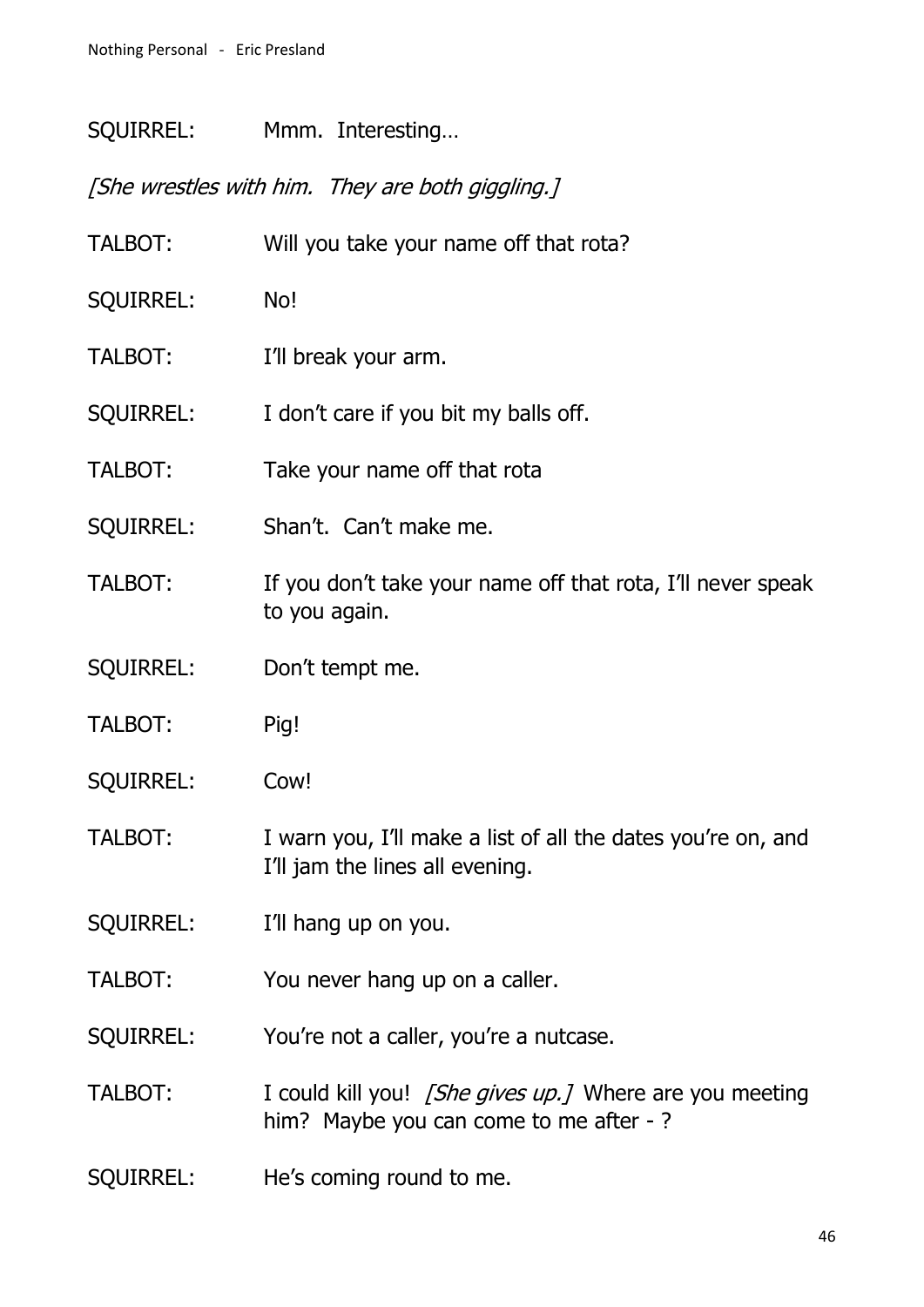SQUIRREL: Mmm. Interesting…

*[She wrestles with him. They are both giggling.]*

TALBOT: Will you take your name off that rota?

SQUIRREL: No!

TALBOT: I'll break your arm.

SQUIRREL: I don't care if you bit my balls off.

TALBOT: Take your name off that rota

SQUIRREL: Shan't. Can't make me.

TALBOT: If you don't take your name off that rota, I'll never speak to you again.

SQUIRREL: Don't tempt me.

TALBOT: Pig!

SQUIRREL: Cow!

TALBOT: I warn you, I'll make a list of all the dates you're on, and I'll jam the lines all evening.

SQUIRREL: I'll hang up on you.

TALBOT: You never hang up on a caller.

SQUIRREL: You're not a caller, you're a nutcase.

TALBOT: I could kill you! *[She gives up.]* Where are you meeting him? Maybe you can come to me after - ?

SQUIRREL: He's coming round to me.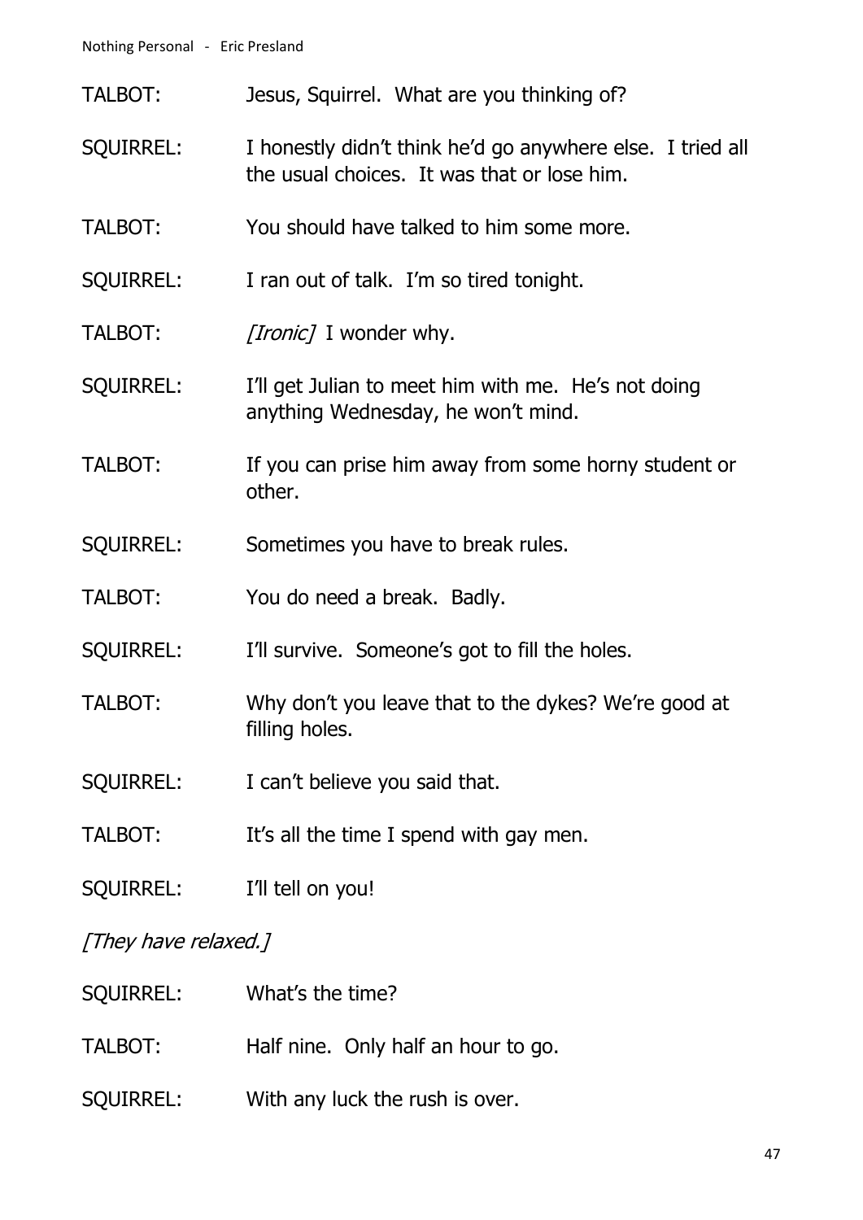TALBOT: Jesus, Squirrel. What are you thinking of?

SQUIRREL: I honestly didn't think he'd go anywhere else. I tried all the usual choices. It was that or lose him.

TALBOT: You should have talked to him some more.

SQUIRREL: I ran out of talk. I'm so tired tonight.

TALBOT: *[Ironic]* I wonder why.

SQUIRREL: I'll get Julian to meet him with me. He's not doing anything Wednesday, he won't mind.

TALBOT: If you can prise him away from some horny student or other.

SQUIRREL: Sometimes you have to break rules.

TALBOT: You do need a break. Badly.

SQUIRREL: I'll survive. Someone's got to fill the holes.

TALBOT: Why don't you leave that to the dykes? We're good at filling holes.

SQUIRREL: I can't believe you said that.

TALBOT: It's all the time I spend with gay men.

SQUIRREL: I'll tell on you!

*[They have relaxed.]*

SQUIRREL: What's the time?

TALBOT: Half nine. Only half an hour to go.

SQUIRREL: With any luck the rush is over.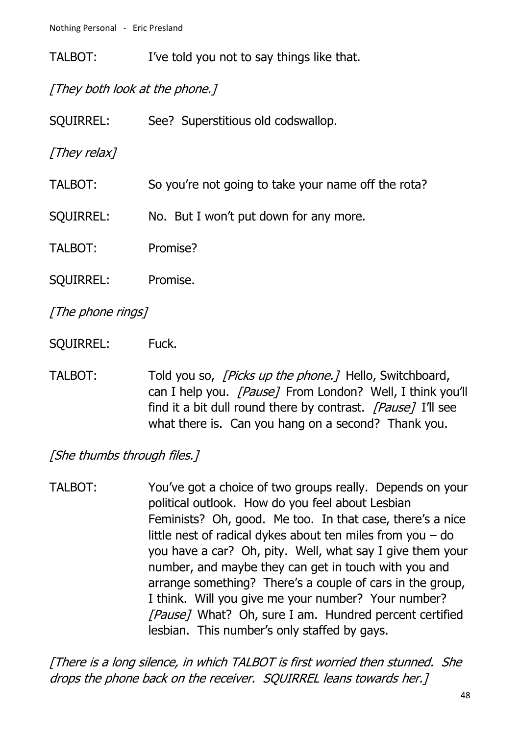TALBOT: I've told you not to say things like that.

*[They both look at the phone.]*

SQUIRREL: See? Superstitious old codswallop.

*[They relax]*

TALBOT: So you're not going to take your name off the rota?

SQUIRREL: No. But I won't put down for any more.

TALBOT: Promise?

SQUIRREL: Promise.

*[The phone rings]*

SQUIRREL: Fuck.

TALBOT: Told you so, *[Picks up the phone.]* Hello, Switchboard, can I help you. *[Pause]* From London? Well, I think you'll find it a bit dull round there by contrast. *[Pause]* I'll see what there is. Can you hang on a second? Thank you.

*[She thumbs through files.]*

TALBOT: You've got a choice of two groups really. Depends on your political outlook. How do you feel about Lesbian Feminists? Oh, good. Me too. In that case, there's a nice little nest of radical dykes about ten miles from you – do you have a car? Oh, pity. Well, what say I give them your number, and maybe they can get in touch with you and arrange something? There's a couple of cars in the group, I think. Will you give me your number? Your number? *[Pause]* What? Oh, sure I am. Hundred percent certified lesbian. This number's only staffed by gays.

*[There is a long silence, in which TALBOT is first worried then stunned. She drops the phone back on the receiver. SQUIRREL leans towards her.]*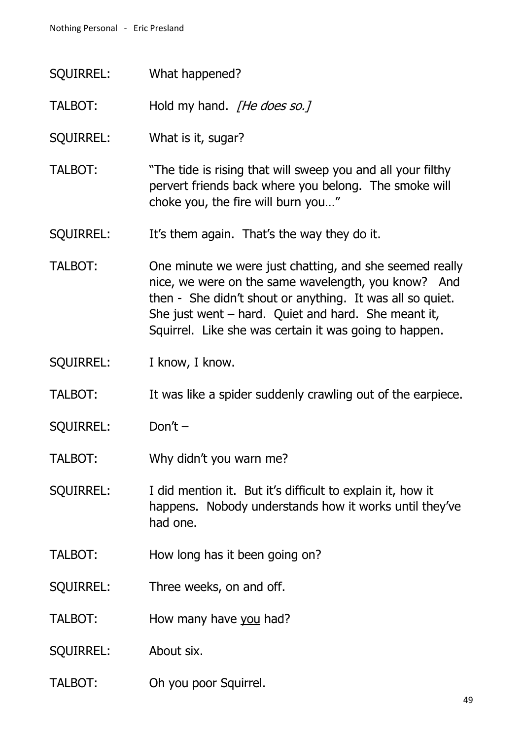SQUIRREL: What happened?

TALBOT: Hold my hand. *[He does so.]*

SQUIRREL: What is it, sugar?

TALBOT: "The tide is rising that will sweep you and all your filthy pervert friends back where you belong. The smoke will choke you, the fire will burn you…"

SQUIRREL: It's them again. That's the way they do it.

TALBOT: One minute we were just chatting, and she seemed really nice, we were on the same wavelength, you know? And then - She didn't shout or anything. It was all so quiet. She just went – hard. Quiet and hard. She meant it, Squirrel. Like she was certain it was going to happen.

SQUIRREL: I know, I know.

TALBOT: It was like a spider suddenly crawling out of the earpiece.

SQUIRREL: Don't –

TALBOT: Why didn't you warn me?

SQUIRREL: I did mention it. But it's difficult to explain it, how it happens. Nobody understands how it works until they've had one.

TALBOT: How long has it been going on?

SQUIRREL: Three weeks, on and off.

TALBOT: How many have <u>you</u> had?

SQUIRREL: About six.

TALBOT: Oh you poor Squirrel.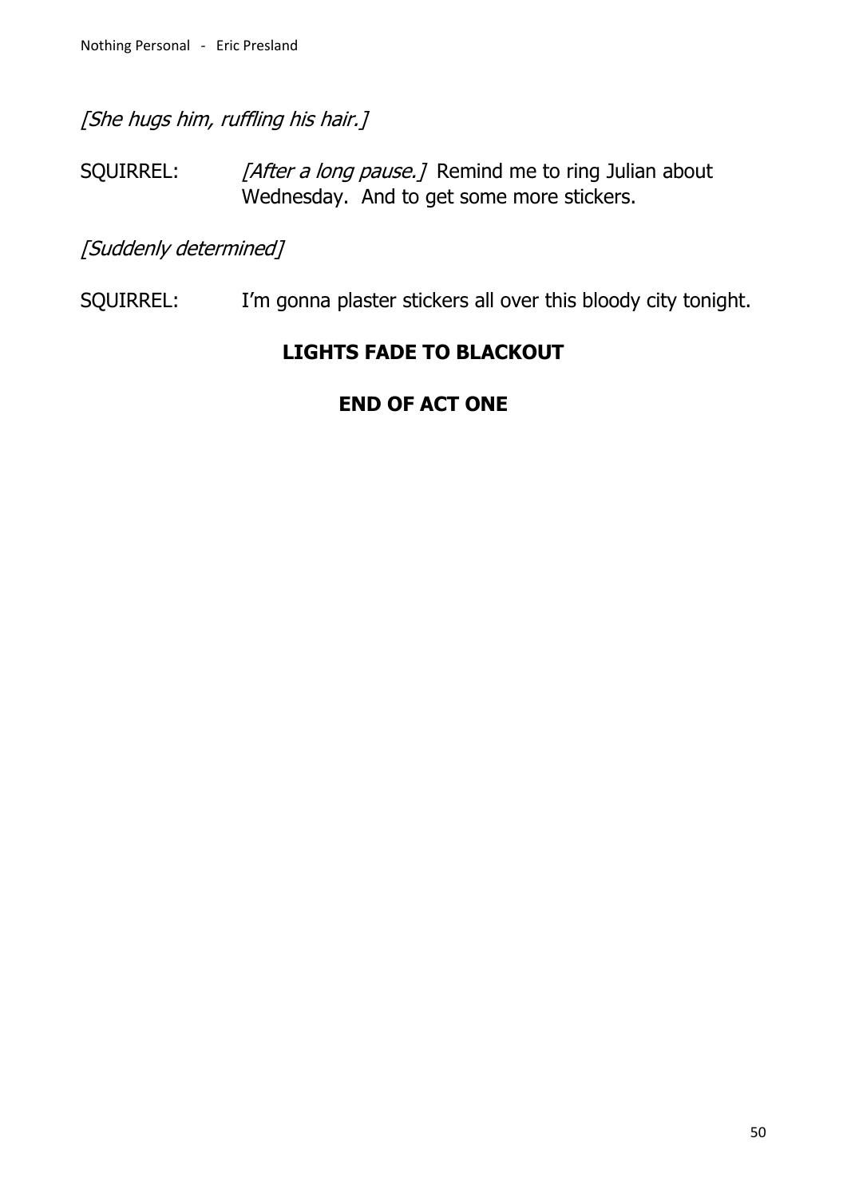*[She hugs him, ruffling his hair.]*

SQUIRREL: *[After a long pause.]* Remind me to ring Julian about Wednesday. And to get some more stickers.

*[Suddenly determined]*

SQUIRREL: I'm gonna plaster stickers all over this bloody city tonight.

**LIGHTS FADE TO BLACKOUT**

**END OF ACT ONE**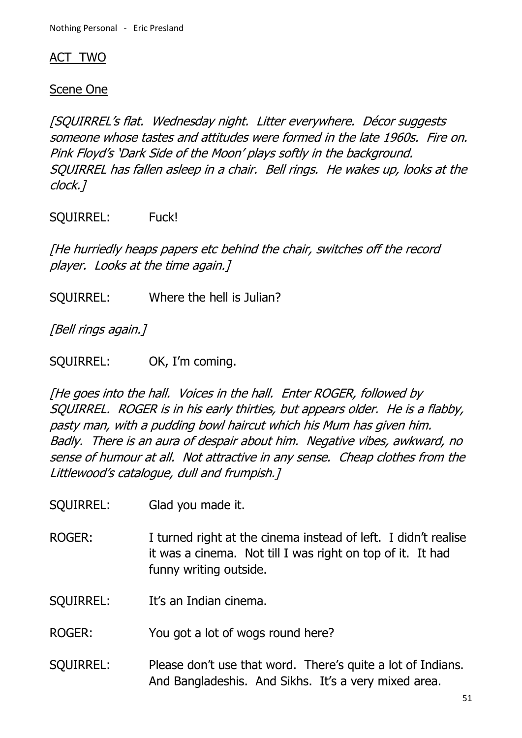<u>ACT TWO</u>

<u>Scene One</u>

*[SQUIRREL's flat. Wednesday night. Litter everywhere. Décor suggests someone whose tastes and attitudes were formed in the late 1960s. Fire on. Pink Floyd's 'Dark Side of the Moon' plays softly in the background. SQUIRREL has fallen asleep in a chair. Bell rings. He wakes up, looks at the clock.]*

SQUIRREL: Fuck!

*[He hurriedly heaps papers etc behind the chair, switches off the record player. Looks at the time again.]*

SQUIRREL: Where the hell is Julian?

*[Bell rings again.]*

SQUIRREL: OK, I'm coming.

*[He goes into the hall. Voices in the hall. Enter ROGER, followed by SQUIRREL. ROGER is in his early thirties, but appears older. He is a flabby, pasty man, with a pudding bowl haircut which his Mum has given him. Badly. There is an aura of despair about him. Negative vibes, awkward, no sense of humour at all. Not attractive in any sense. Cheap clothes from the Littlewood's catalogue, dull and frumpish.]*

SQUIRREL: Glad you made it.

ROGER: I turned right at the cinema instead of left. I didn't realise it was a cinema. Not till I was right on top of it. It had funny writing outside.

SQUIRREL: It's an Indian cinema.

ROGER: You got a lot of wogs round here?

SQUIRREL: Please don't use that word. There's quite a lot of Indians. And Bangladeshis. And Sikhs. It's a very mixed area.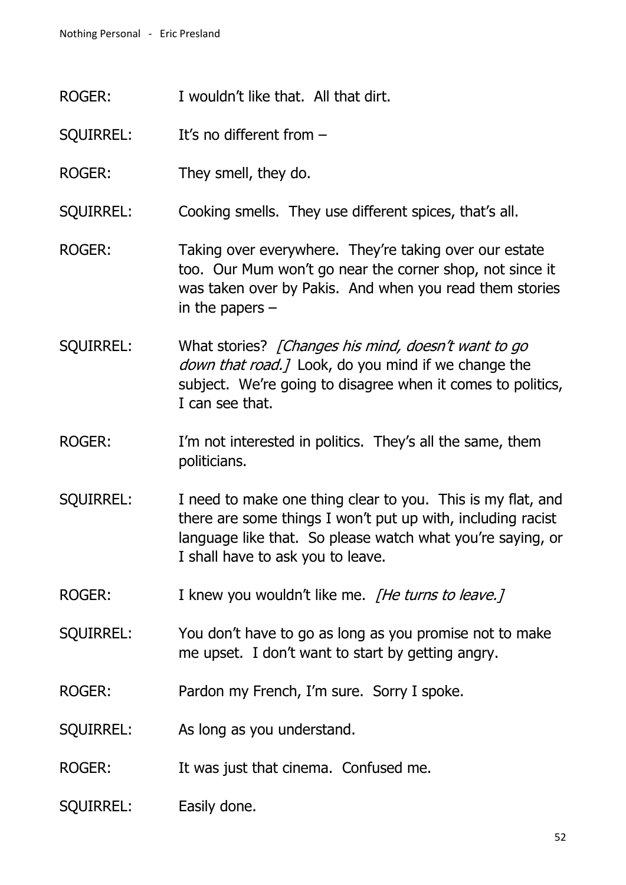ROGER: I wouldn't like that. All that dirt.

SQUIRREL: It's no different from –

ROGER: They smell, they do.

SQUIRREL: Cooking smells. They use different spices, that's all.

ROGER: Taking over everywhere. They're taking over our estate too. Our Mum won't go near the corner shop, not since it was taken over by Pakis. And when you read them stories in the papers –

SQUIRREL: What stories? *[Changes his mind, doesn't want to go down that road.]* Look, do you mind if we change the subject. We're going to disagree when it comes to politics, I can see that.

ROGER: I'm not interested in politics. They's all the same, them politicians.

SQUIRREL: I need to make one thing clear to you. This is my flat, and there are some things I won't put up with, including racist language like that. So please watch what you're saying, or I shall have to ask you to leave.

ROGER: I knew you wouldn't like me. *[He turns to leave.]*

SQUIRREL: You don't have to go as long as you promise not to make me upset. I don't want to start by getting angry.

ROGER: Pardon my French, I'm sure. Sorry I spoke.

SQUIRREL: As long as you understand.

ROGER: It was just that cinema. Confused me.

SQUIRREL: Easily done.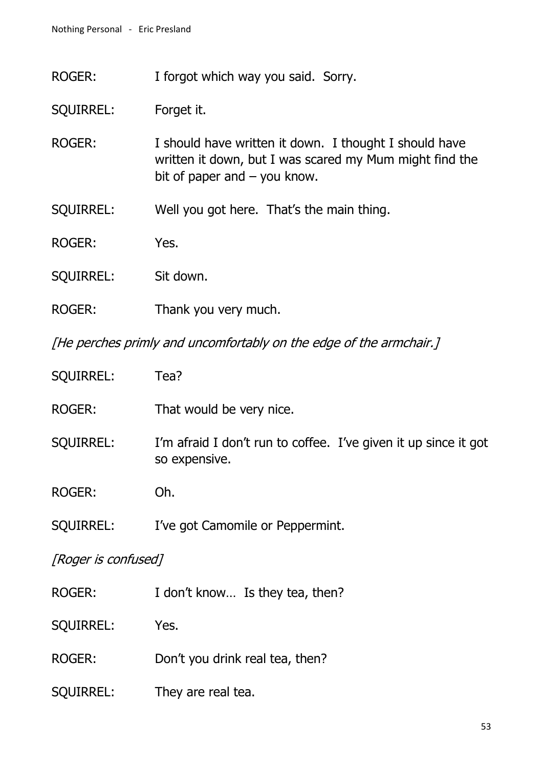ROGER: I forgot which way you said. Sorry.

SQUIRREL: Forget it.

ROGER: I should have written it down. I thought I should have written it down, but I was scared my Mum might find the bit of paper and – you know.

SQUIRREL: Well you got here. That's the main thing.

ROGER: Yes.

SQUIRREL: Sit down.

ROGER: Thank you very much.

*[He perches primly and uncomfortably on the edge of the armchair.]*

SQUIRREL: Tea?

ROGER: That would be very nice.

SQUIRREL: I'm afraid I don't run to coffee. I've given it up since it got so expensive.

ROGER: Oh.

SQUIRREL: I've got Camomile or Peppermint.

*[Roger is confused]*

ROGER: I don't know… Is they tea, then?

SQUIRREL: Yes.

ROGER: Don't you drink real tea, then?

SQUIRREL: They are real tea.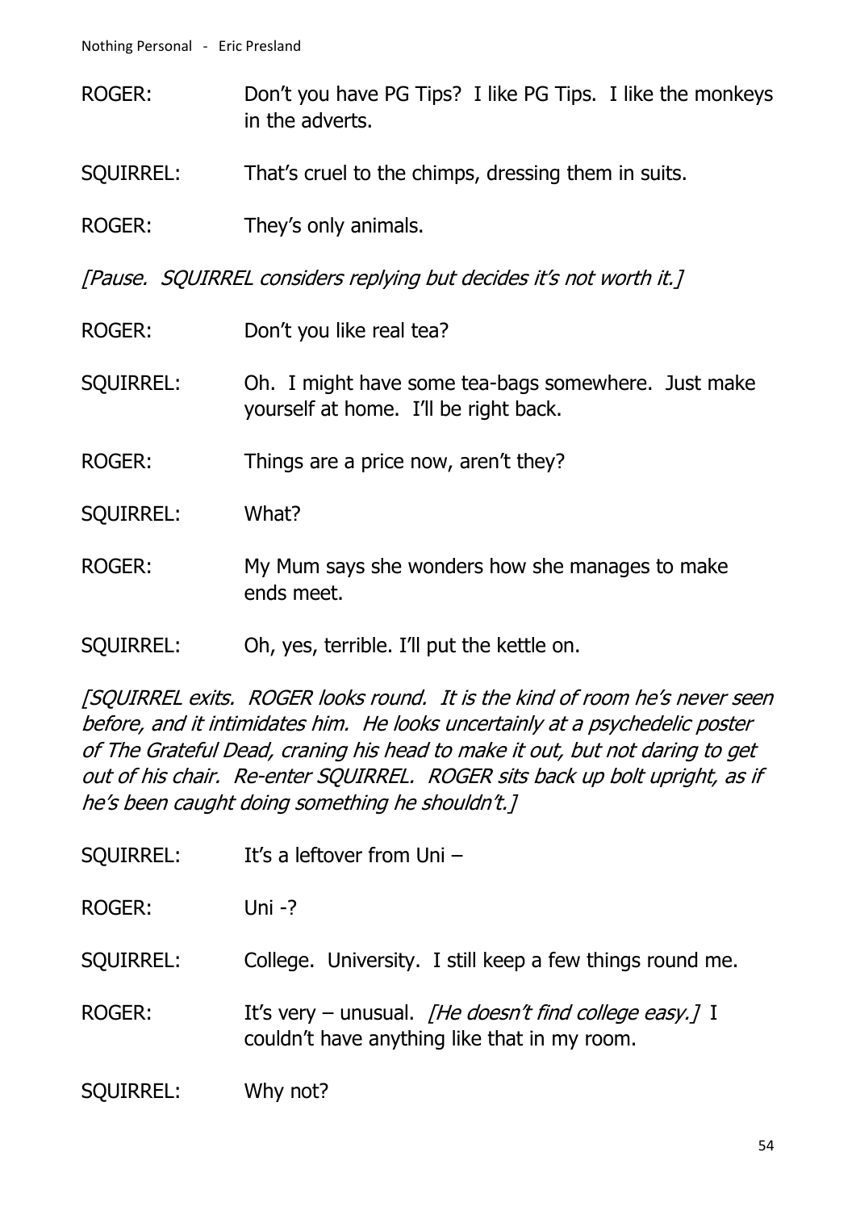ROGER: Don't you have PG Tips? I like PG Tips. I like the monkeys in the adverts.

SQUIRREL: That's cruel to the chimps, dressing them in suits.

ROGER: They's only animals.

*[Pause. SQUIRREL considers replying but decides it's not worth it.]*

ROGER: Don't you like real tea?

SQUIRREL: Oh. I might have some tea-bags somewhere. Just make yourself at home. I'll be right back.

ROGER: Things are a price now, aren't they?

SQUIRREL: What?

ROGER: My Mum says she wonders how she manages to make ends meet.

SQUIRREL: Oh, yes, terrible. I'll put the kettle on.

*[SQUIRREL exits. ROGER looks round. It is the kind of room he's never seen before, and it intimidates him. He looks uncertainly at a psychedelic poster of The Grateful Dead, craning his head to make it out, but not daring to get out of his chair. Re-enter SQUIRREL. ROGER sits back up bolt upright, as if he's been caught doing something he shouldn't.]*

SQUIRREL: It's a leftover from Uni –

ROGER: Uni -?

SQUIRREL: College. University. I still keep a few things round me.

ROGER: It's very – unusual. *[He doesn't find college easy.]* I couldn't have anything like that in my room.

SQUIRREL: Why not?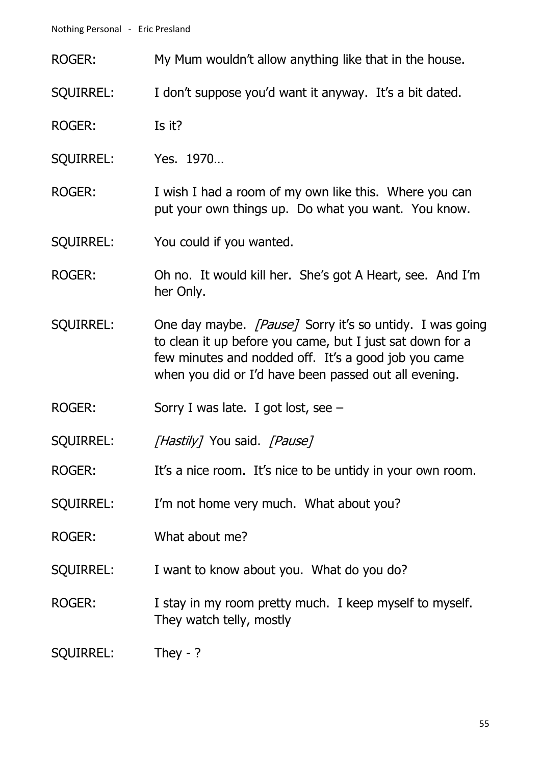ROGER: My Mum wouldn't allow anything like that in the house.

SQUIRREL: I don't suppose you'd want it anyway. It's a bit dated.

ROGER: Is it?

SQUIRREL: Yes. 1970…

ROGER: I wish I had a room of my own like this. Where you can put your own things up. Do what you want. You know.

SQUIRREL: You could if you wanted.

ROGER: Oh no. It would kill her. She's got A Heart, see. And I'm her Only.

SQUIRREL: One day maybe. *[Pause]* Sorry it's so untidy. I was going to clean it up before you came, but I just sat down for a few minutes and nodded off. It's a good job you came when you did or I'd have been passed out all evening.

ROGER: Sorry I was late. I got lost, see –

SQUIRREL: *[Hastily]* You said. *[Pause]*

ROGER: It's a nice room. It's nice to be untidy in your own room.

SQUIRREL: I'm not home very much. What about you?

ROGER: What about me?

SQUIRREL: I want to know about you. What do you do?

ROGER: I stay in my room pretty much. I keep myself to myself. They watch telly, mostly

SQUIRREL: They - ?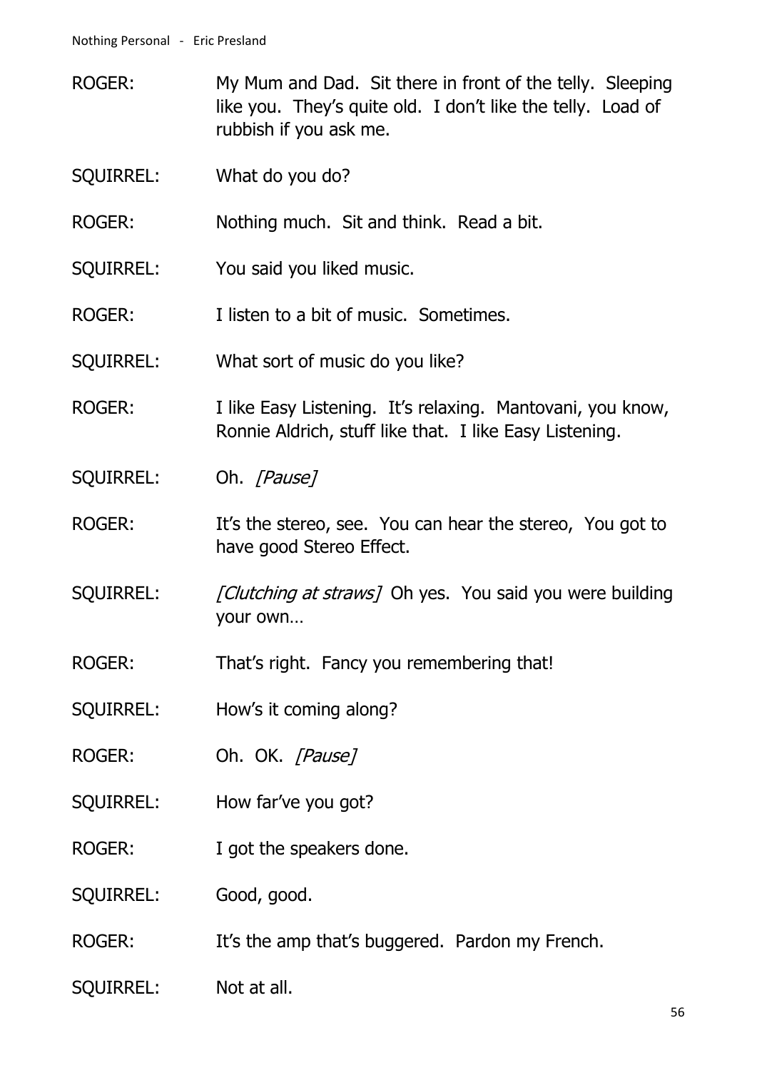ROGER: My Mum and Dad. Sit there in front of the telly. Sleeping like you. They's quite old. I don't like the telly. Load of rubbish if you ask me.

SQUIRREL: What do you do?

ROGER: Nothing much. Sit and think. Read a bit.

SQUIRREL: You said you liked music.

ROGER: I listen to a bit of music. Sometimes.

SQUIRREL: What sort of music do you like?

ROGER: I like Easy Listening. It's relaxing. Mantovani, you know, Ronnie Aldrich, stuff like that. I like Easy Listening.

SQUIRREL: Oh. *[Pause]*

ROGER: It's the stereo, see. You can hear the stereo, You got to have good Stereo Effect.

SQUIRREL: *[Clutching at straws]* Oh yes. You said you were building your own…

ROGER: That's right. Fancy you remembering that!

SQUIRREL: How's it coming along?

ROGER: Oh. OK. *[Pause]*

SQUIRREL: How far've you got?

ROGER: I got the speakers done.

SQUIRREL: Good, good.

ROGER: It's the amp that's buggered. Pardon my French.

SQUIRREL: Not at all.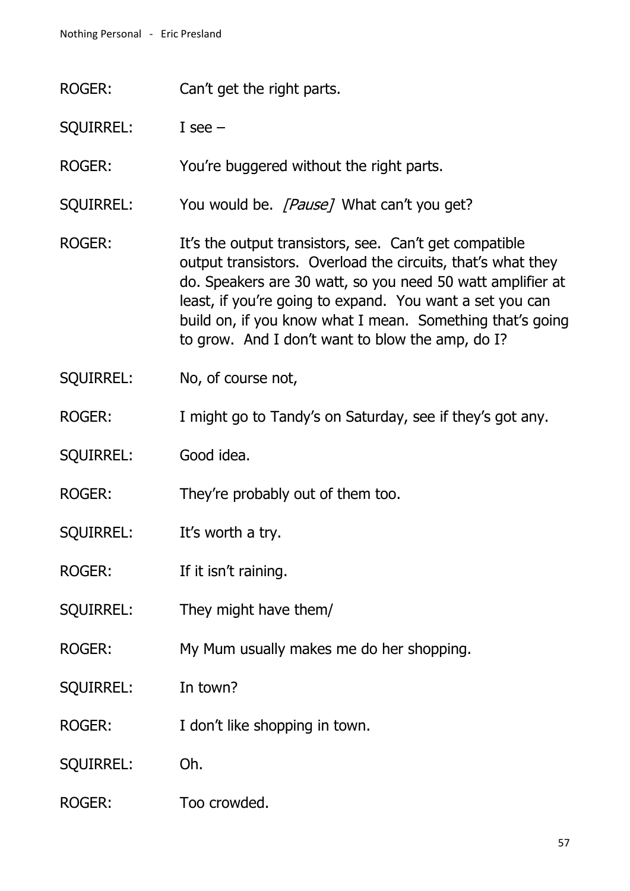ROGER: Can't get the right parts.

SQUIRREL: I see –

ROGER: You're buggered without the right parts.

SQUIRREL: You would be. *[Pause]* What can't you get?

ROGER: It's the output transistors, see. Can't get compatible output transistors. Overload the circuits, that's what they do. Speakers are 30 watt, so you need 50 watt amplifier at least, if you're going to expand. You want a set you can build on, if you know what I mean. Something that's going to grow. And I don't want to blow the amp, do I?

SQUIRREL: No, of course not,

ROGER: I might go to Tandy's on Saturday, see if they's got any.

SQUIRREL: Good idea.

ROGER: They're probably out of them too.

SQUIRREL: It's worth a try.

ROGER: If it isn't raining.

SQUIRREL: They might have them/

ROGER: My Mum usually makes me do her shopping.

SQUIRREL: In town?

ROGER: I don't like shopping in town.

SQUIRREL: Oh.

ROGER: Too crowded.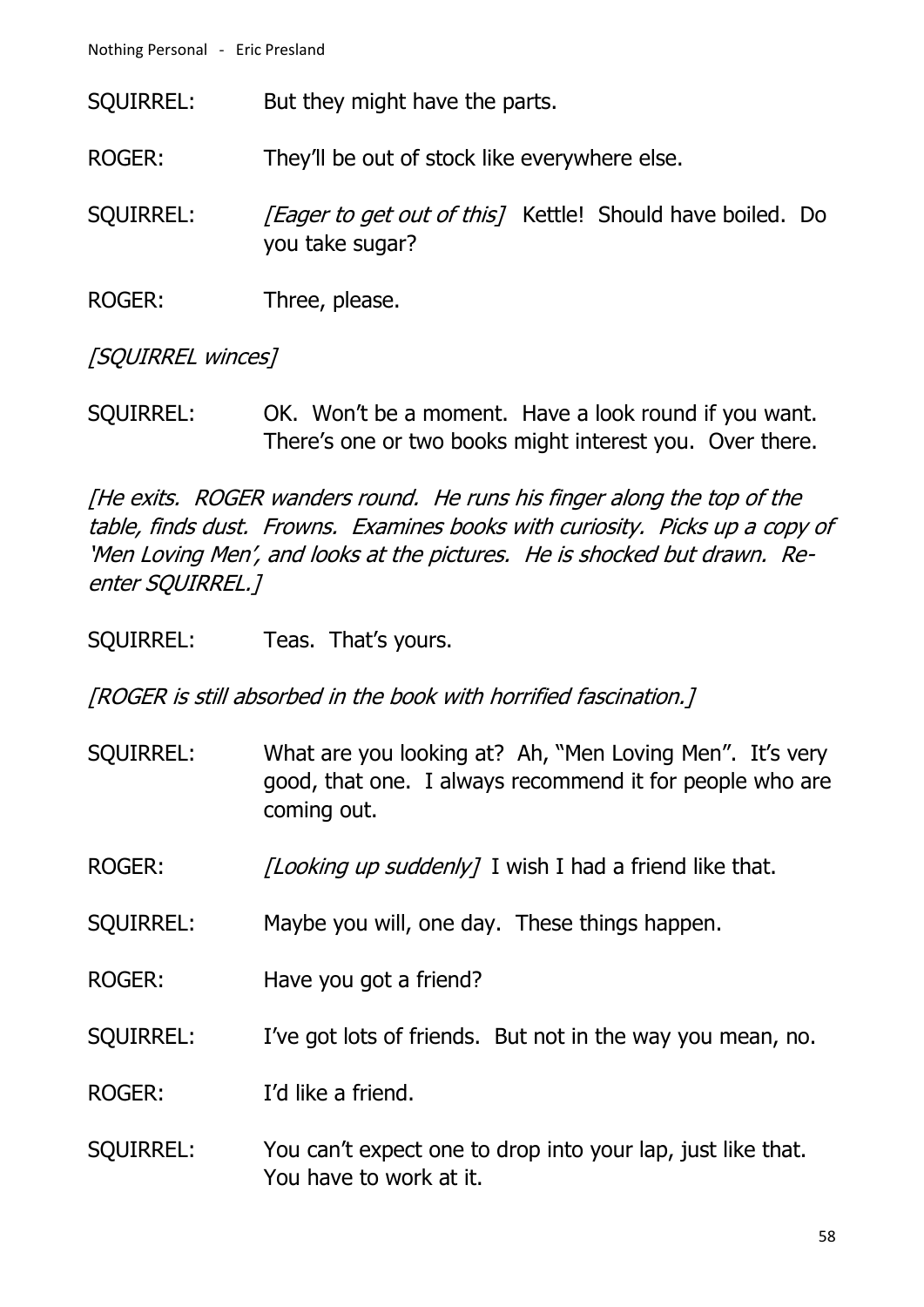SQUIRREL: But they might have the parts.

ROGER: They'll be out of stock like everywhere else.

SQUIRREL: *[Eager to get out of this]* Kettle! Should have boiled. Do you take sugar?

ROGER: Three, please.

*[SQUIRREL winces]*

SQUIRREL: OK. Won't be a moment. Have a look round if you want. There's one or two books might interest you. Over there.

*[He exits. ROGER wanders round. He runs his finger along the top of the table, finds dust. Frowns. Examines books with curiosity. Picks up a copy of 'Men Loving Men', and looks at the pictures. He is shocked but drawn. Re-enter SQUIRREL.]*

SQUIRREL: Teas. That's yours.

*[ROGER is still absorbed in the book with horrified fascination.]*

SQUIRREL: What are you looking at? Ah, "Men Loving Men". It's very good, that one. I always recommend it for people who are coming out.

ROGER: *[Looking up suddenly]* I wish I had a friend like that.

SQUIRREL: Maybe you will, one day. These things happen.

ROGER: Have you got a friend?

SQUIRREL: I've got lots of friends. But not in the way you mean, no.

ROGER: I'd like a friend.

SQUIRREL: You can't expect one to drop into your lap, just like that. You have to work at it.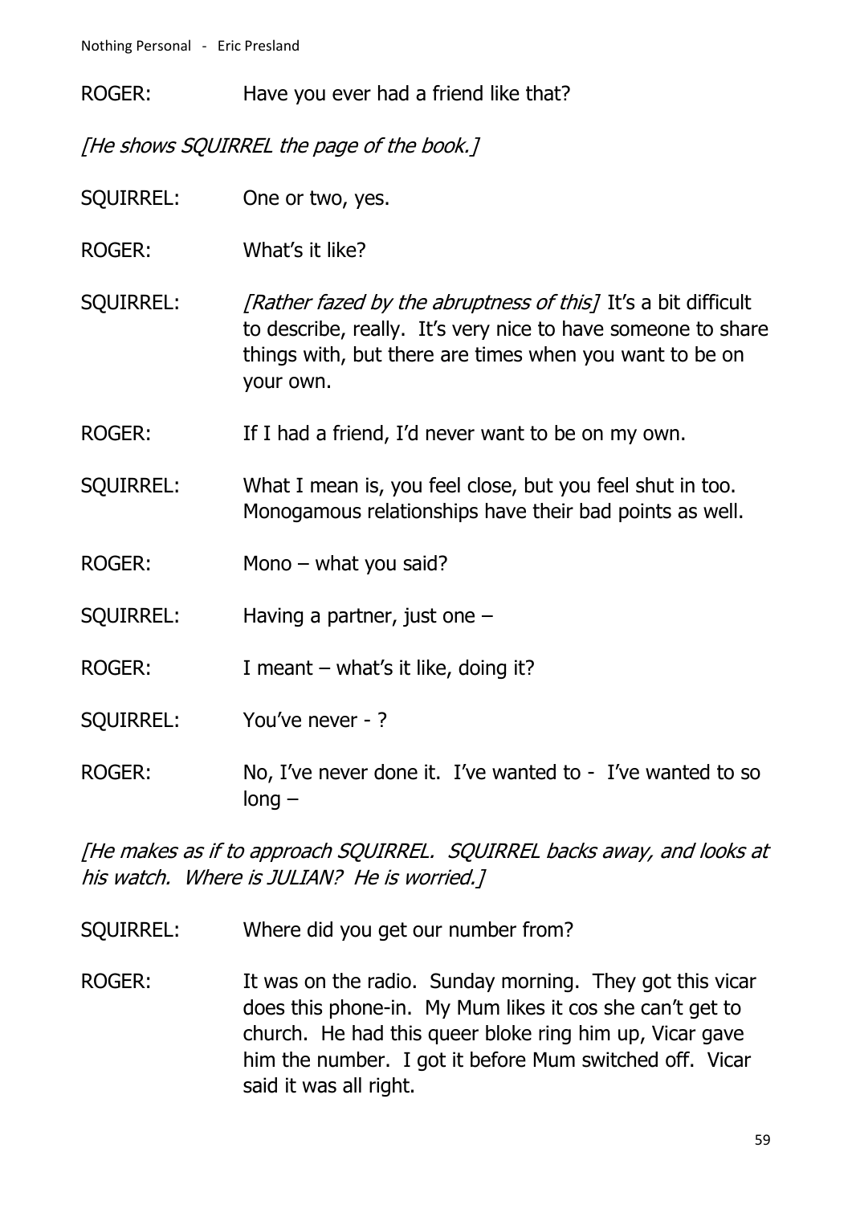ROGER: Have you ever had a friend like that?

*[He shows SQUIRREL the page of the book.]*

SQUIRREL: One or two, yes.

ROGER: What's it like?

SQUIRREL: *[Rather fazed by the abruptness of this]* It's a bit difficult to describe, really. It's very nice to have someone to share things with, but there are times when you want to be on your own.

ROGER: If I had a friend, I'd never want to be on my own.

SQUIRREL: What I mean is, you feel close, but you feel shut in too. Monogamous relationships have their bad points as well.

ROGER: Mono – what you said?

SQUIRREL: Having a partner, just one –

ROGER: I meant – what's it like, doing it?

SQUIRREL: You've never - ?

ROGER: No, I've never done it. I've wanted to - I've wanted to so long –

*[He makes as if to approach SQUIRREL. SQUIRREL backs away, and looks at his watch. Where is JULIAN? He is worried.]*

SQUIRREL: Where did you get our number from?

ROGER: It was on the radio. Sunday morning. They got this vicar does this phone-in. My Mum likes it cos she can't get to church. He had this queer bloke ring him up, Vicar gave him the number. I got it before Mum switched off. Vicar said it was all right.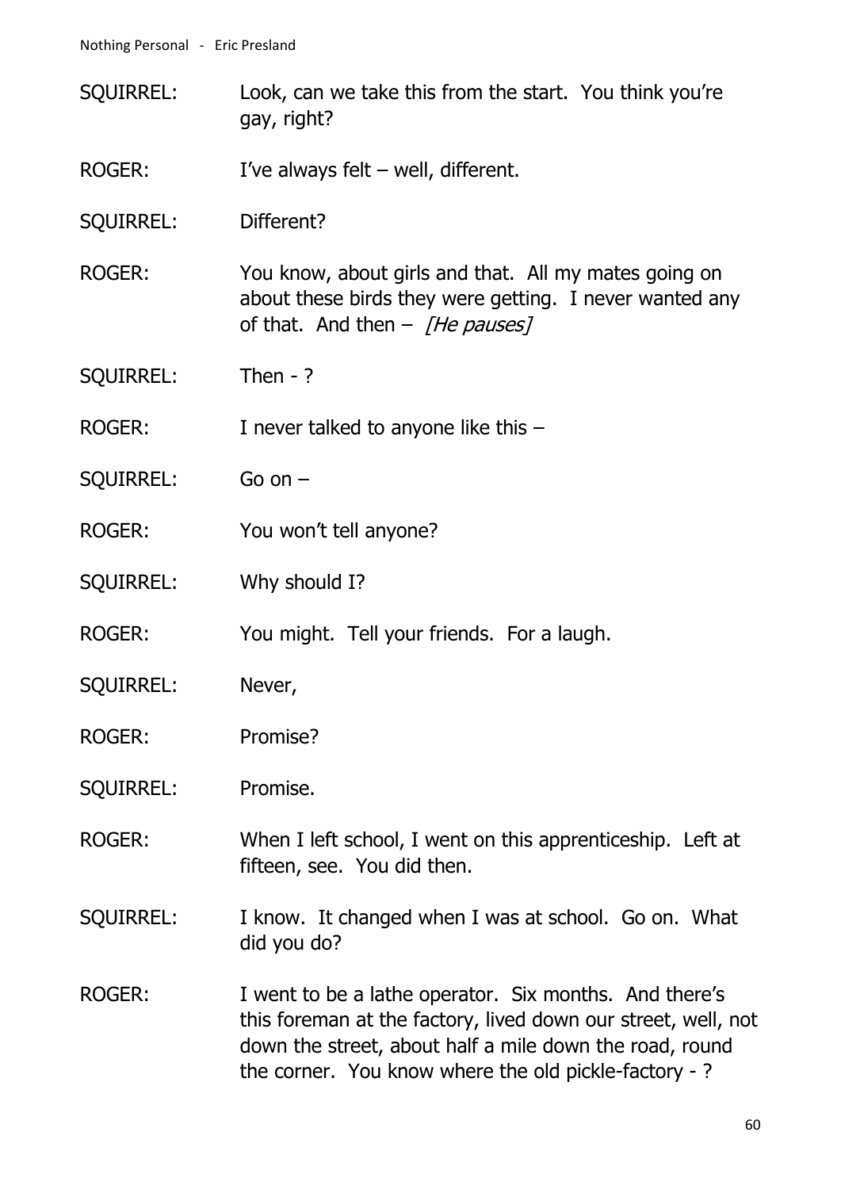SQUIRREL: Look, can we take this from the start. You think you're gay, right?

ROGER: I've always felt – well, different.

SQUIRREL: Different?

ROGER: You know, about girls and that. All my mates going on about these birds they were getting. I never wanted any of that. And then – *[He pauses]*

SQUIRREL: Then - ?

ROGER: I never talked to anyone like this –

SQUIRREL: Go on –

ROGER: You won't tell anyone?

SQUIRREL: Why should I?

ROGER: You might. Tell your friends. For a laugh.

SQUIRREL: Never,

ROGER: Promise?

SQUIRREL: Promise.

ROGER: When I left school, I went on this apprenticeship. Left at fifteen, see. You did then.

SQUIRREL: I know. It changed when I was at school. Go on. What did you do?

ROGER: I went to be a lathe operator. Six months. And there's this foreman at the factory, lived down our street, well, not down the street, about half a mile down the road, round the corner. You know where the old pickle-factory - ?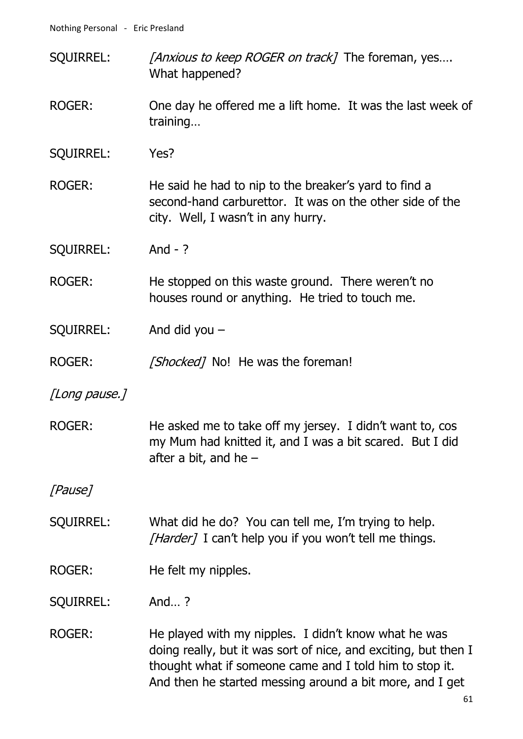SQUIRREL: *[Anxious to keep ROGER on track]* The foreman, yes…. What happened?

ROGER: One day he offered me a lift home. It was the last week of training…

SQUIRREL: Yes?

ROGER: He said he had to nip to the breaker's yard to find a second-hand carburettor. It was on the other side of the city. Well, I wasn't in any hurry.

SQUIRREL: And - ?

ROGER: He stopped on this waste ground. There weren't no houses round or anything. He tried to touch me.

SQUIRREL: And did you –

ROGER: *[Shocked]* No! He was the foreman!

*[Long pause.]*

ROGER: He asked me to take off my jersey. I didn't want to, cos my Mum had knitted it, and I was a bit scared. But I did after a bit, and he –

*[Pause]*

SQUIRREL: What did he do? You can tell me, I'm trying to help. *[Harder]* I can't help you if you won't tell me things.

ROGER: He felt my nipples.

SQUIRREL: And… ?

ROGER: He played with my nipples. I didn't know what he was doing really, but it was sort of nice, and exciting, but then I thought what if someone came and I told him to stop it. And then he started messing around a bit more, and I get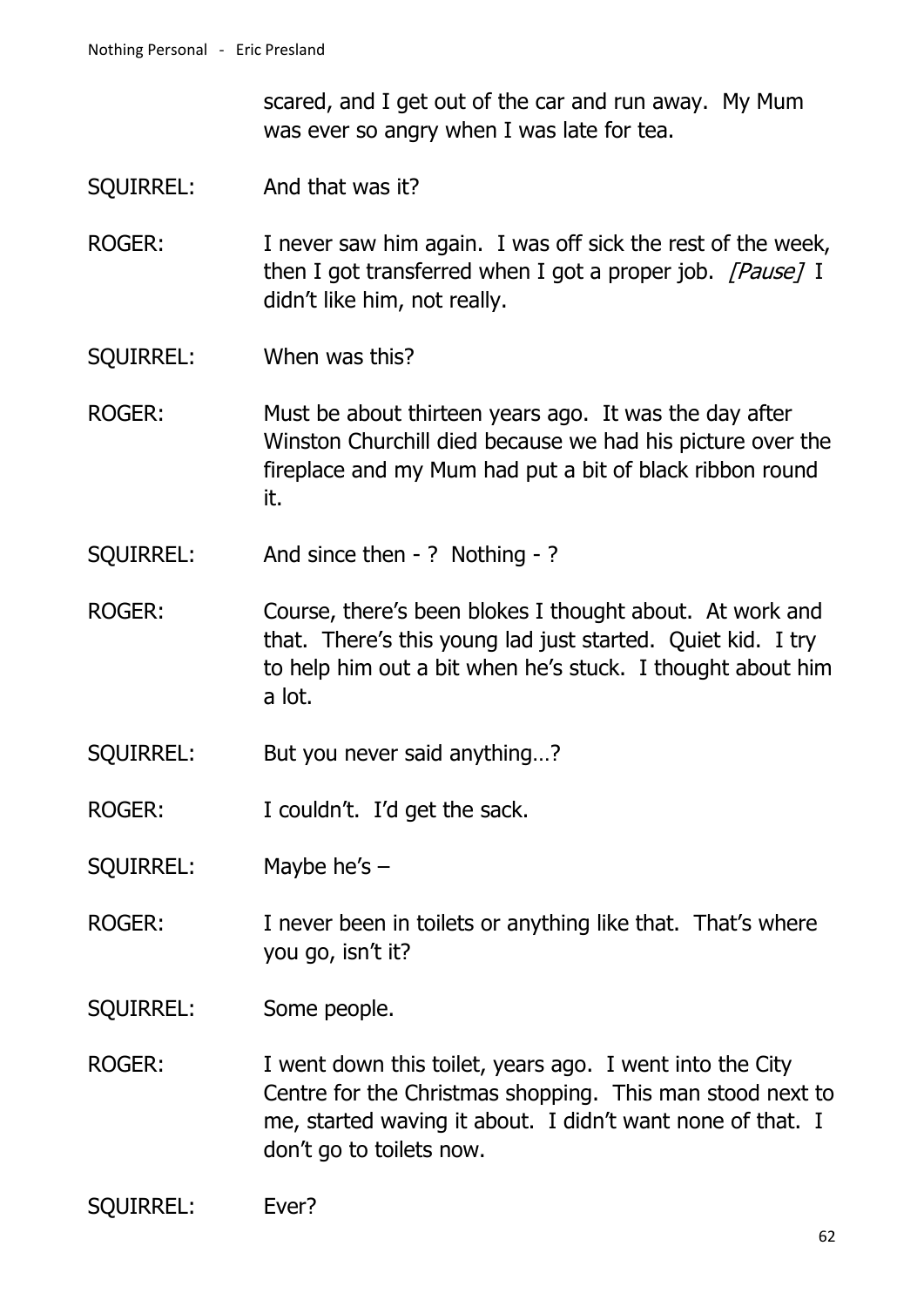scared, and I get out of the car and run away. My Mum was ever so angry when I was late for tea.

SQUIRREL: And that was it?

ROGER: I never saw him again. I was off sick the rest of the week, then I got transferred when I got a proper job. *[Pause]* I didn't like him, not really.

SQUIRREL: When was this?

ROGER: Must be about thirteen years ago. It was the day after Winston Churchill died because we had his picture over the fireplace and my Mum had put a bit of black ribbon round it.

SQUIRREL: And since then - ? Nothing - ?

ROGER: Course, there's been blokes I thought about. At work and that. There's this young lad just started. Quiet kid. I try to help him out a bit when he's stuck. I thought about him a lot.

SQUIRREL: But you never said anything…?

ROGER: I couldn't. I'd get the sack.

SQUIRREL: Maybe he's –

ROGER: I never been in toilets or anything like that. That's where you go, isn't it?

SQUIRREL: Some people.

ROGER: I went down this toilet, years ago. I went into the City Centre for the Christmas shopping. This man stood next to me, started waving it about. I didn't want none of that. I don't go to toilets now.

SQUIRREL: Ever?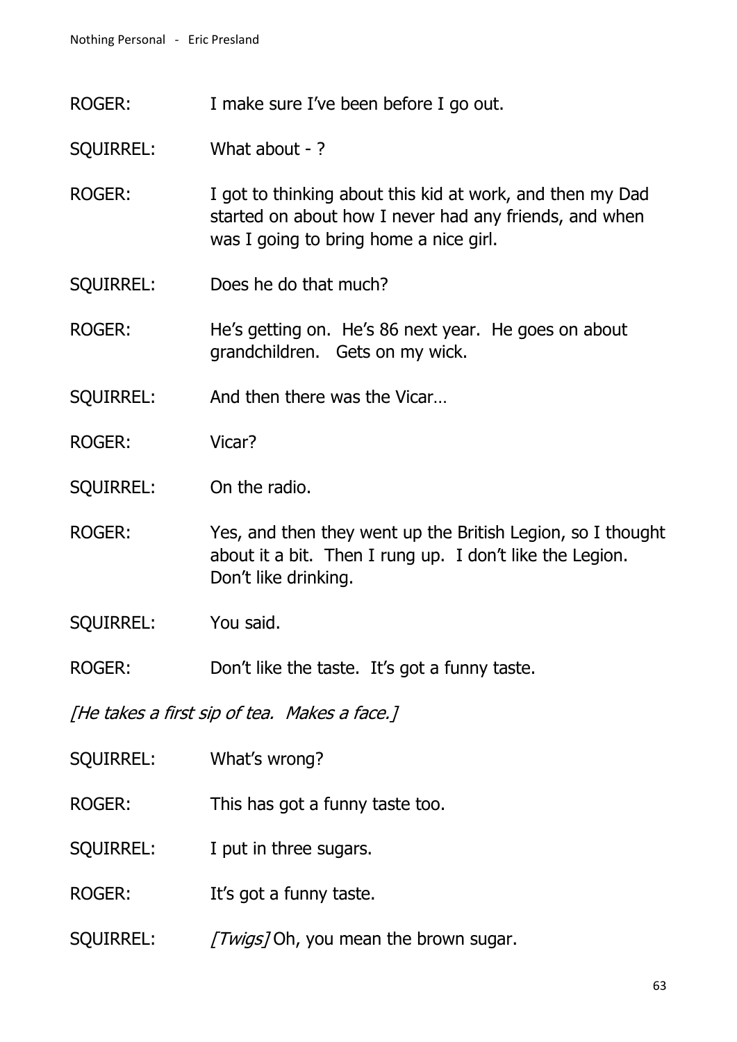ROGER: I make sure I've been before I go out.

SQUIRREL: What about - ?

ROGER: I got to thinking about this kid at work, and then my Dad started on about how I never had any friends, and when was I going to bring home a nice girl.

SQUIRREL: Does he do that much?

ROGER: He's getting on. He's 86 next year. He goes on about grandchildren. Gets on my wick.

SQUIRREL: And then there was the Vicar…

ROGER: Vicar?

SQUIRREL: On the radio.

ROGER: Yes, and then they went up the British Legion, so I thought about it a bit. Then I rung up. I don't like the Legion. Don't like drinking.

SQUIRREL: You said.

ROGER: Don't like the taste. It's got a funny taste.

*[He takes a first sip of tea. Makes a face.]*

SQUIRREL: What's wrong?

ROGER: This has got a funny taste too.

SQUIRREL: I put in three sugars.

ROGER: It's got a funny taste.

SQUIRREL: *[Twigs]* Oh, you mean the brown sugar.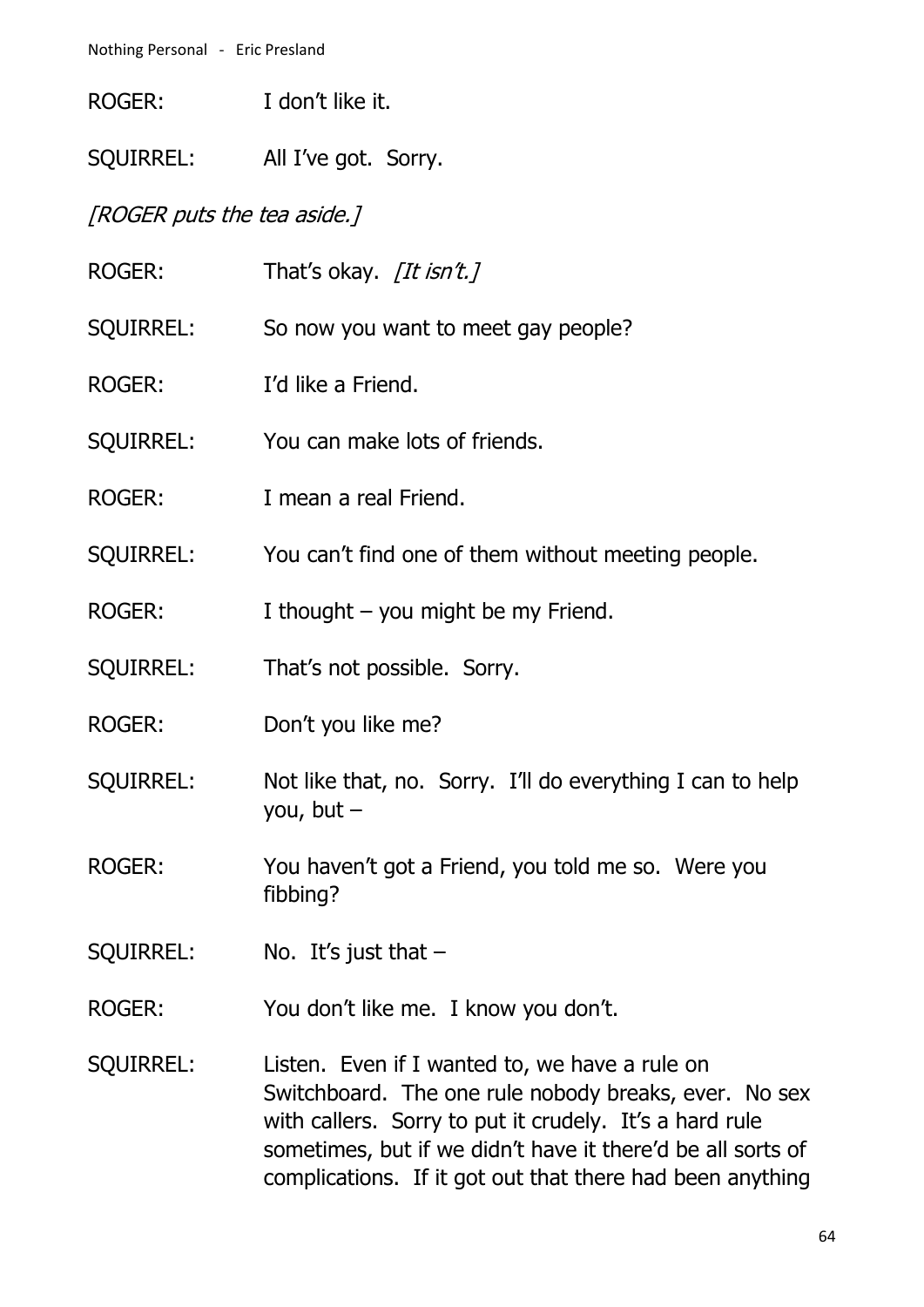ROGER: I don't like it.

SQUIRREL: All I've got. Sorry.

*[ROGER puts the tea aside.]*

ROGER: That's okay. *[It isn't.]*

SQUIRREL: So now you want to meet gay people?

ROGER: I'd like a Friend.

SQUIRREL: You can make lots of friends.

ROGER: I mean a real Friend.

SQUIRREL: You can't find one of them without meeting people.

ROGER: I thought – you might be my Friend.

SQUIRREL: That's not possible. Sorry.

ROGER: Don't you like me?

SQUIRREL: Not like that, no. Sorry. I'll do everything I can to help you, but –

ROGER: You haven't got a Friend, you told me so. Were you fibbing?

SQUIRREL: No. It's just that –

ROGER: You don't like me. I know you don't.

SQUIRREL: Listen. Even if I wanted to, we have a rule on Switchboard. The one rule nobody breaks, ever. No sex with callers. Sorry to put it crudely. It's a hard rule sometimes, but if we didn't have it there'd be all sorts of complications. If it got out that there had been anything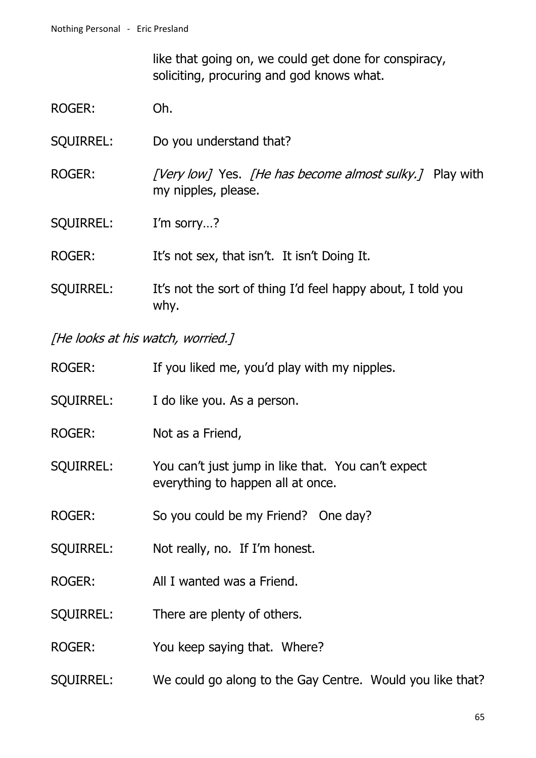like that going on, we could get done for conspiracy, soliciting, procuring and god knows what.

ROGER: Oh.

SQUIRREL: Do you understand that?

ROGER: *[Very low]* Yes. *[He has become almost sulky.]* Play with my nipples, please.

SQUIRREL: I'm sorry…?

ROGER: It's not sex, that isn't. It isn't Doing It.

SQUIRREL: It's not the sort of thing I'd feel happy about, I told you why.

*[He looks at his watch, worried.]*

ROGER: If you liked me, you'd play with my nipples.

SQUIRREL: I do like you. As a person.

ROGER: Not as a Friend,

SQUIRREL: You can't just jump in like that. You can't expect everything to happen all at once.

ROGER: So you could be my Friend? One day?

SQUIRREL: Not really, no. If I'm honest.

ROGER: All I wanted was a Friend.

SQUIRREL: There are plenty of others.

ROGER: You keep saying that. Where?

SQUIRREL: We could go along to the Gay Centre. Would you like that?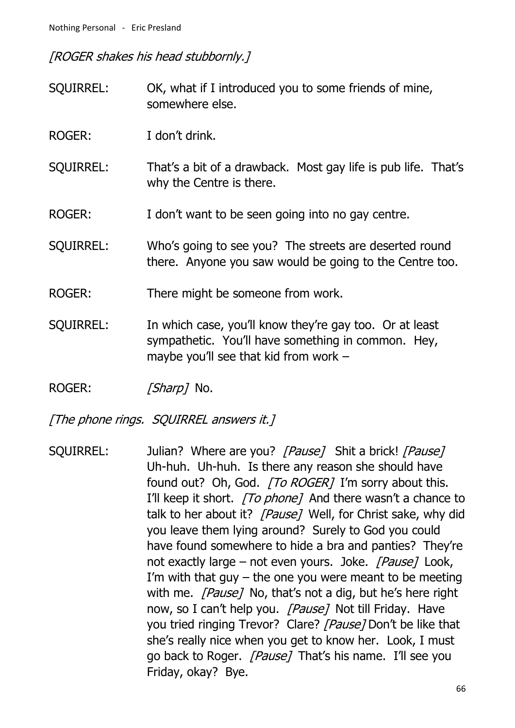*[ROGER shakes his head stubbornly.]*

SQUIRREL: OK, what if I introduced you to some friends of mine, somewhere else.

ROGER: I don't drink.

SQUIRREL: That's a bit of a drawback. Most gay life is pub life. That's why the Centre is there.

ROGER: I don't want to be seen going into no gay centre.

SQUIRREL: Who's going to see you? The streets are deserted round there. Anyone you saw would be going to the Centre too.

ROGER: There might be someone from work.

SQUIRREL: In which case, you'll know they're gay too. Or at least sympathetic. You'll have something in common. Hey, maybe you'll see that kid from work –

ROGER: *[Sharp]* No.

*[The phone rings. SQUIRREL answers it.]*

SQUIRREL: Julian? Where are you? *[Pause]* Shit a brick! *[Pause]* Uh-huh. Uh-huh. Is there any reason she should have found out? Oh, God. *[To ROGER]* I'm sorry about this. I'll keep it short. *[To phone]* And there wasn't a chance to talk to her about it? *[Pause]* Well, for Christ sake, why did you leave them lying around? Surely to God you could have found somewhere to hide a bra and panties? They're not exactly large – not even yours. Joke. *[Pause]* Look, I'm with that guy – the one you were meant to be meeting with me. *[Pause]* No, that's not a dig, but he's here right now, so I can't help you. *[Pause]* Not till Friday. Have you tried ringing Trevor? Clare? *[Pause]* Don't be like that she's really nice when you get to know her. Look, I must go back to Roger. *[Pause]* That's his name. I'll see you Friday, okay? Bye.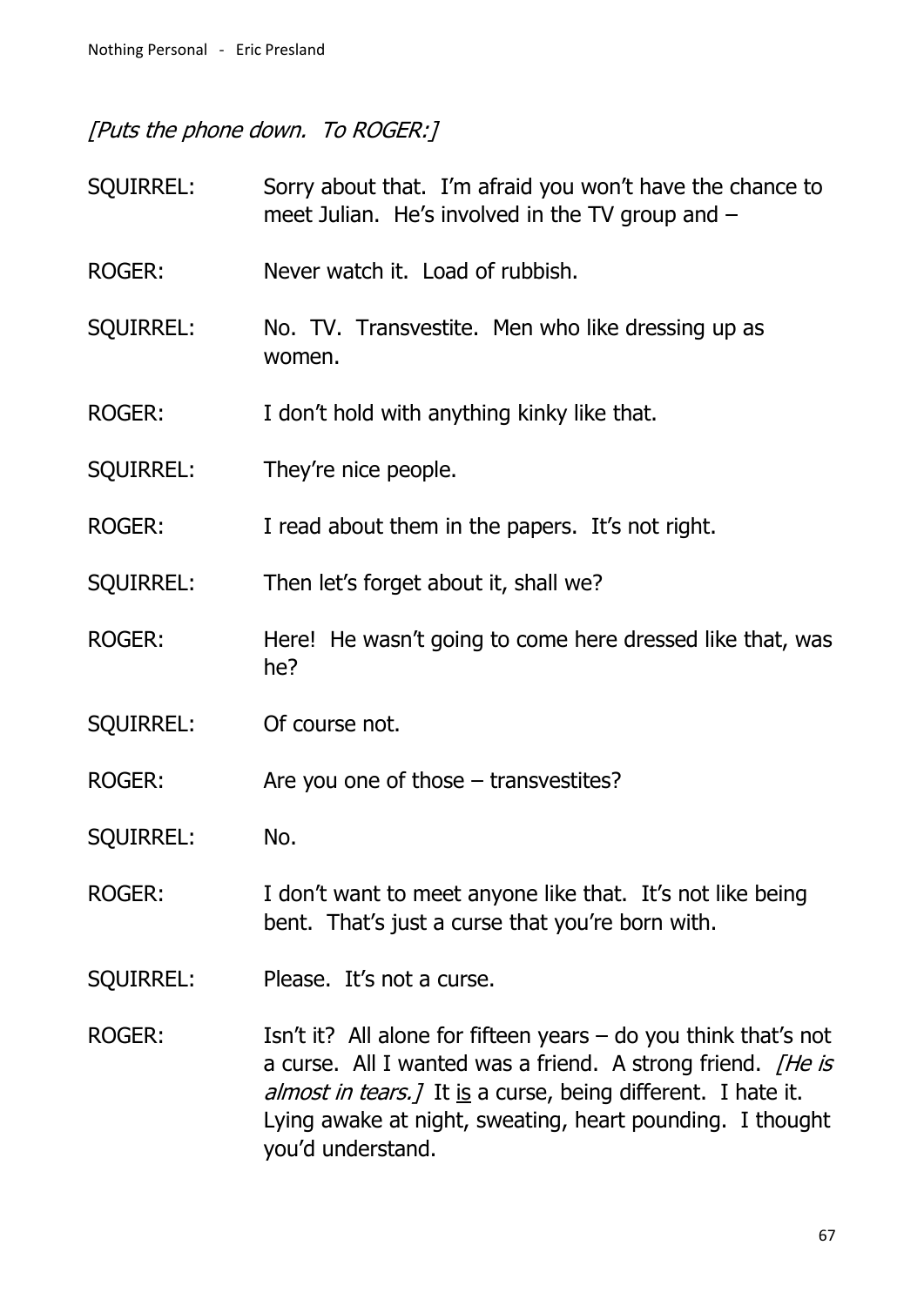*[Puts the phone down. To ROGER:]*

SQUIRREL: Sorry about that. I'm afraid you won't have the chance to meet Julian. He's involved in the TV group and –

ROGER: Never watch it. Load of rubbish.

SQUIRREL: No. TV. Transvestite. Men who like dressing up as women.

ROGER: I don't hold with anything kinky like that.

SQUIRREL: They're nice people.

ROGER: I read about them in the papers. It's not right.

SQUIRREL: Then let's forget about it, shall we?

ROGER: Here! He wasn't going to come here dressed like that, was he?

SQUIRREL: Of course not.

ROGER: Are you one of those – transvestites?

SQUIRREL: No.

ROGER: I don't want to meet anyone like that. It's not like being bent. That's just a curse that you're born with.

SQUIRREL: Please. It's not a curse.

ROGER: Isn't it? All alone for fifteen years – do you think that's not a curse. All I wanted was a friend. A strong friend. *[He is almost in tears.]* It <u>is</u> a curse, being different. I hate it. Lying awake at night, sweating, heart pounding. I thought you'd understand.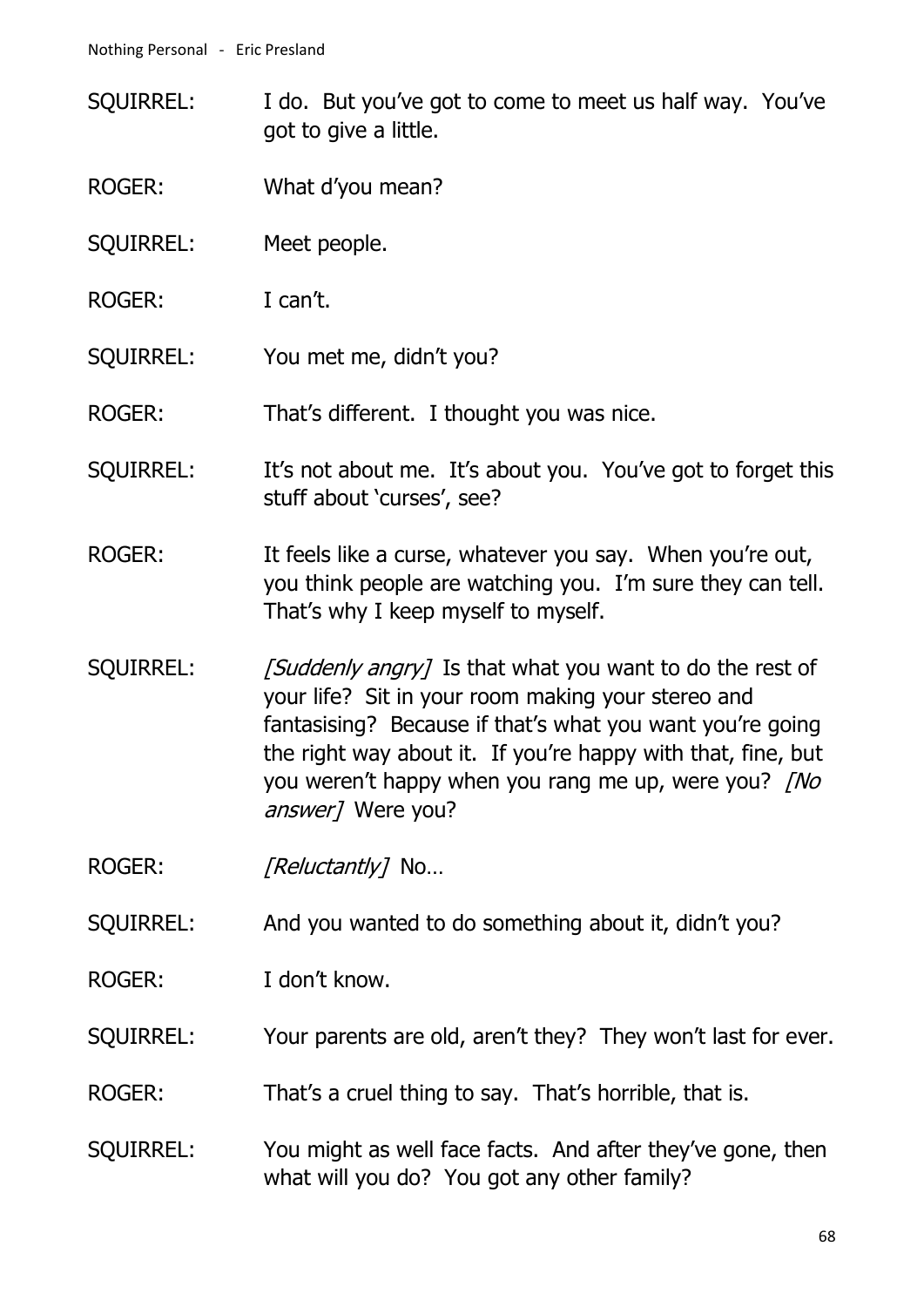SQUIRREL: I do. But you've got to come to meet us half way. You've got to give a little.

ROGER: What d'you mean?

SQUIRREL: Meet people.

ROGER: I can't.

SQUIRREL: You met me, didn't you?

ROGER: That's different. I thought you was nice.

SQUIRREL: It's not about me. It's about you. You've got to forget this stuff about 'curses', see?

ROGER: It feels like a curse, whatever you say. When you're out, you think people are watching you. I'm sure they can tell. That's why I keep myself to myself.

SQUIRREL: *[Suddenly angry]* Is that what you want to do the rest of your life? Sit in your room making your stereo and fantasising? Because if that's what you want you're going the right way about it. If you're happy with that, fine, but you weren't happy when you rang me up, were you? *[No answer]* Were you?

ROGER: *[Reluctantly]* No…

SQUIRREL: And you wanted to do something about it, didn't you?

ROGER: I don't know.

SQUIRREL: Your parents are old, aren't they? They won't last for ever.

ROGER: That's a cruel thing to say. That's horrible, that is.

SQUIRREL: You might as well face facts. And after they've gone, then what will you do? You got any other family?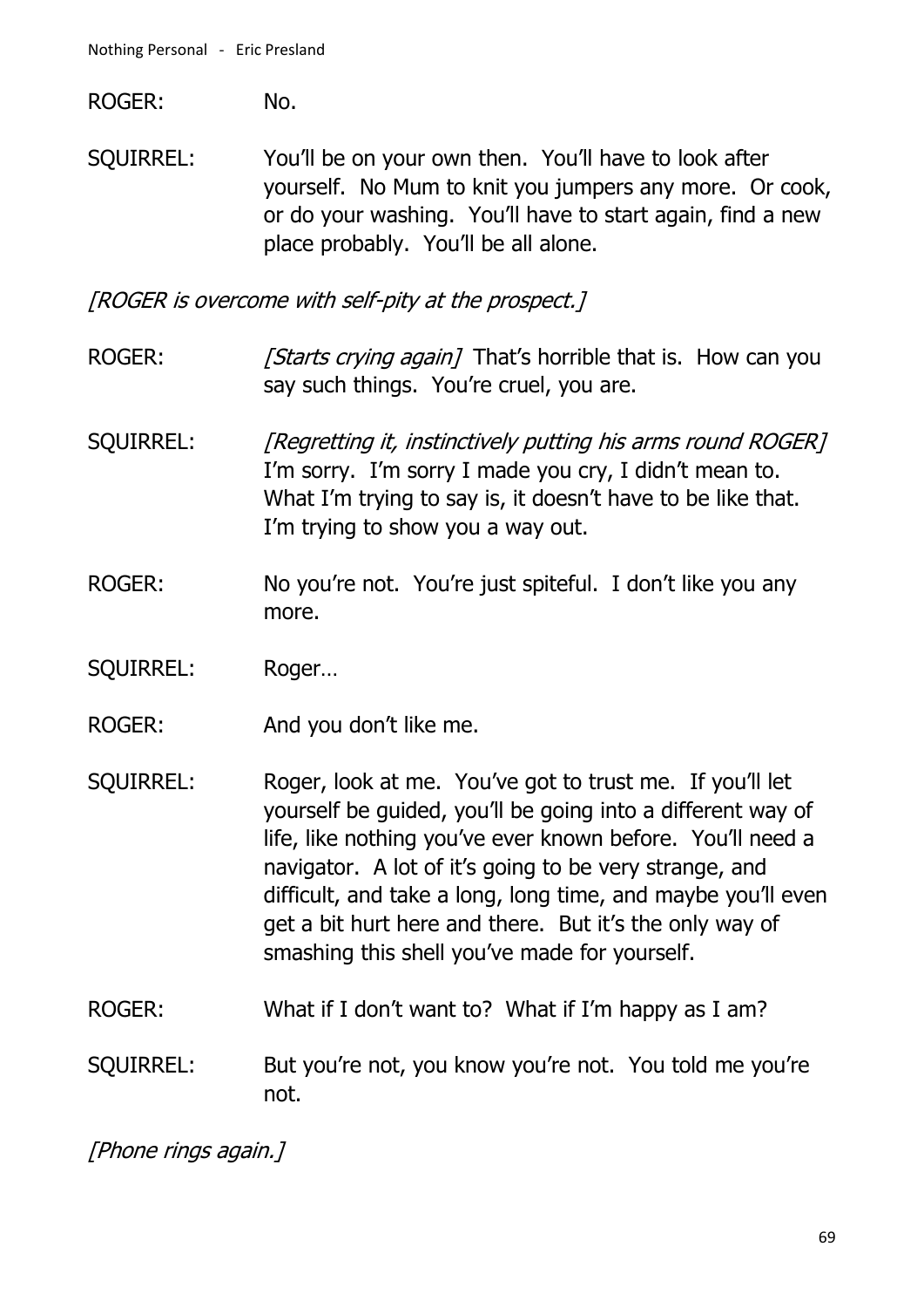ROGER: No.

SQUIRREL: You'll be on your own then. You'll have to look after yourself. No Mum to knit you jumpers any more. Or cook, or do your washing. You'll have to start again, find a new place probably. You'll be all alone.

*[ROGER is overcome with self-pity at the prospect.]*

ROGER: *[Starts crying again]* That's horrible that is. How can you say such things. You're cruel, you are.

SQUIRREL: *[Regretting it, instinctively putting his arms round ROGER]* I'm sorry. I'm sorry I made you cry, I didn't mean to. What I'm trying to say is, it doesn't have to be like that. I'm trying to show you a way out.

ROGER: No you're not. You're just spiteful. I don't like you any more.

SQUIRREL: Roger…

ROGER: And you don't like me.

SQUIRREL: Roger, look at me. You've got to trust me. If you'll let yourself be guided, you'll be going into a different way of life, like nothing you've ever known before. You'll need a navigator. A lot of it's going to be very strange, and difficult, and take a long, long time, and maybe you'll even get a bit hurt here and there. But it's the only way of smashing this shell you've made for yourself.

ROGER: What if I don't want to? What if I'm happy as I am?

SQUIRREL: But you're not, you know you're not. You told me you're not.

*[Phone rings again.]*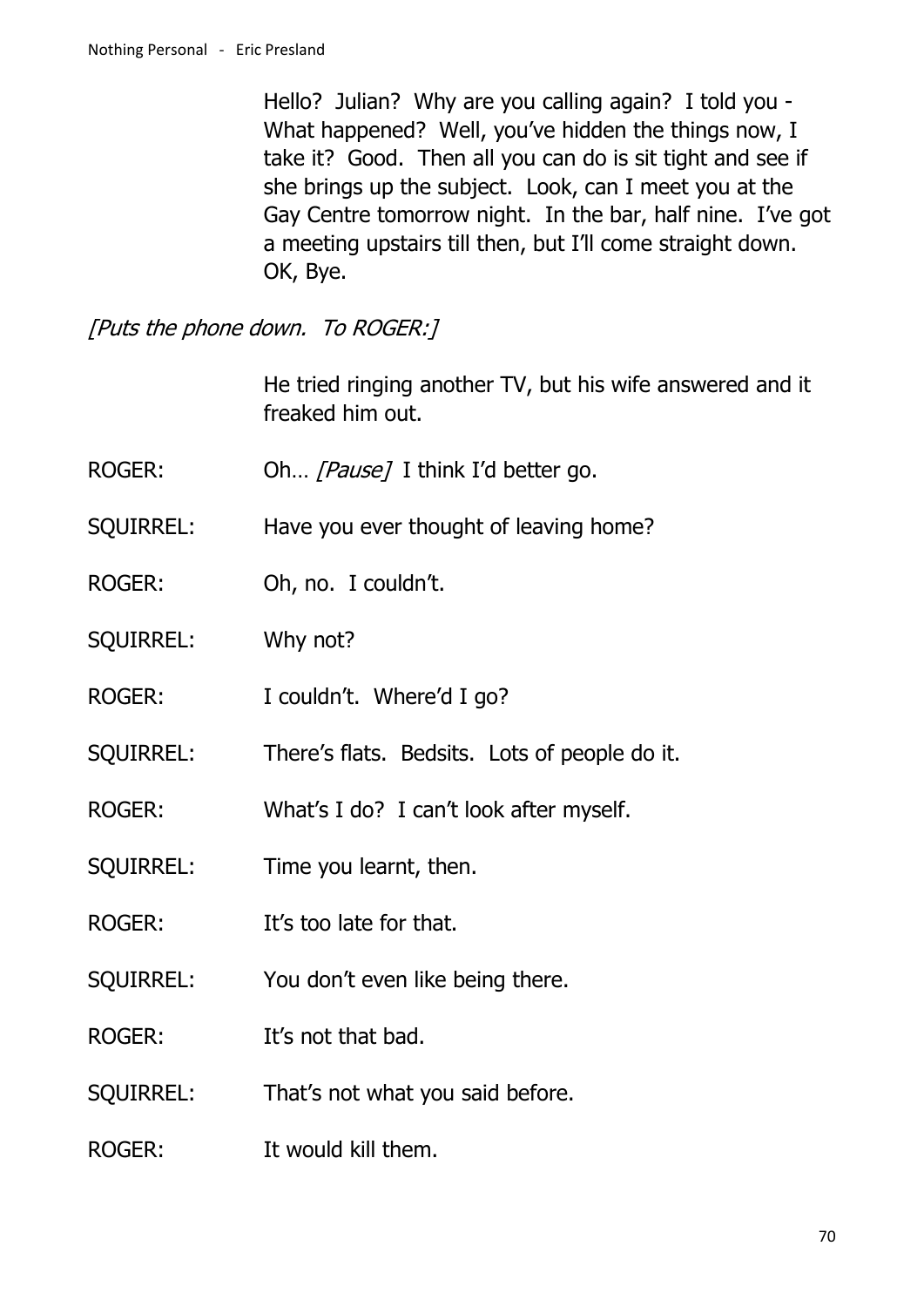Hello? Julian? Why are you calling again? I told you - What happened? Well, you've hidden the things now, I take it? Good. Then all you can do is sit tight and see if she brings up the subject. Look, can I meet you at the Gay Centre tomorrow night. In the bar, half nine. I've got a meeting upstairs till then, but I'll come straight down. OK, Bye.

*[Puts the phone down. To ROGER:]*

He tried ringing another TV, but his wife answered and it freaked him out.

ROGER: Oh… *[Pause]* I think I'd better go.

SQUIRREL: Have you ever thought of leaving home?

ROGER: Oh, no. I couldn't.

SQUIRREL: Why not?

ROGER: I couldn't. Where'd I go?

SQUIRREL: There's flats. Bedsits. Lots of people do it.

ROGER: What's I do? I can't look after myself.

SQUIRREL: Time you learnt, then.

ROGER: It's too late for that.

SQUIRREL: You don't even like being there.

ROGER: It's not that bad.

SQUIRREL: That's not what you said before.

ROGER: It would kill them.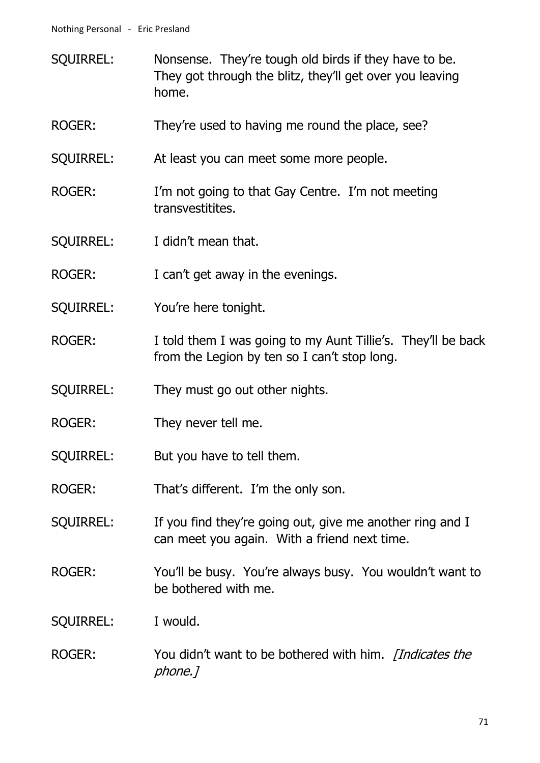SQUIRREL: Nonsense. They're tough old birds if they have to be. They got through the blitz, they'll get over you leaving home.

ROGER: They're used to having me round the place, see?

SQUIRREL: At least you can meet some more people.

ROGER: I'm not going to that Gay Centre. I'm not meeting transvestitites.

SQUIRREL: I didn't mean that.

ROGER: I can't get away in the evenings.

SQUIRREL: You're here tonight.

ROGER: I told them I was going to my Aunt Tillie's. They'll be back from the Legion by ten so I can't stop long.

SQUIRREL: They must go out other nights.

ROGER: They never tell me.

SQUIRREL: But you have to tell them.

ROGER: That's different. I'm the only son.

SQUIRREL: If you find they're going out, give me another ring and I can meet you again. With a friend next time.

ROGER: You'll be busy. You're always busy. You wouldn't want to be bothered with me.

SQUIRREL: I would.

ROGER: You didn't want to be bothered with him. *[Indicates the phone.]*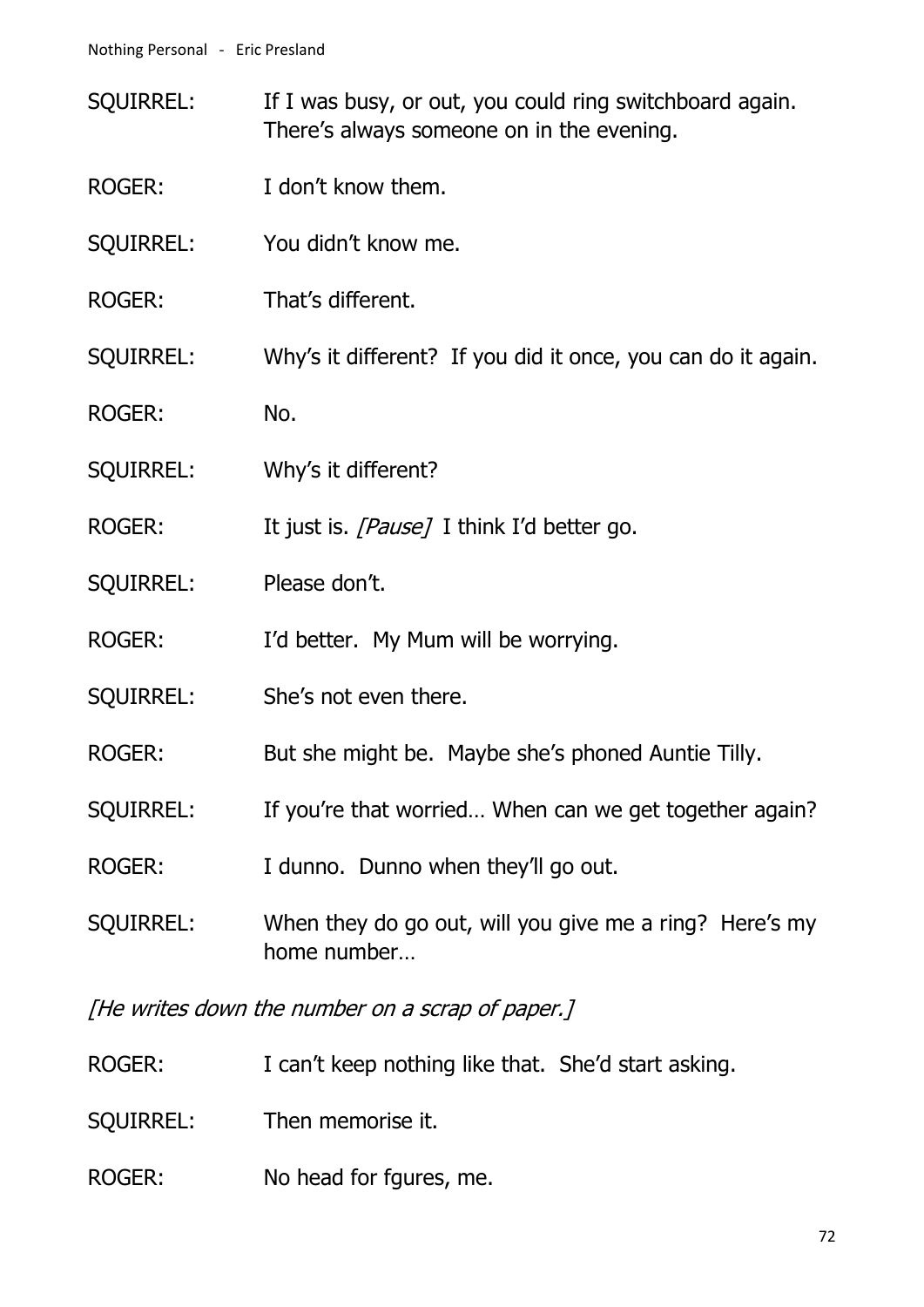SQUIRREL: If I was busy, or out, you could ring switchboard again. There's always someone on in the evening.

ROGER: I don't know them.

SQUIRREL: You didn't know me.

ROGER: That's different.

SQUIRREL: Why's it different? If you did it once, you can do it again.

ROGER: No.

SQUIRREL: Why's it different?

ROGER: It just is. *[Pause]* I think I'd better go.

SQUIRREL: Please don't.

ROGER: I'd better. My Mum will be worrying.

SQUIRREL: She's not even there.

ROGER: But she might be. Maybe she's phoned Auntie Tilly.

SQUIRREL: If you're that worried… When can we get together again?

ROGER: I dunno. Dunno when they'll go out.

SQUIRREL: When they do go out, will you give me a ring? Here's my home number…

*[He writes down the number on a scrap of paper.]*

ROGER: I can't keep nothing like that. She'd start asking.

SQUIRREL: Then memorise it.

ROGER: No head for fgures, me.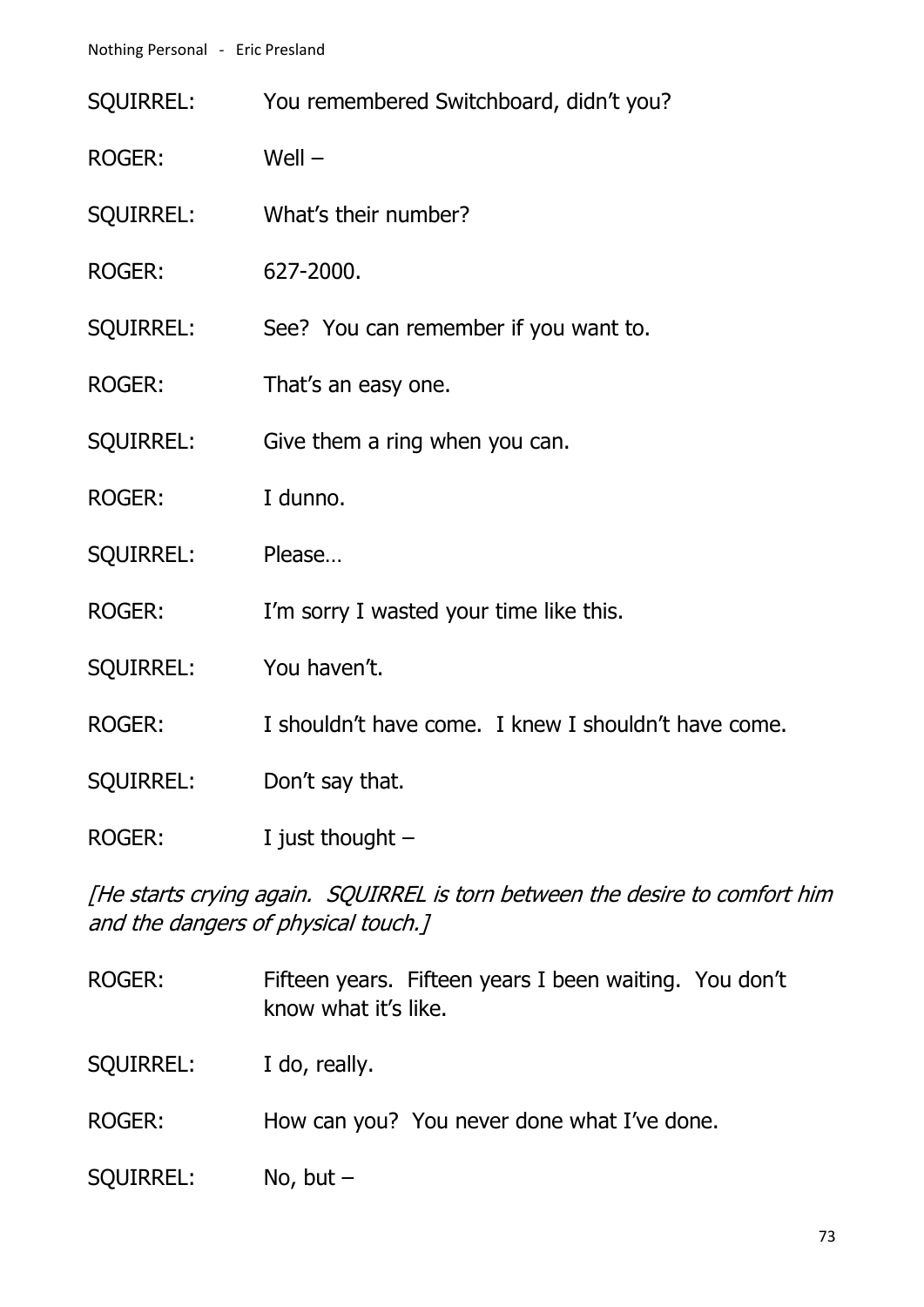SQUIRREL: You remembered Switchboard, didn't you?

ROGER: Well –

SQUIRREL: What's their number?

ROGER: 627-2000.

SQUIRREL: See? You can remember if you want to.

ROGER: That's an easy one.

SQUIRREL: Give them a ring when you can.

ROGER: I dunno.

SQUIRREL: Please…

ROGER: I'm sorry I wasted your time like this.

SQUIRREL: You haven't.

ROGER: I shouldn't have come. I knew I shouldn't have come.

SQUIRREL: Don't say that.

ROGER: I just thought –

*[He starts crying again. SQUIRREL is torn between the desire to comfort him and the dangers of physical touch.]*

ROGER: Fifteen years. Fifteen years I been waiting. You don't know what it's like.

SQUIRREL: I do, really.

ROGER: How can you? You never done what I've done.

SQUIRREL: No, but –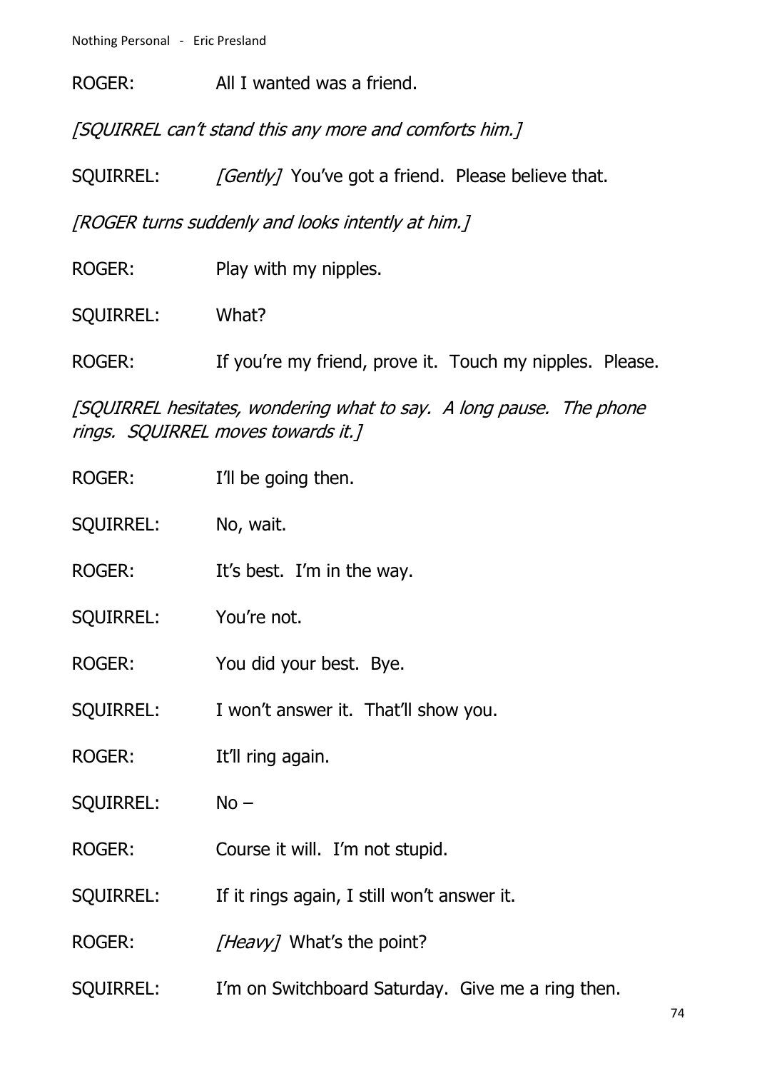ROGER: All I wanted was a friend.

*[SQUIRREL can't stand this any more and comforts him.]*

SQUIRREL: *[Gently]* You've got a friend. Please believe that.

*[ROGER turns suddenly and looks intently at him.]*

ROGER: Play with my nipples.

SQUIRREL: What?

ROGER: If you're my friend, prove it. Touch my nipples. Please.

*[SQUIRREL hesitates, wondering what to say. A long pause. The phone rings. SQUIRREL moves towards it.]*

ROGER: I'll be going then.

SQUIRREL: No, wait.

ROGER: It's best. I'm in the way.

SQUIRREL: You're not.

ROGER: You did your best. Bye.

SQUIRREL: I won't answer it. That'll show you.

ROGER: It'll ring again.

SQUIRREL: No –

ROGER: Course it will. I'm not stupid.

SQUIRREL: If it rings again, I still won't answer it.

ROGER: *[Heavy]* What's the point?

SQUIRREL: I'm on Switchboard Saturday. Give me a ring then.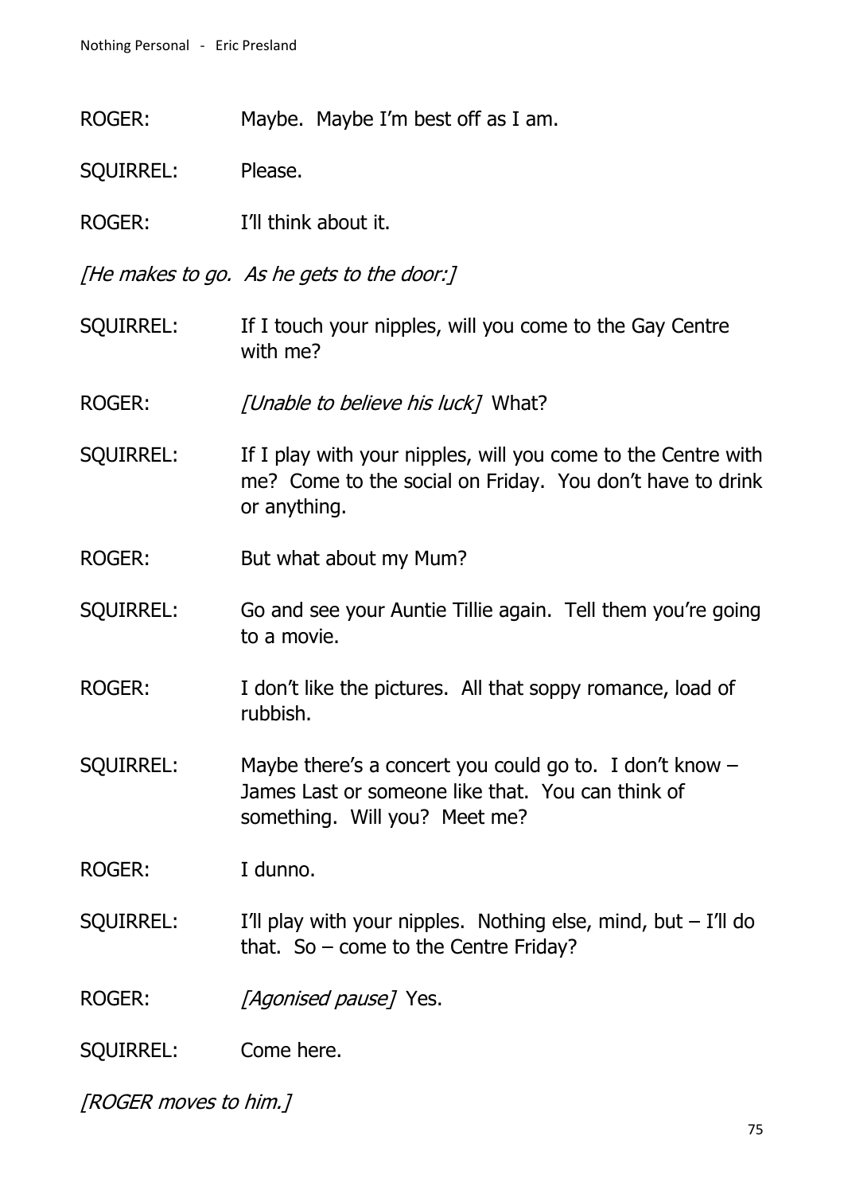ROGER: Maybe. Maybe I'm best off as I am.

SQUIRREL: Please.

ROGER: I'll think about it.

*[He makes to go. As he gets to the door:]*

SQUIRREL: If I touch your nipples, will you come to the Gay Centre with me?

ROGER: *[Unable to believe his luck]* What?

SQUIRREL: If I play with your nipples, will you come to the Centre with me? Come to the social on Friday. You don't have to drink or anything.

ROGER: But what about my Mum?

SQUIRREL: Go and see your Auntie Tillie again. Tell them you're going to a movie.

ROGER: I don't like the pictures. All that soppy romance, load of rubbish.

SQUIRREL: Maybe there's a concert you could go to. I don't know – James Last or someone like that. You can think of something. Will you? Meet me?

ROGER: I dunno.

SQUIRREL: I'll play with your nipples. Nothing else, mind, but – I'll do that. So – come to the Centre Friday?

ROGER: *[Agonised pause]* Yes.

SQUIRREL: Come here.

*[ROGER moves to him.]*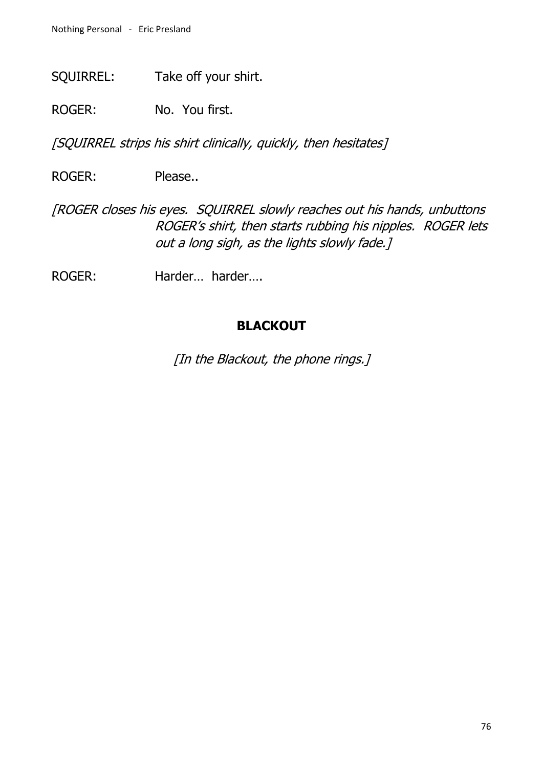SQUIRREL: Take off your shirt.

ROGER: No. You first.

*[SQUIRREL strips his shirt clinically, quickly, then hesitates]*

ROGER: Please..

*[ROGER closes his eyes. SQUIRREL slowly reaches out his hands, unbuttons ROGER's shirt, then starts rubbing his nipples. ROGER lets out a long sigh, as the lights slowly fade.]*

ROGER: Harder… harder….

**BLACKOUT**

*[In the Blackout, the phone rings.]*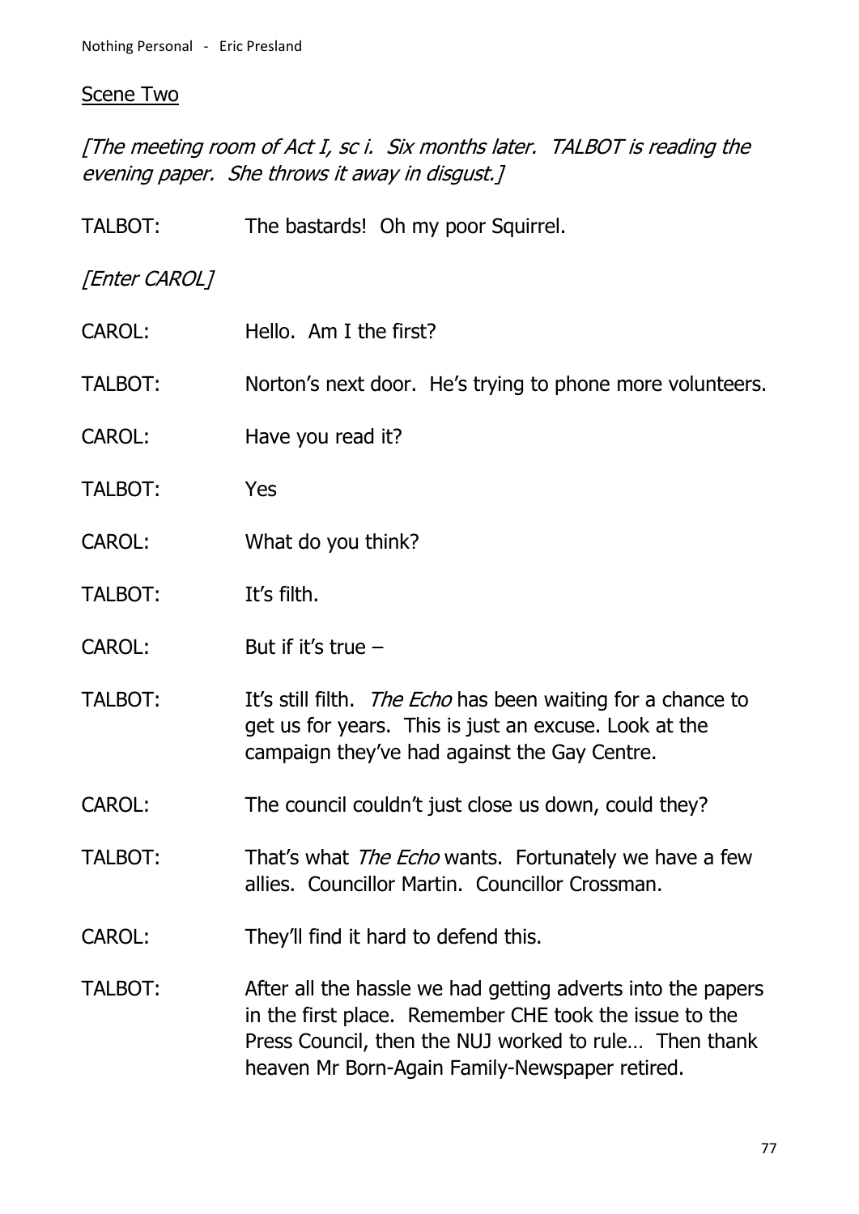Scene Two

*[The meeting room of Act I, sc i. Six months later. TALBOT is reading the evening paper. She throws it away in disgust.]*

TALBOT: The bastards! Oh my poor Squirrel.

*[Enter CAROL]*

CAROL: Hello. Am I the first?

TALBOT: Norton's next door. He's trying to phone more volunteers.

CAROL: Have you read it?

TALBOT: Yes

CAROL: What do you think?

TALBOT: It's filth.

CAROL: But if it's true –

TALBOT: It's still filth. *The Echo* has been waiting for a chance to get us for years. This is just an excuse. Look at the campaign they've had against the Gay Centre.

CAROL: The council couldn't just close us down, could they?

TALBOT: That's what *The Echo* wants. Fortunately we have a few allies. Councillor Martin. Councillor Crossman.

CAROL: They'll find it hard to defend this.

TALBOT: After all the hassle we had getting adverts into the papers in the first place. Remember CHE took the issue to the Press Council, then the NUJ worked to rule… Then thank heaven Mr Born-Again Family-Newspaper retired.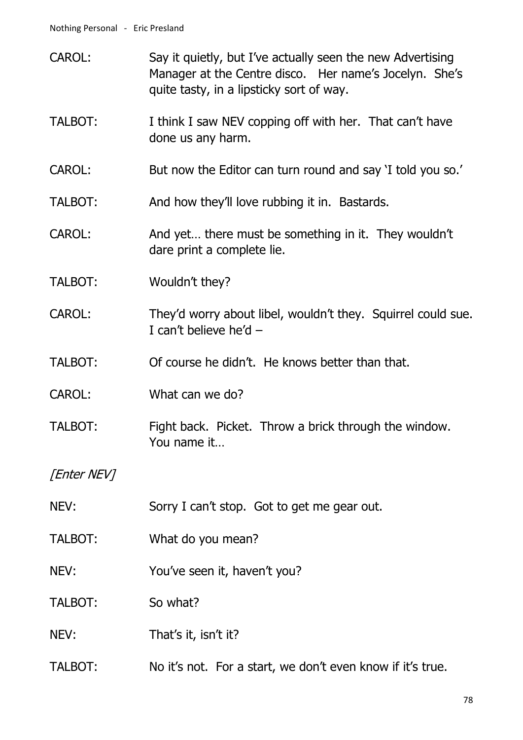CAROL: Say it quietly, but I've actually seen the new Advertising Manager at the Centre disco. Her name's Jocelyn. She's quite tasty, in a lipsticky sort of way.

TALBOT: I think I saw NEV copping off with her. That can't have done us any harm.

CAROL: But now the Editor can turn round and say 'I told you so.'

TALBOT: And how they'll love rubbing it in. Bastards.

CAROL: And yet… there must be something in it. They wouldn't dare print a complete lie.

TALBOT: Wouldn't they?

CAROL: They'd worry about libel, wouldn't they. Squirrel could sue. I can't believe he'd –

TALBOT: Of course he didn't. He knows better than that.

CAROL: What can we do?

TALBOT: Fight back. Picket. Throw a brick through the window. You name it…

*[Enter NEV]*

NEV: Sorry I can't stop. Got to get me gear out.

TALBOT: What do you mean?

NEV: You've seen it, haven't you?

TALBOT: So what?

NEV: That's it, isn't it?

TALBOT: No it's not. For a start, we don't even know if it's true.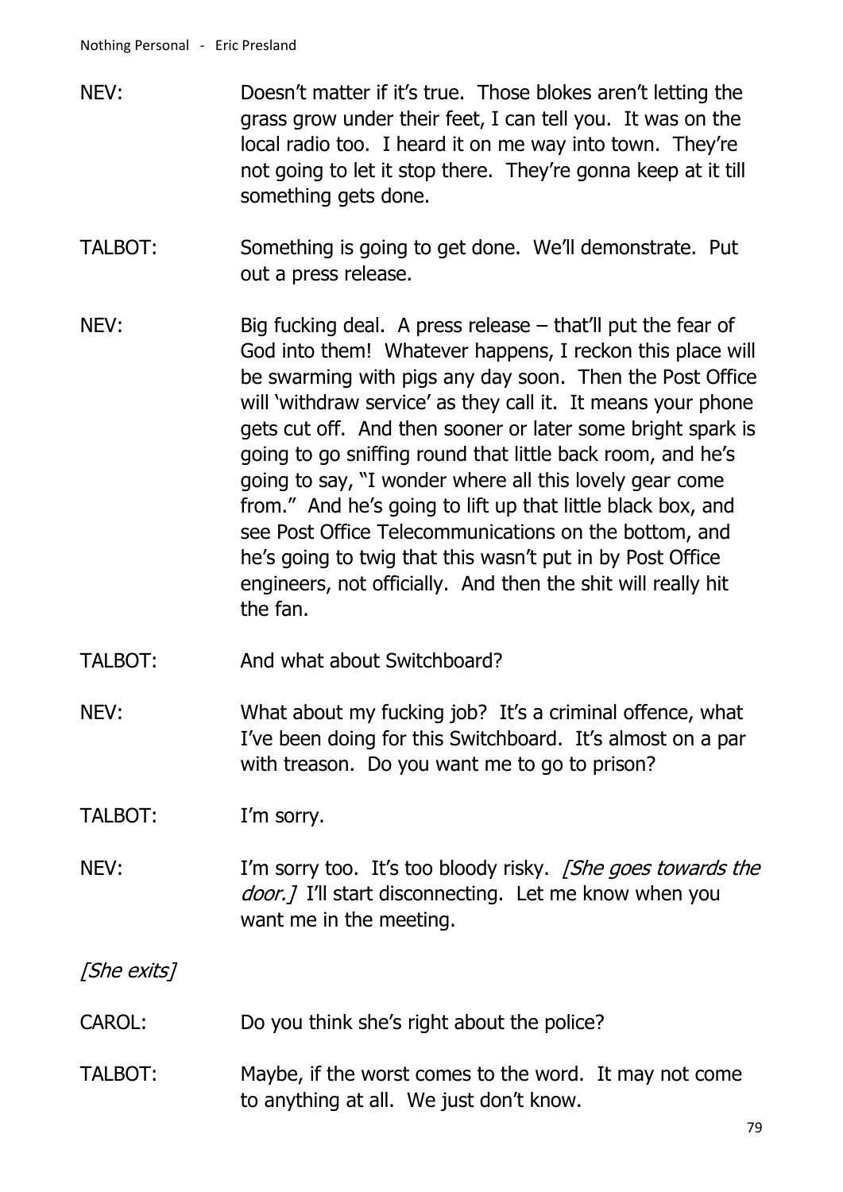NEV: Doesn't matter if it's true. Those blokes aren't letting the grass grow under their feet, I can tell you. It was on the local radio too. I heard it on me way into town. They're not going to let it stop there. They're gonna keep at it till something gets done.

TALBOT: Something is going to get done. We'll demonstrate. Put out a press release.

NEV: Big fucking deal. A press release – that'll put the fear of God into them! Whatever happens, I reckon this place will be swarming with pigs any day soon. Then the Post Office will 'withdraw service' as they call it. It means your phone gets cut off. And then sooner or later some bright spark is going to go sniffing round that little back room, and he's going to say, "I wonder where all this lovely gear come from." And he's going to lift up that little black box, and see Post Office Telecommunications on the bottom, and he's going to twig that this wasn't put in by Post Office engineers, not officially. And then the shit will really hit the fan.

TALBOT: And what about Switchboard?

NEV: What about my fucking job? It's a criminal offence, what I've been doing for this Switchboard. It's almost on a par with treason. Do you want me to go to prison?

TALBOT: I'm sorry.

NEV: I'm sorry too. It's too bloody risky. *[She goes towards the door.]* I'll start disconnecting. Let me know when you want me in the meeting.

*[She exits]*

CAROL: Do you think she's right about the police?

TALBOT: Maybe, if the worst comes to the word. It may not come to anything at all. We just don't know.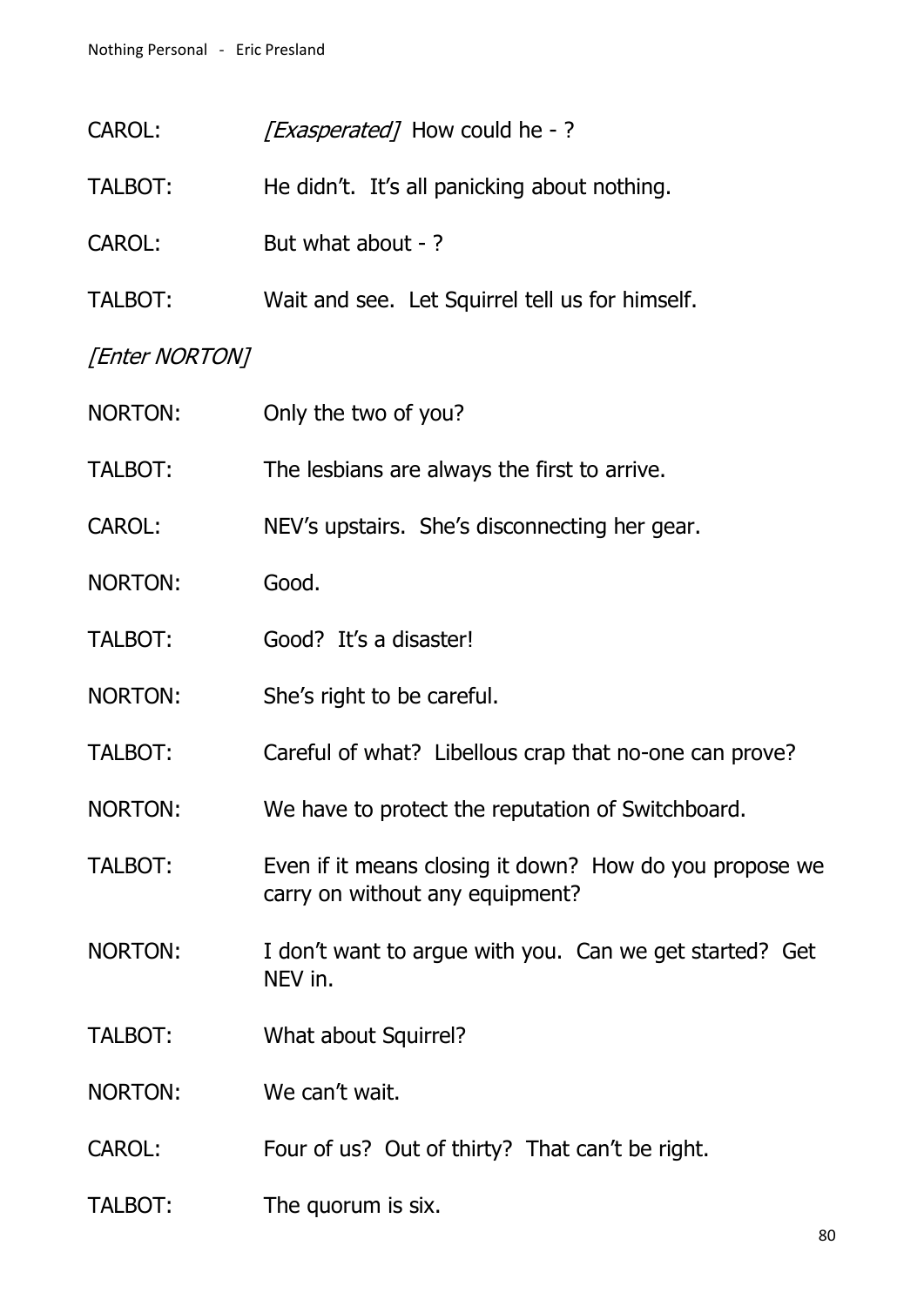CAROL: *[Exasperated]* How could he - ?

TALBOT: He didn't. It's all panicking about nothing.

CAROL: But what about - ?

TALBOT: Wait and see. Let Squirrel tell us for himself.

*[Enter NORTON]*

NORTON: Only the two of you?

TALBOT: The lesbians are always the first to arrive.

CAROL: NEV's upstairs. She's disconnecting her gear.

NORTON: Good.

TALBOT: Good? It's a disaster!

NORTON: She's right to be careful.

TALBOT: Careful of what? Libellous crap that no-one can prove?

NORTON: We have to protect the reputation of Switchboard.

TALBOT: Even if it means closing it down? How do you propose we carry on without any equipment?

NORTON: I don't want to argue with you. Can we get started? Get NEV in.

TALBOT: What about Squirrel?

NORTON: We can't wait.

CAROL: Four of us? Out of thirty? That can't be right.

TALBOT: The quorum is six.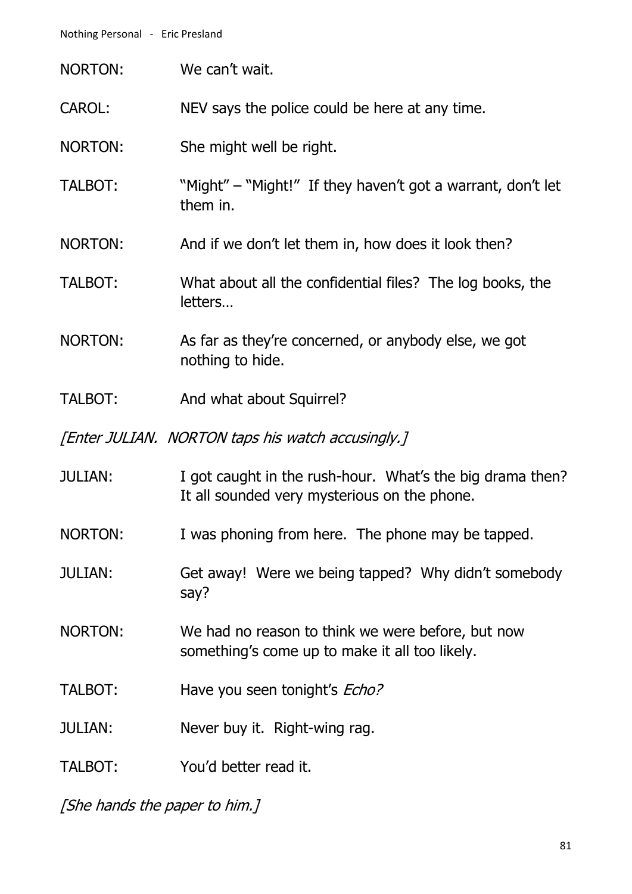NORTON: We can't wait.

CAROL: NEV says the police could be here at any time.

NORTON: She might well be right.

TALBOT: "Might" – "Might!" If they haven't got a warrant, don't let them in.

NORTON: And if we don't let them in, how does it look then?

TALBOT: What about all the confidential files? The log books, the letters…

NORTON: As far as they're concerned, or anybody else, we got nothing to hide.

TALBOT: And what about Squirrel?

*[Enter JULIAN. NORTON taps his watch accusingly.]*

JULIAN: I got caught in the rush-hour. What's the big drama then? It all sounded very mysterious on the phone.

NORTON: I was phoning from here. The phone may be tapped.

JULIAN: Get away! Were we being tapped? Why didn't somebody say?

NORTON: We had no reason to think we were before, but now something's come up to make it all too likely.

TALBOT: Have you seen tonight's *Echo?*

JULIAN: Never buy it. Right-wing rag.

TALBOT: You'd better read it.

*[She hands the paper to him.]*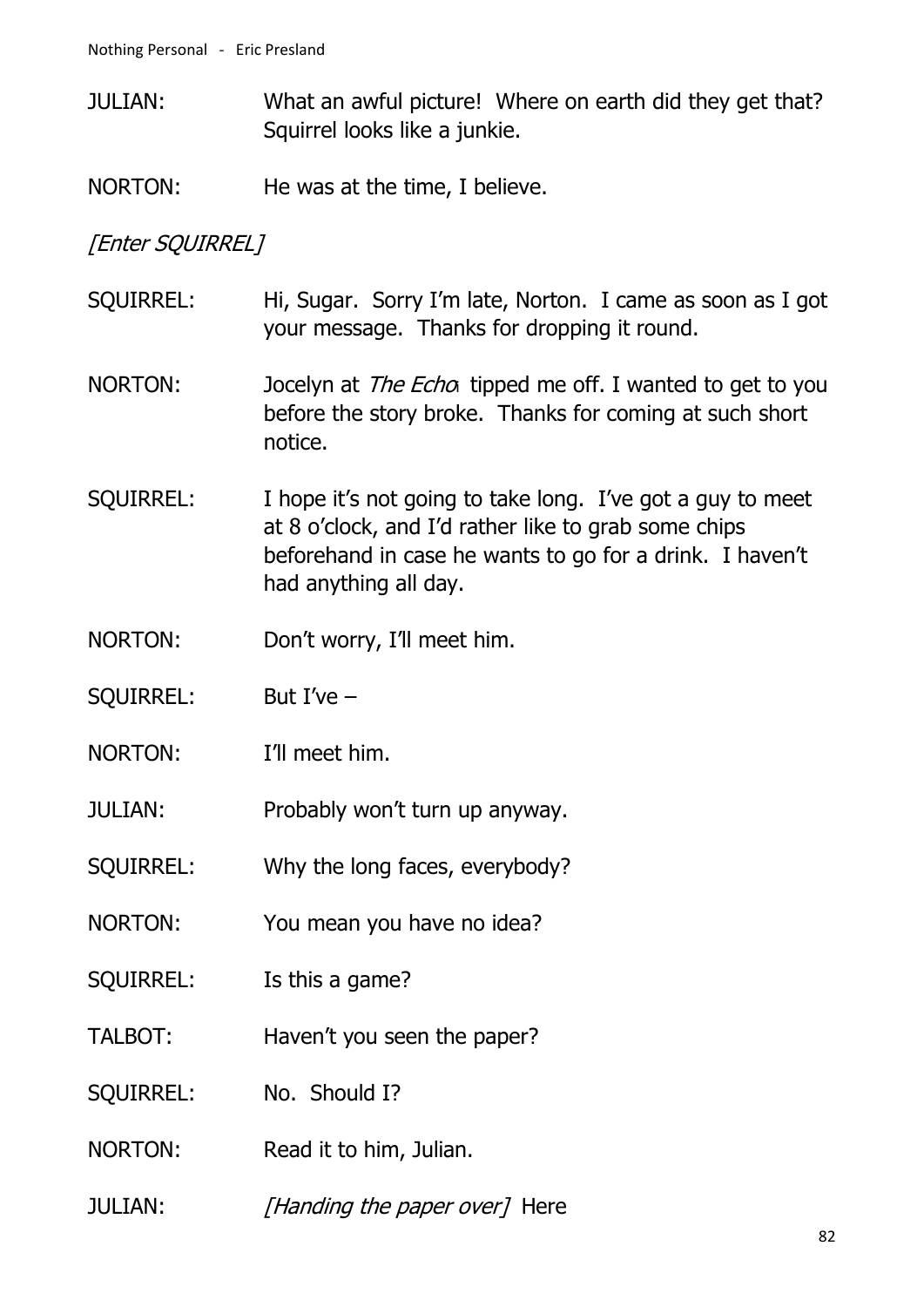JULIAN: What an awful picture! Where on earth did they get that? Squirrel looks like a junkie.

NORTON: He was at the time, I believe.

*[Enter SQUIRREL]*

SQUIRREL: Hi, Sugar. Sorry I'm late, Norton. I came as soon as I got your message. Thanks for dropping it round.

NORTON: Jocelyn at *The Echo* tipped me off. I wanted to get to you before the story broke. Thanks for coming at such short notice.

SQUIRREL: I hope it's not going to take long. I've got a guy to meet at 8 o'clock, and I'd rather like to grab some chips beforehand in case he wants to go for a drink. I haven't had anything all day.

NORTON: Don't worry, I'll meet him.

SQUIRREL: But I've –

NORTON: I'll meet him.

JULIAN: Probably won't turn up anyway.

SQUIRREL: Why the long faces, everybody?

NORTON: You mean you have no idea?

SQUIRREL: Is this a game?

TALBOT: Haven't you seen the paper?

SQUIRREL: No. Should I?

NORTON: Read it to him, Julian.

JULIAN: *[Handing the paper over]* Here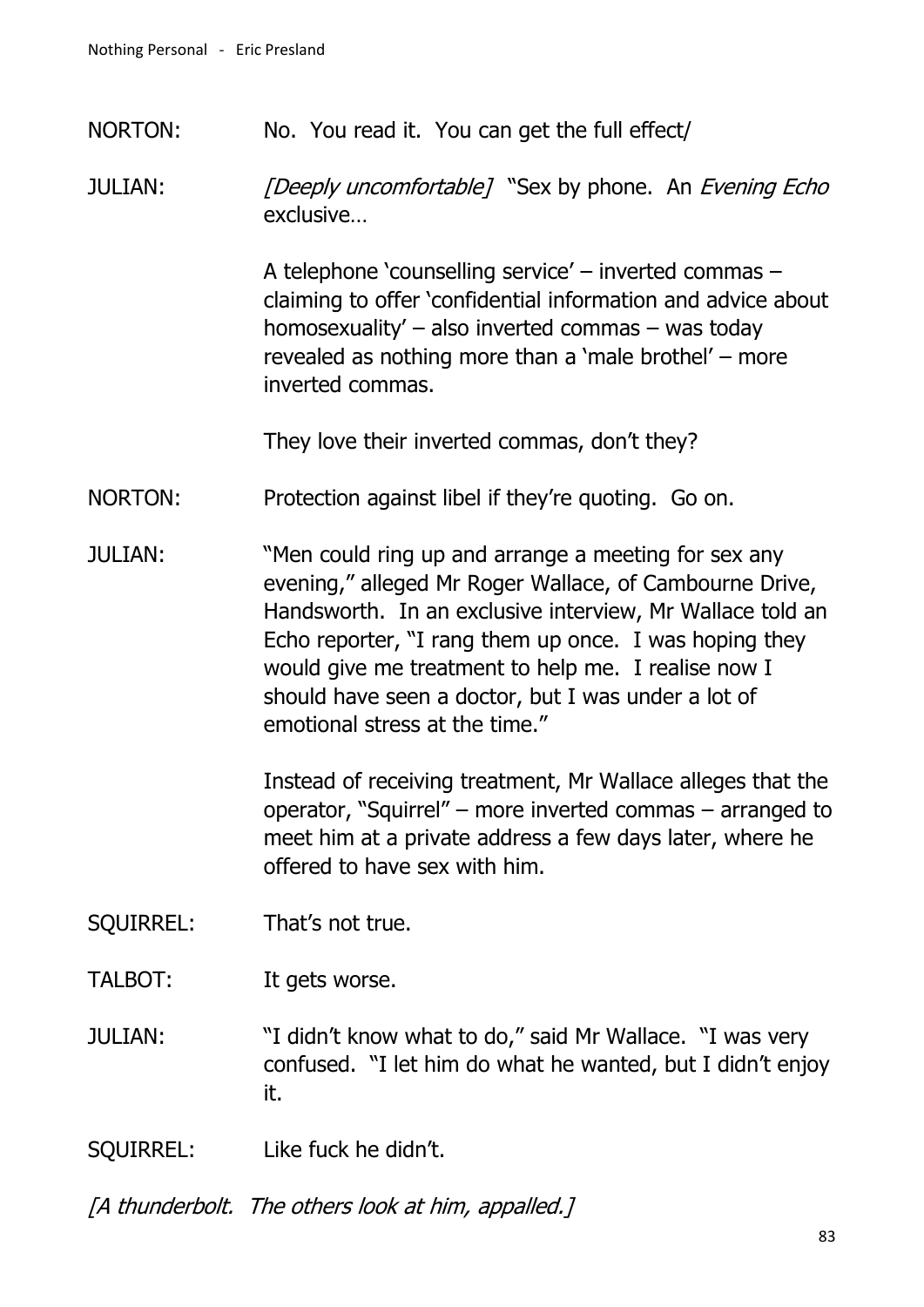NORTON: No. You read it. You can get the full effect/

JULIAN: *[Deeply uncomfortable]* "Sex by phone. An *Evening Echo* exclusive…

A telephone 'counselling service' – inverted commas – claiming to offer 'confidential information and advice about homosexuality' – also inverted commas – was today revealed as nothing more than a 'male brothel' – more inverted commas.

They love their inverted commas, don't they?

NORTON: Protection against libel if they're quoting. Go on.

JULIAN: "Men could ring up and arrange a meeting for sex any evening," alleged Mr Roger Wallace, of Cambourne Drive, Handsworth. In an exclusive interview, Mr Wallace told an Echo reporter, "I rang them up once. I was hoping they would give me treatment to help me. I realise now I should have seen a doctor, but I was under a lot of emotional stress at the time."

Instead of receiving treatment, Mr Wallace alleges that the operator, "Squirrel" – more inverted commas – arranged to meet him at a private address a few days later, where he offered to have sex with him.

SQUIRREL: That's not true.

TALBOT: It gets worse.

JULIAN: "I didn't know what to do," said Mr Wallace. "I was very confused. "I let him do what he wanted, but I didn't enjoy it.

SQUIRREL: Like fuck he didn't.

*[A thunderbolt. The others look at him, appalled.]*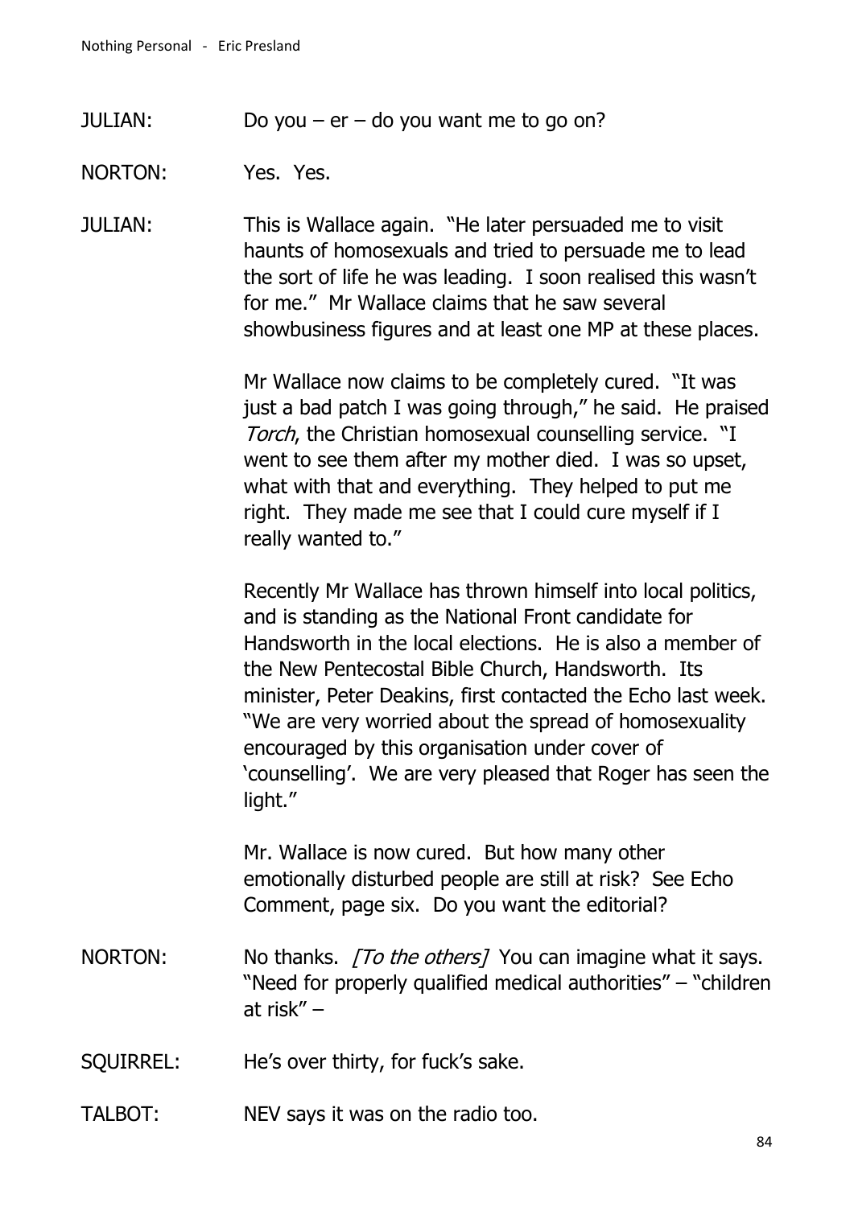JULIAN: Do you – er – do you want me to go on?

NORTON: Yes. Yes.

JULIAN: This is Wallace again. "He later persuaded me to visit haunts of homosexuals and tried to persuade me to lead the sort of life he was leading. I soon realised this wasn't for me." Mr Wallace claims that he saw several showbusiness figures and at least one MP at these places.

Mr Wallace now claims to be completely cured. "It was just a bad patch I was going through," he said. He praised *Torch*, the Christian homosexual counselling service. "I went to see them after my mother died. I was so upset, what with that and everything. They helped to put me right. They made me see that I could cure myself if I really wanted to."

Recently Mr Wallace has thrown himself into local politics, and is standing as the National Front candidate for Handsworth in the local elections. He is also a member of the New Pentecostal Bible Church, Handsworth. Its minister, Peter Deakins, first contacted the Echo last week. "We are very worried about the spread of homosexuality encouraged by this organisation under cover of 'counselling'. We are very pleased that Roger has seen the light."

Mr. Wallace is now cured. But how many other emotionally disturbed people are still at risk? See Echo Comment, page six. Do you want the editorial?

NORTON: No thanks. *[To the others]* You can imagine what it says. "Need for properly qualified medical authorities" – "children at risk" –

SQUIRREL: He's over thirty, for fuck's sake.

TALBOT: NEV says it was on the radio too.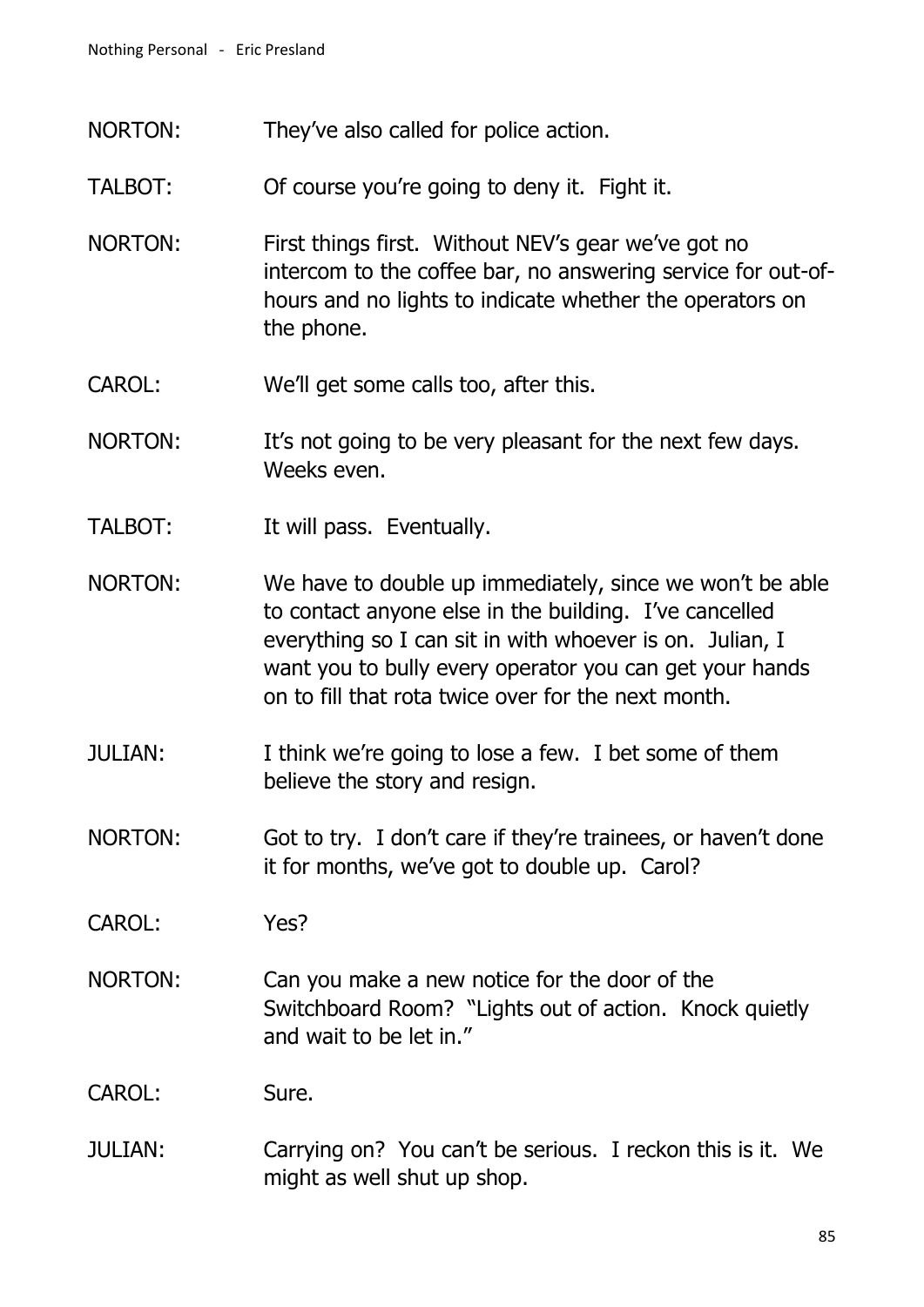NORTON: They've also called for police action.

TALBOT: Of course you're going to deny it. Fight it.

NORTON: First things first. Without NEV's gear we've got no intercom to the coffee bar, no answering service for out-of-hours and no lights to indicate whether the operators on the phone.

CAROL: We'll get some calls too, after this.

NORTON: It's not going to be very pleasant for the next few days. Weeks even.

TALBOT: It will pass. Eventually.

NORTON: We have to double up immediately, since we won't be able to contact anyone else in the building. I've cancelled everything so I can sit in with whoever is on. Julian, I want you to bully every operator you can get your hands on to fill that rota twice over for the next month.

JULIAN: I think we're going to lose a few. I bet some of them believe the story and resign.

NORTON: Got to try. I don't care if they're trainees, or haven't done it for months, we've got to double up. Carol?

CAROL: Yes?

NORTON: Can you make a new notice for the door of the Switchboard Room? "Lights out of action. Knock quietly and wait to be let in."

CAROL: Sure.

JULIAN: Carrying on? You can't be serious. I reckon this is it. We might as well shut up shop.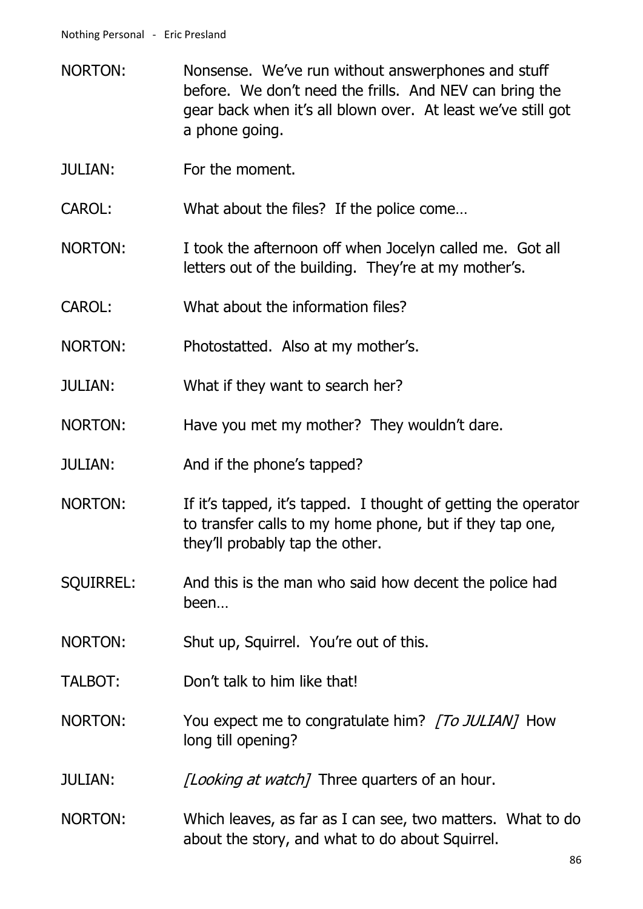NORTON: Nonsense. We've run without answerphones and stuff before. We don't need the frills. And NEV can bring the gear back when it's all blown over. At least we've still got a phone going.

JULIAN: For the moment.

CAROL: What about the files? If the police come…

NORTON: I took the afternoon off when Jocelyn called me. Got all letters out of the building. They're at my mother's.

CAROL: What about the information files?

NORTON: Photostatted. Also at my mother's.

JULIAN: What if they want to search her?

NORTON: Have you met my mother? They wouldn't dare.

JULIAN: And if the phone's tapped?

NORTON: If it's tapped, it's tapped. I thought of getting the operator to transfer calls to my home phone, but if they tap one, they'll probably tap the other.

SQUIRREL: And this is the man who said how decent the police had been…

NORTON: Shut up, Squirrel. You're out of this.

TALBOT: Don't talk to him like that!

NORTON: You expect me to congratulate him? *[To JULIAN]* How long till opening?

JULIAN: *[Looking at watch]* Three quarters of an hour.

NORTON: Which leaves, as far as I can see, two matters. What to do about the story, and what to do about Squirrel.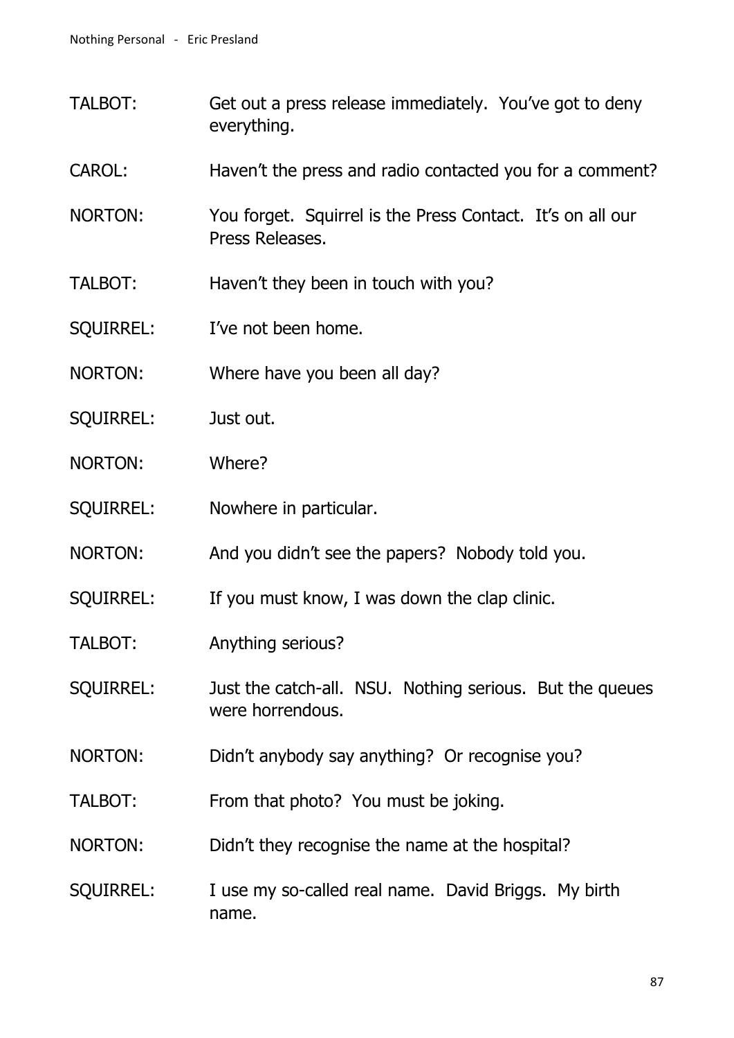TALBOT: Get out a press release immediately. You've got to deny everything.

CAROL: Haven't the press and radio contacted you for a comment?

NORTON: You forget. Squirrel is the Press Contact. It's on all our Press Releases.

TALBOT: Haven't they been in touch with you?

SQUIRREL: I've not been home.

NORTON: Where have you been all day?

SQUIRREL: Just out.

NORTON: Where?

SQUIRREL: Nowhere in particular.

NORTON: And you didn't see the papers? Nobody told you.

SQUIRREL: If you must know, I was down the clap clinic.

TALBOT: Anything serious?

SQUIRREL: Just the catch-all. NSU. Nothing serious. But the queues were horrendous.

NORTON: Didn't anybody say anything? Or recognise you?

TALBOT: From that photo? You must be joking.

NORTON: Didn't they recognise the name at the hospital?

SQUIRREL: I use my so-called real name. David Briggs. My birth name.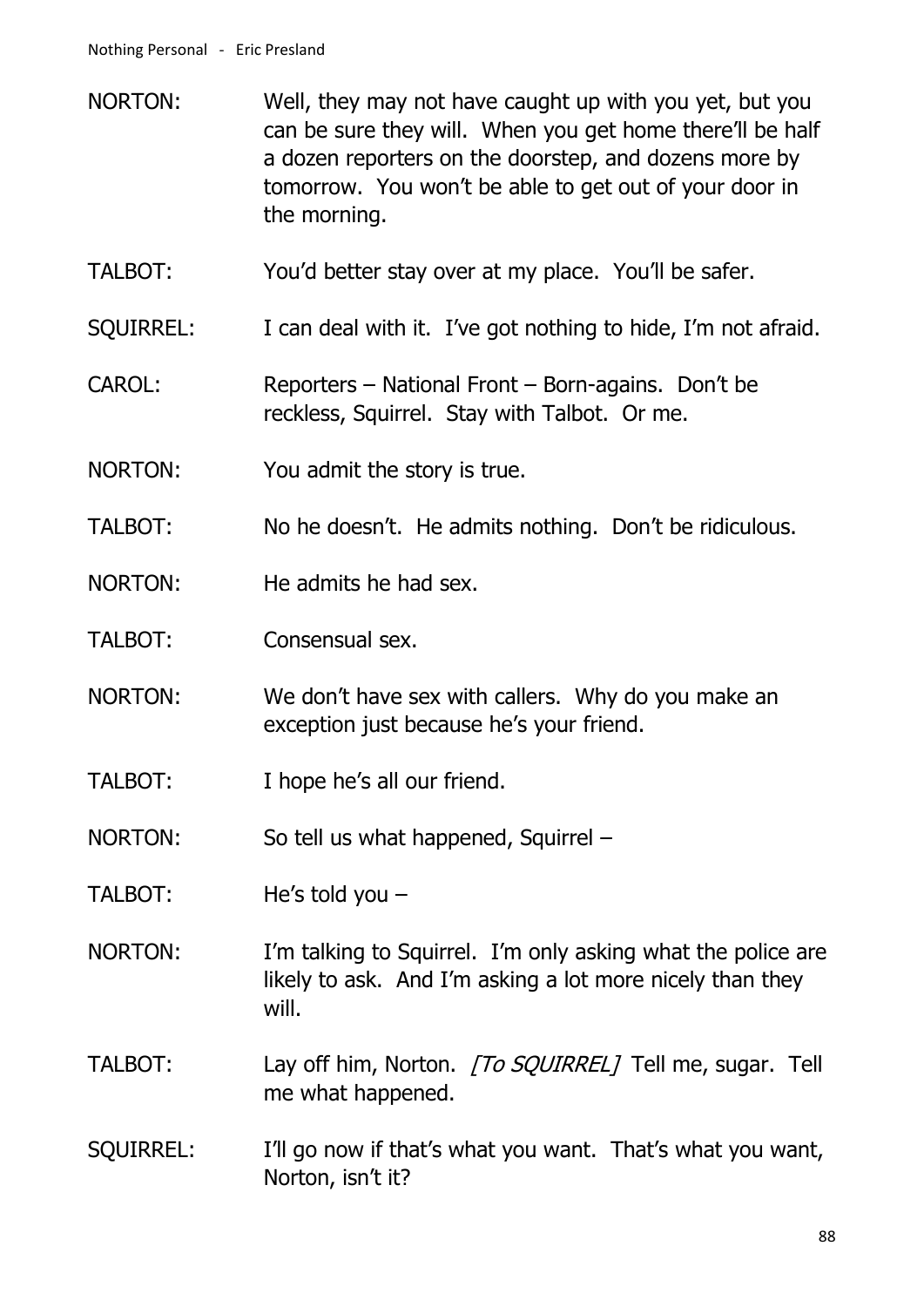NORTON: Well, they may not have caught up with you yet, but you can be sure they will. When you get home there'll be half a dozen reporters on the doorstep, and dozens more by tomorrow. You won't be able to get out of your door in the morning.

TALBOT: You'd better stay over at my place. You'll be safer.

SQUIRREL: I can deal with it. I've got nothing to hide, I'm not afraid.

CAROL: Reporters – National Front – Born-agains. Don't be reckless, Squirrel. Stay with Talbot. Or me.

NORTON: You admit the story is true.

TALBOT: No he doesn't. He admits nothing. Don't be ridiculous.

NORTON: He admits he had sex.

TALBOT: Consensual sex.

NORTON: We don't have sex with callers. Why do you make an exception just because he's your friend.

TALBOT: I hope he's all our friend.

NORTON: So tell us what happened, Squirrel –

TALBOT: He's told you –

NORTON: I'm talking to Squirrel. I'm only asking what the police are likely to ask. And I'm asking a lot more nicely than they will.

TALBOT: Lay off him, Norton. *[To SQUIRREL]* Tell me, sugar. Tell me what happened.

SQUIRREL: I'll go now if that's what you want. That's what you want, Norton, isn't it?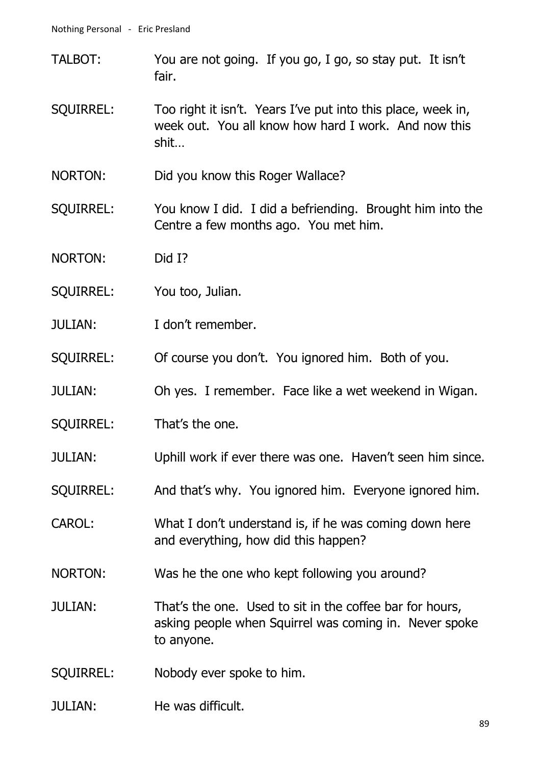TALBOT: You are not going. If you go, I go, so stay put. It isn't fair.

SQUIRREL: Too right it isn't. Years I've put into this place, week in, week out. You all know how hard I work. And now this shit…

NORTON: Did you know this Roger Wallace?

SQUIRREL: You know I did. I did a befriending. Brought him into the Centre a few months ago. You met him.

NORTON: Did I?

SQUIRREL: You too, Julian.

JULIAN: I don't remember.

SQUIRREL: Of course you don't. You ignored him. Both of you.

JULIAN: Oh yes. I remember. Face like a wet weekend in Wigan.

SQUIRREL: That's the one.

JULIAN: Uphill work if ever there was one. Haven't seen him since.

SQUIRREL: And that's why. You ignored him. Everyone ignored him.

CAROL: What I don't understand is, if he was coming down here and everything, how did this happen?

NORTON: Was he the one who kept following you around?

JULIAN: That's the one. Used to sit in the coffee bar for hours, asking people when Squirrel was coming in. Never spoke to anyone.

SQUIRREL: Nobody ever spoke to him.

JULIAN: He was difficult.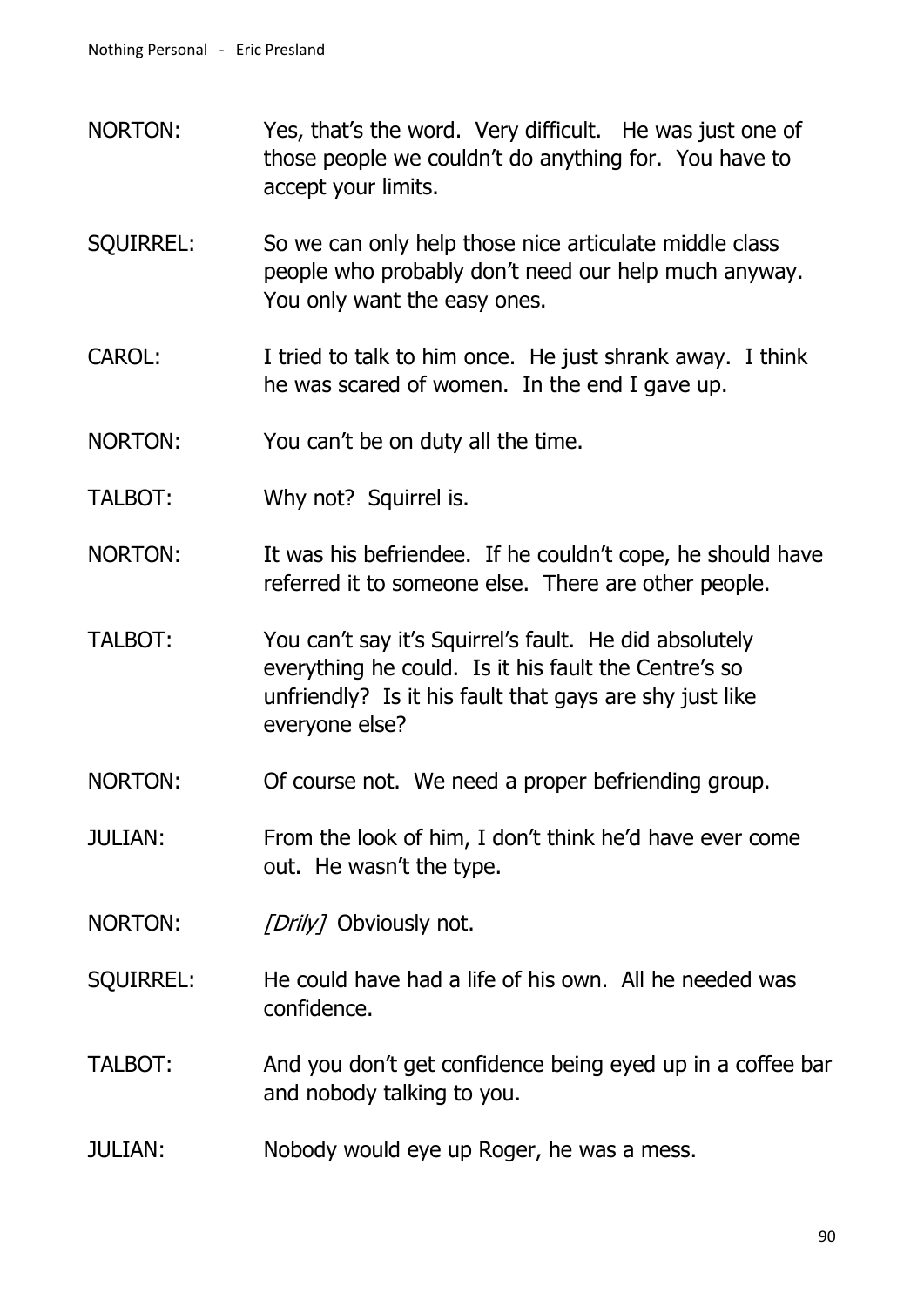NORTON: Yes, that's the word. Very difficult. He was just one of those people we couldn't do anything for. You have to accept your limits.

SQUIRREL: So we can only help those nice articulate middle class people who probably don't need our help much anyway. You only want the easy ones.

CAROL: I tried to talk to him once. He just shrank away. I think he was scared of women. In the end I gave up.

NORTON: You can't be on duty all the time.

TALBOT: Why not? Squirrel is.

NORTON: It was his befriendee. If he couldn't cope, he should have referred it to someone else. There are other people.

TALBOT: You can't say it's Squirrel's fault. He did absolutely everything he could. Is it his fault the Centre's so unfriendly? Is it his fault that gays are shy just like everyone else?

NORTON: Of course not. We need a proper befriending group.

JULIAN: From the look of him, I don't think he'd have ever come out. He wasn't the type.

NORTON: *[Drily]* Obviously not.

SQUIRREL: He could have had a life of his own. All he needed was confidence.

TALBOT: And you don't get confidence being eyed up in a coffee bar and nobody talking to you.

JULIAN: Nobody would eye up Roger, he was a mess.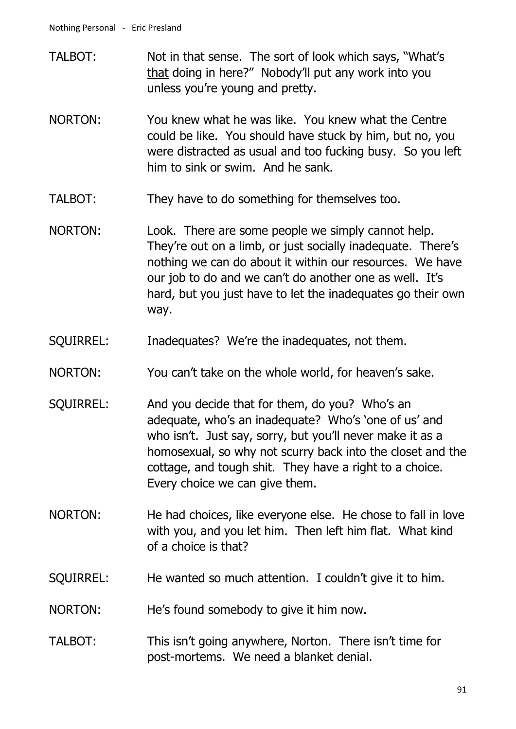TALBOT: Not in that sense. The sort of look which says, "What's <u>that</u> doing in here?" Nobody'll put any work into you unless you're young and pretty.

NORTON: You knew what he was like. You knew what the Centre could be like. You should have stuck by him, but no, you were distracted as usual and too fucking busy. So you left him to sink or swim. And he sank.

TALBOT: They have to do something for themselves too.

NORTON: Look. There are some people we simply cannot help. They're out on a limb, or just socially inadequate. There's nothing we can do about it within our resources. We have our job to do and we can't do another one as well. It's hard, but you just have to let the inadequates go their own way.

SQUIRREL: Inadequates? We're the inadequates, not them.

NORTON: You can't take on the whole world, for heaven's sake.

SQUIRREL: And you decide that for them, do you? Who's an adequate, who's an inadequate? Who's 'one of us' and who isn't. Just say, sorry, but you'll never make it as a homosexual, so why not scurry back into the closet and the cottage, and tough shit. They have a right to a choice. Every choice we can give them.

NORTON: He had choices, like everyone else. He chose to fall in love with you, and you let him. Then left him flat. What kind of a choice is that?

SQUIRREL: He wanted so much attention. I couldn't give it to him.

NORTON: He's found somebody to give it him now.

TALBOT: This isn't going anywhere, Norton. There isn't time for post-mortems. We need a blanket denial.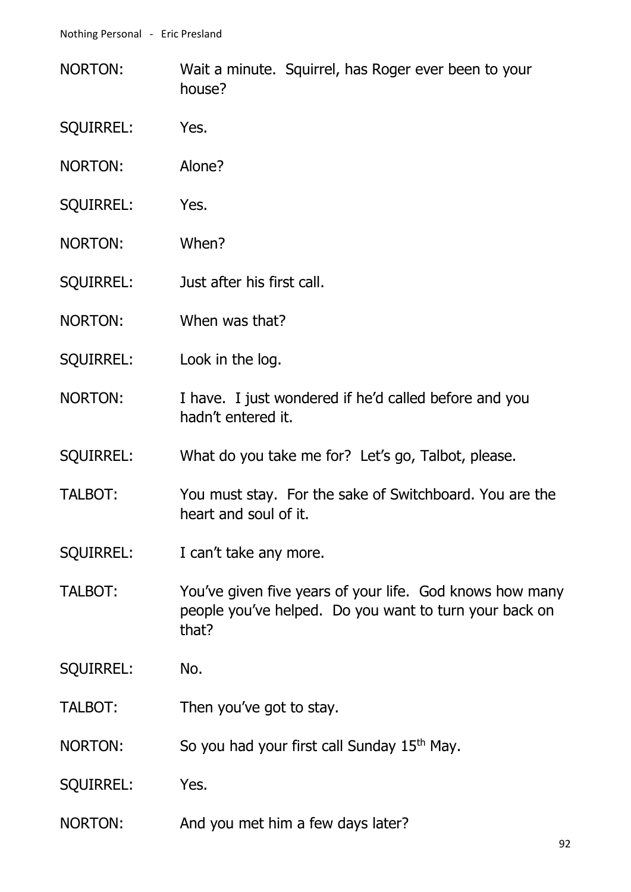NORTON: Wait a minute. Squirrel, has Roger ever been to your house?

SQUIRREL: Yes.

NORTON: Alone?

SQUIRREL: Yes.

NORTON: When?

SQUIRREL: Just after his first call.

NORTON: When was that?

SQUIRREL: Look in the log.

NORTON: I have. I just wondered if he'd called before and you hadn't entered it.

SQUIRREL: What do you take me for? Let's go, Talbot, please.

TALBOT: You must stay. For the sake of Switchboard. You are the heart and soul of it.

SQUIRREL: I can't take any more.

TALBOT: You've given five years of your life. God knows how many people you've helped. Do you want to turn your back on that?

SQUIRREL: No.

TALBOT: Then you've got to stay.

NORTON: So you had your first call Sunday 15th May.

SQUIRREL: Yes.

NORTON: And you met him a few days later?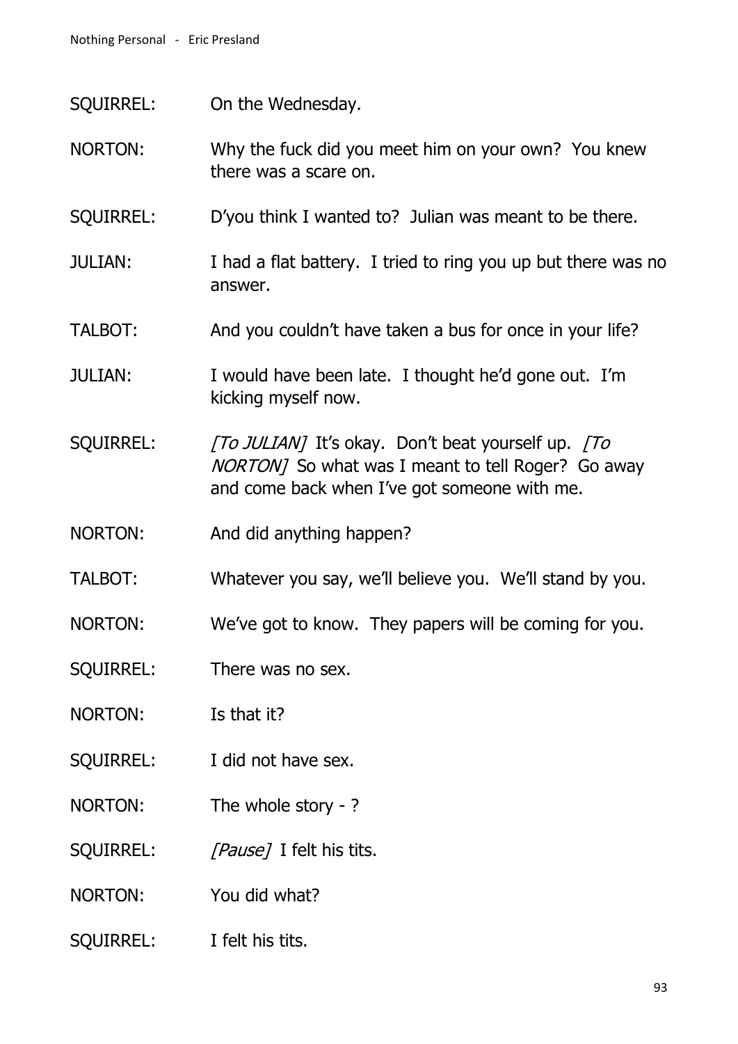SQUIRREL: On the Wednesday.

NORTON: Why the fuck did you meet him on your own? You knew there was a scare on.

SQUIRREL: D'you think I wanted to? Julian was meant to be there.

JULIAN: I had a flat battery. I tried to ring you up but there was no answer.

TALBOT: And you couldn't have taken a bus for once in your life?

JULIAN: I would have been late. I thought he'd gone out. I'm kicking myself now.

SQUIRREL: *[To JULIAN]* It's okay. Don't beat yourself up. *[To NORTON]* So what was I meant to tell Roger? Go away and come back when I've got someone with me.

NORTON: And did anything happen?

TALBOT: Whatever you say, we'll believe you. We'll stand by you.

NORTON: We've got to know. They papers will be coming for you.

SQUIRREL: There was no sex.

NORTON: Is that it?

SQUIRREL: I did not have sex.

NORTON: The whole story - ?

SQUIRREL: *[Pause]* I felt his tits.

NORTON: You did what?

SQUIRREL: I felt his tits.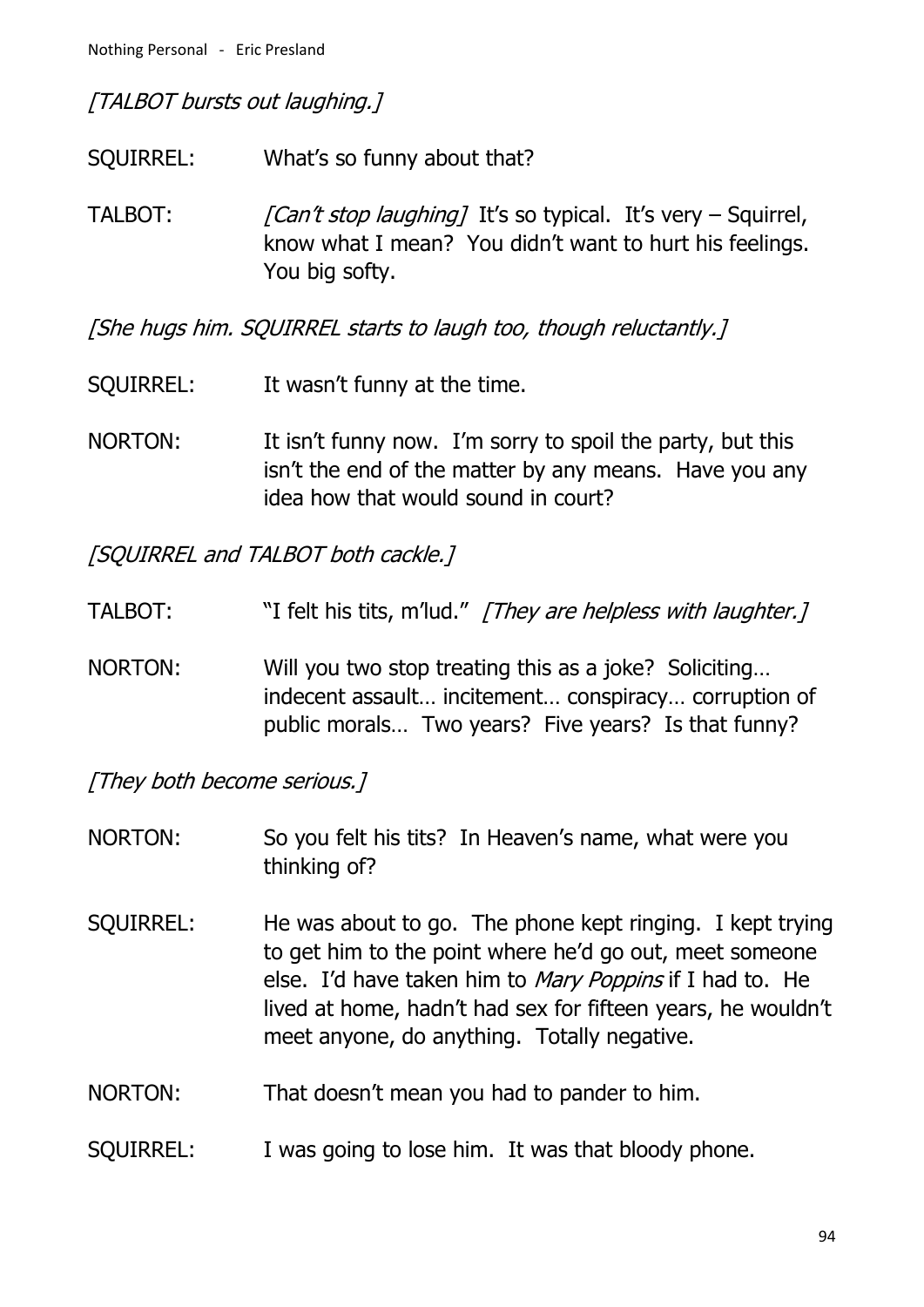*[TALBOT bursts out laughing.]*

SQUIRREL: What's so funny about that?

TALBOT: *[Can't stop laughing]* It's so typical. It's very – Squirrel, know what I mean? You didn't want to hurt his feelings. You big softy.

*[She hugs him. SQUIRREL starts to laugh too, though reluctantly.]*

SQUIRREL: It wasn't funny at the time.

NORTON: It isn't funny now. I'm sorry to spoil the party, but this isn't the end of the matter by any means. Have you any idea how that would sound in court?

*[SQUIRREL and TALBOT both cackle.]*

TALBOT: "I felt his tits, m'lud." *[They are helpless with laughter.]*

NORTON: Will you two stop treating this as a joke? Soliciting… indecent assault… incitement… conspiracy… corruption of public morals… Two years? Five years? Is that funny?

*[They both become serious.]*

NORTON: So you felt his tits? In Heaven's name, what were you thinking of?

SQUIRREL: He was about to go. The phone kept ringing. I kept trying to get him to the point where he'd go out, meet someone else. I'd have taken him to *Mary Poppins* if I had to. He lived at home, hadn't had sex for fifteen years, he wouldn't meet anyone, do anything. Totally negative.

NORTON: That doesn't mean you had to pander to him.

SQUIRREL: I was going to lose him. It was that bloody phone.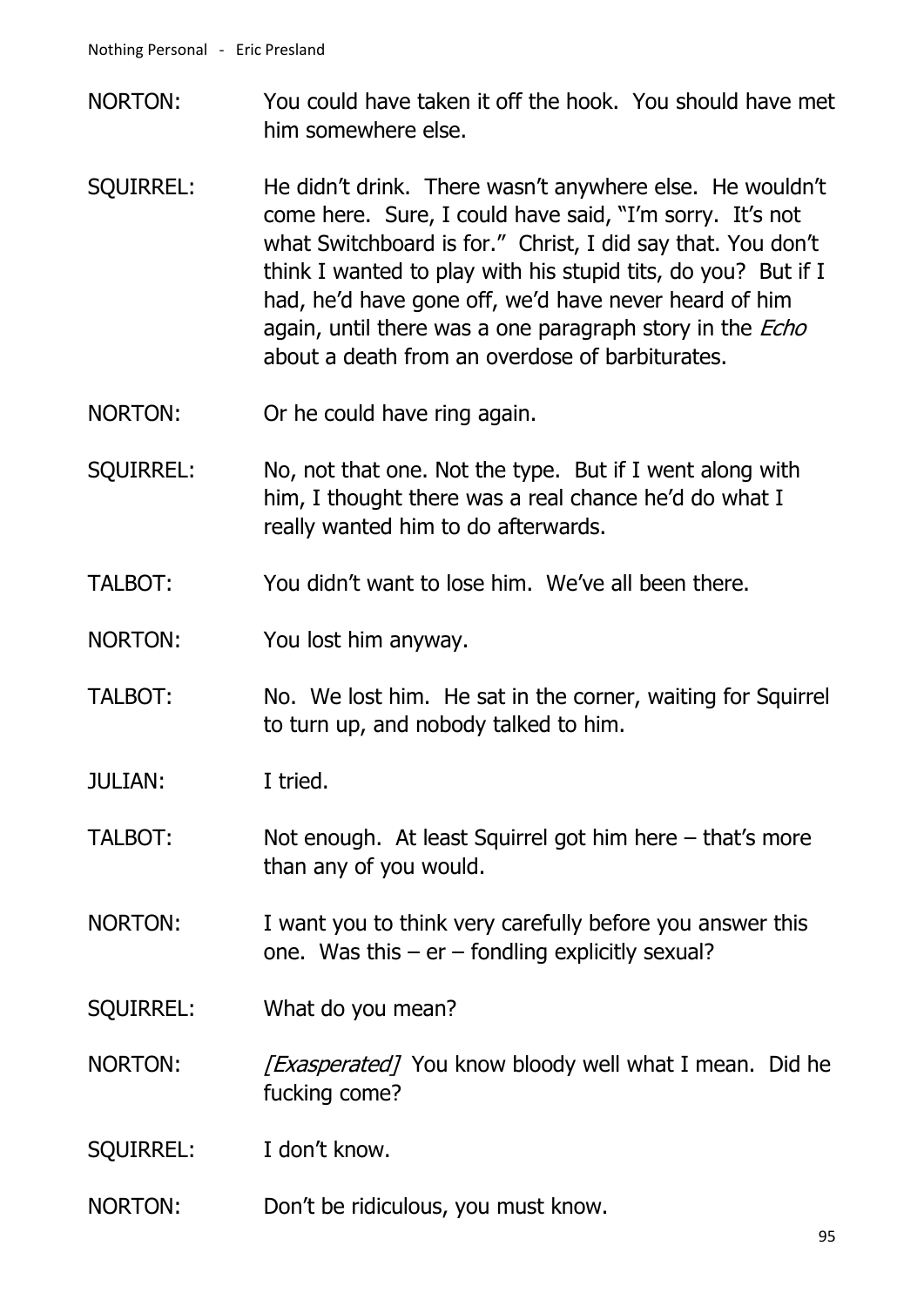NORTON: You could have taken it off the hook. You should have met him somewhere else.

SQUIRREL: He didn't drink. There wasn't anywhere else. He wouldn't come here. Sure, I could have said, "I'm sorry. It's not what Switchboard is for." Christ, I did say that. You don't think I wanted to play with his stupid tits, do you? But if I had, he'd have gone off, we'd have never heard of him again, until there was a one paragraph story in the *Echo* about a death from an overdose of barbiturates.

NORTON: Or he could have ring again.

SQUIRREL: No, not that one. Not the type. But if I went along with him, I thought there was a real chance he'd do what I really wanted him to do afterwards.

TALBOT: You didn't want to lose him. We've all been there.

NORTON: You lost him anyway.

TALBOT: No. We lost him. He sat in the corner, waiting for Squirrel to turn up, and nobody talked to him.

JULIAN: I tried.

TALBOT: Not enough. At least Squirrel got him here – that's more than any of you would.

NORTON: I want you to think very carefully before you answer this one. Was this – er – fondling explicitly sexual?

SQUIRREL: What do you mean?

NORTON: *[Exasperated]* You know bloody well what I mean. Did he fucking come?

SQUIRREL: I don't know.

NORTON: Don't be ridiculous, you must know.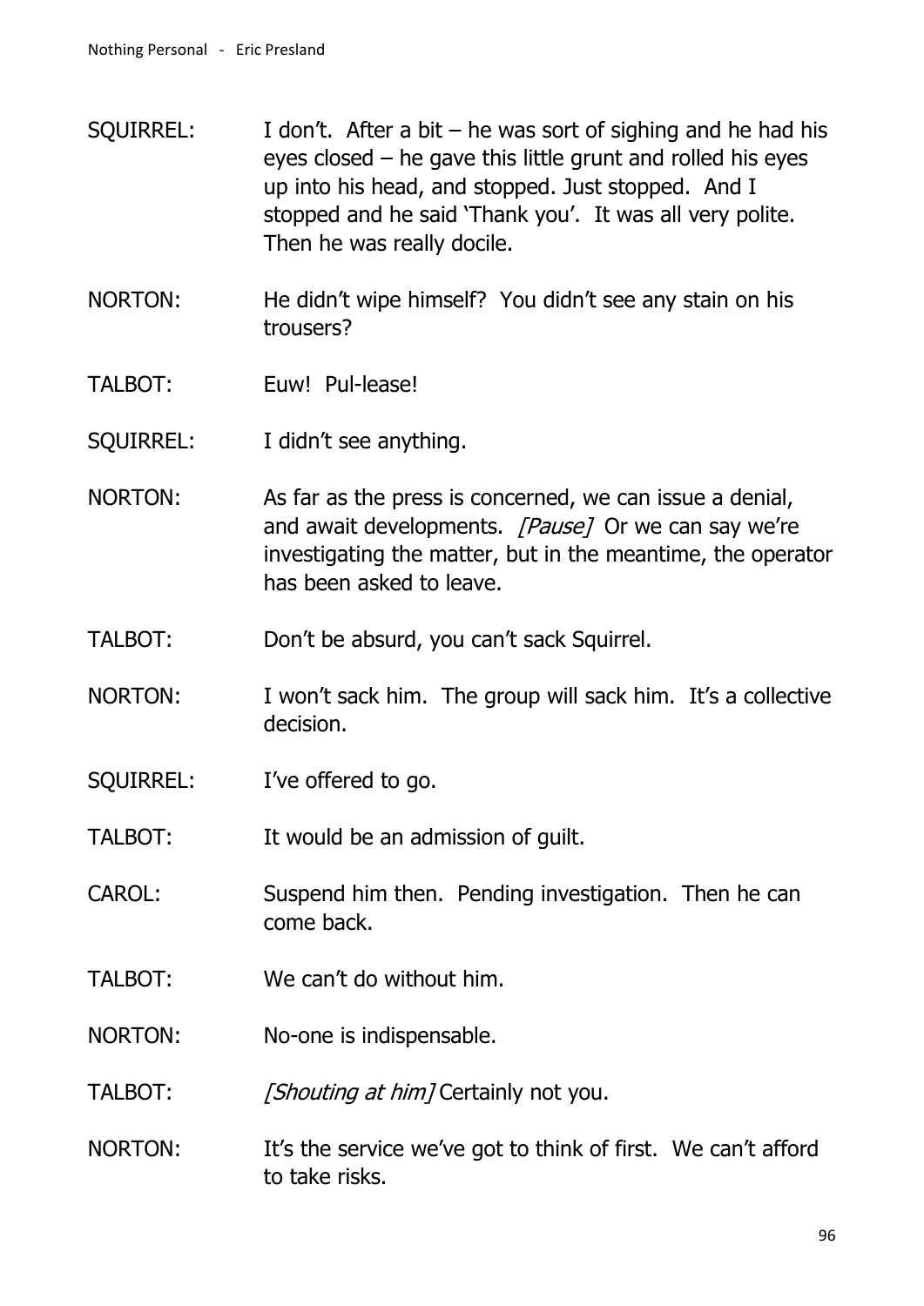SQUIRREL: I don't. After a bit – he was sort of sighing and he had his eyes closed – he gave this little grunt and rolled his eyes up into his head, and stopped. Just stopped. And I stopped and he said 'Thank you'. It was all very polite. Then he was really docile.

NORTON: He didn't wipe himself? You didn't see any stain on his trousers?

TALBOT: Euw! Pul-lease!

SQUIRREL: I didn't see anything.

NORTON: As far as the press is concerned, we can issue a denial, and await developments. *[Pause]* Or we can say we're investigating the matter, but in the meantime, the operator has been asked to leave.

TALBOT: Don't be absurd, you can't sack Squirrel.

NORTON: I won't sack him. The group will sack him. It's a collective decision.

SQUIRREL: I've offered to go.

TALBOT: It would be an admission of guilt.

CAROL: Suspend him then. Pending investigation. Then he can come back.

TALBOT: We can't do without him.

NORTON: No-one is indispensable.

TALBOT: *[Shouting at him]* Certainly not you.

NORTON: It's the service we've got to think of first. We can't afford to take risks.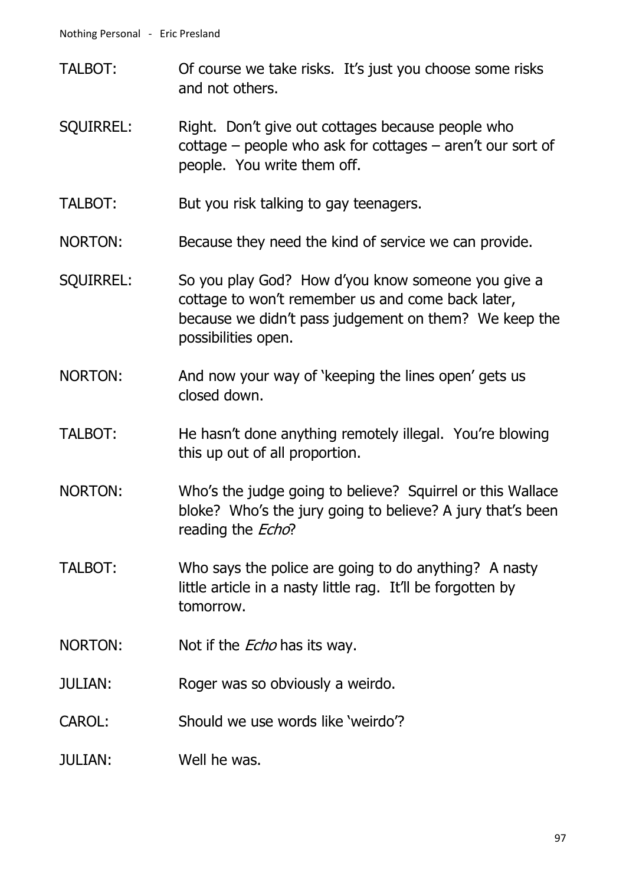TALBOT: Of course we take risks. It's just you choose some risks and not others.

SQUIRREL: Right. Don't give out cottages because people who cottage – people who ask for cottages – aren't our sort of people. You write them off.

TALBOT: But you risk talking to gay teenagers.

NORTON: Because they need the kind of service we can provide.

SQUIRREL: So you play God? How d'you know someone you give a cottage to won't remember us and come back later, because we didn't pass judgement on them? We keep the possibilities open.

NORTON: And now your way of 'keeping the lines open' gets us closed down.

TALBOT: He hasn't done anything remotely illegal. You're blowing this up out of all proportion.

NORTON: Who's the judge going to believe? Squirrel or this Wallace bloke? Who's the jury going to believe? A jury that's been reading the *Echo*?

TALBOT: Who says the police are going to do anything? A nasty little article in a nasty little rag. It'll be forgotten by tomorrow.

NORTON: Not if the *Echo* has its way.

JULIAN: Roger was so obviously a weirdo.

CAROL: Should we use words like 'weirdo'?

JULIAN: Well he was.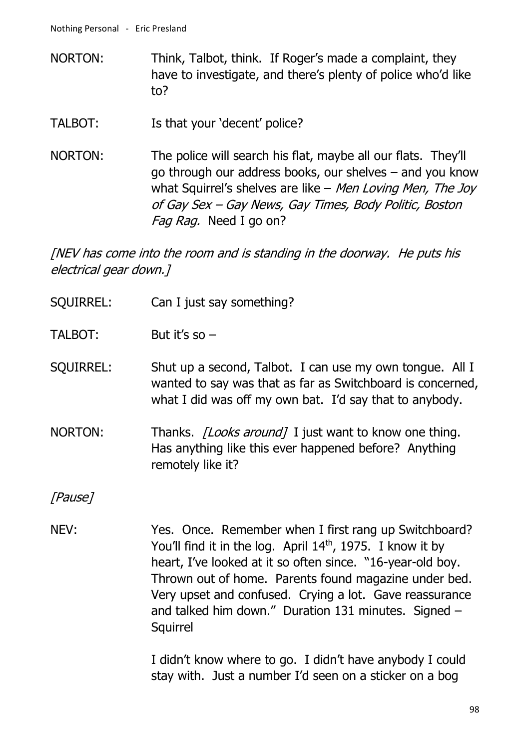NORTON: Think, Talbot, think. If Roger's made a complaint, they have to investigate, and there's plenty of police who'd like to?

TALBOT: Is that your 'decent' police?

NORTON: The police will search his flat, maybe all our flats. They'll go through our address books, our shelves – and you know what Squirrel's shelves are like – *Men Loving Men, The Joy of Gay Sex – Gay News, Gay Times, Body Politic, Boston Fag Rag.* Need I go on?

*[NEV has come into the room and is standing in the doorway. He puts his electrical gear down.]*

SQUIRREL: Can I just say something?

TALBOT: But it's so –

SQUIRREL: Shut up a second, Talbot. I can use my own tongue. All I wanted to say was that as far as Switchboard is concerned, what I did was off my own bat. I'd say that to anybody.

NORTON: Thanks. *[Looks around]* I just want to know one thing. Has anything like this ever happened before? Anything remotely like it?

*[Pause]*

NEV: Yes. Once. Remember when I first rang up Switchboard? You'll find it in the log. April 14th, 1975. I know it by heart, I've looked at it so often since. "16-year-old boy. Thrown out of home. Parents found magazine under bed. Very upset and confused. Crying a lot. Gave reassurance and talked him down." Duration 131 minutes. Signed – Squirrel

I didn't know where to go. I didn't have anybody I could stay with. Just a number I'd seen on a sticker on a bog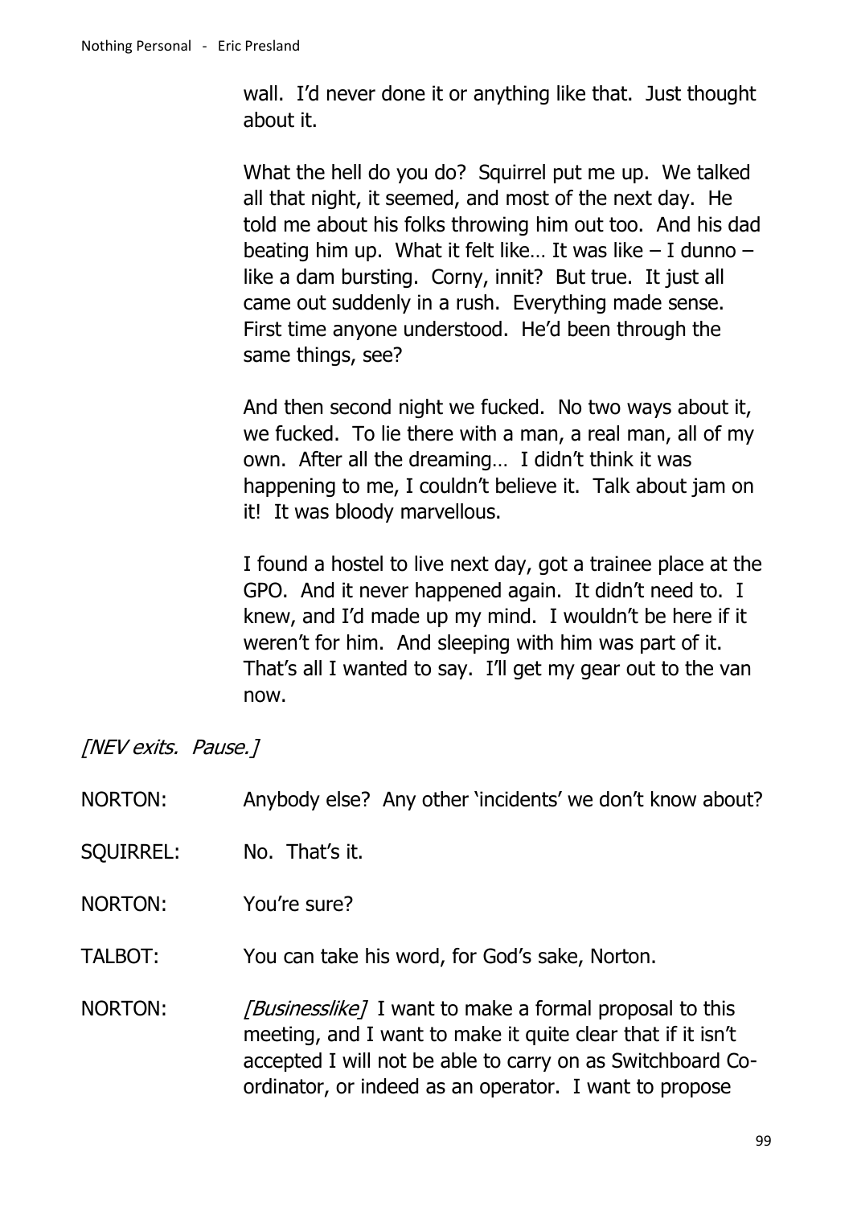wall. I'd never done it or anything like that. Just thought about it.

What the hell do you do? Squirrel put me up. We talked all that night, it seemed, and most of the next day. He told me about his folks throwing him out too. And his dad beating him up. What it felt like… It was like – I dunno – like a dam bursting. Corny, innit? But true. It just all came out suddenly in a rush. Everything made sense. First time anyone understood. He'd been through the same things, see?

And then second night we fucked. No two ways about it, we fucked. To lie there with a man, a real man, all of my own. After all the dreaming… I didn't think it was happening to me, I couldn't believe it. Talk about jam on it! It was bloody marvellous.

I found a hostel to live next day, got a trainee place at the GPO. And it never happened again. It didn't need to. I knew, and I'd made up my mind. I wouldn't be here if it weren't for him. And sleeping with him was part of it. That's all I wanted to say. I'll get my gear out to the van now.

*[NEV exits. Pause.]*

NORTON: Anybody else? Any other 'incidents' we don't know about?

SQUIRREL: No. That's it.

NORTON: You're sure?

TALBOT: You can take his word, for God's sake, Norton.

NORTON: *[Businesslike]* I want to make a formal proposal to this meeting, and I want to make it quite clear that if it isn't accepted I will not be able to carry on as Switchboard Co-ordinator, or indeed as an operator. I want to propose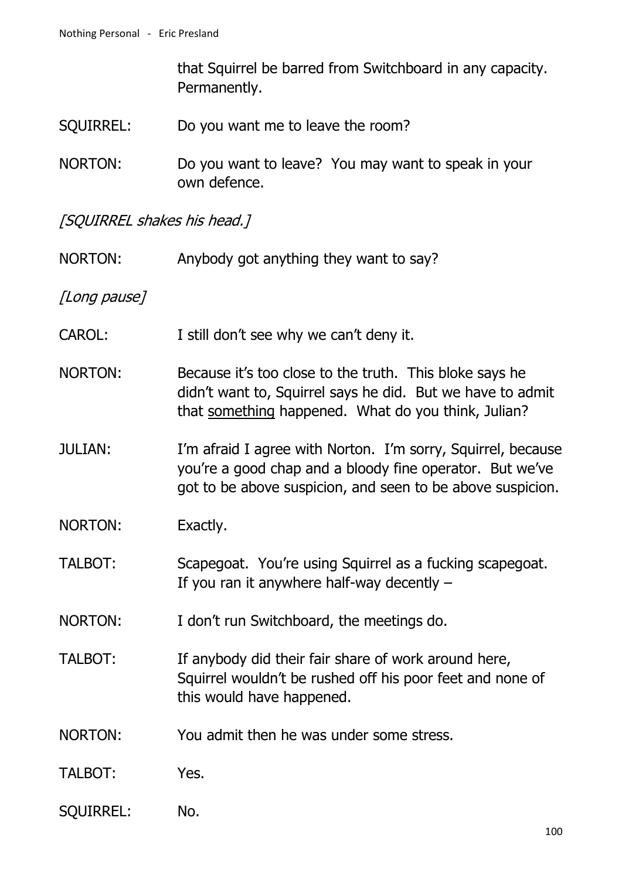that Squirrel be barred from Switchboard in any capacity. Permanently.

SQUIRREL: Do you want me to leave the room?

NORTON: Do you want to leave? You may want to speak in your own defence.

*[SQUIRREL shakes his head.]*

NORTON: Anybody got anything they want to say?

*[Long pause]*

CAROL: I still don't see why we can't deny it.

NORTON: Because it's too close to the truth. This bloke says he didn't want to, Squirrel says he did. But we have to admit that <u>something</u> happened. What do you think, Julian?

JULIAN: I'm afraid I agree with Norton. I'm sorry, Squirrel, because you're a good chap and a bloody fine operator. But we've got to be above suspicion, and seen to be above suspicion.

NORTON: Exactly.

TALBOT: Scapegoat. You're using Squirrel as a fucking scapegoat. If you ran it anywhere half-way decently –

NORTON: I don't run Switchboard, the meetings do.

TALBOT: If anybody did their fair share of work around here, Squirrel wouldn't be rushed off his poor feet and none of this would have happened.

NORTON: You admit then he was under some stress.

TALBOT: Yes.

SQUIRREL: No.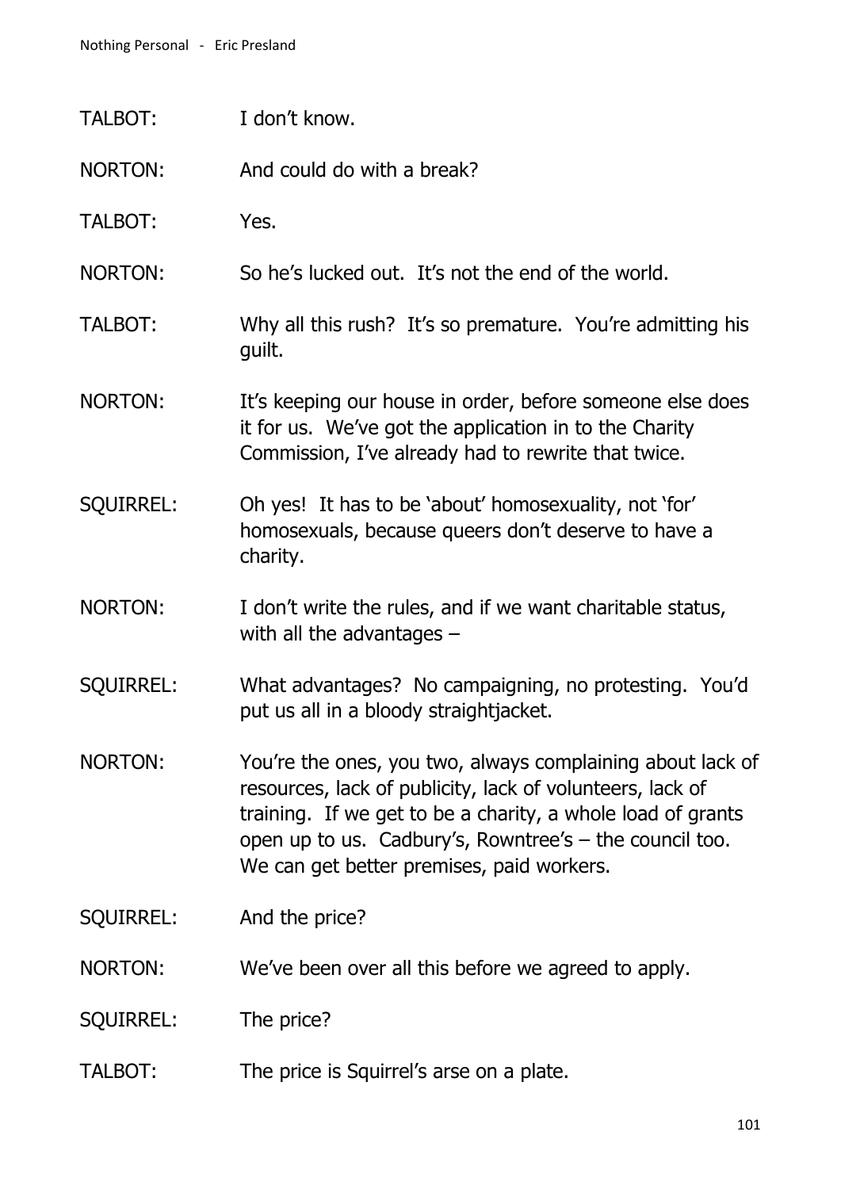TALBOT: I don't know.

NORTON: And could do with a break?

TALBOT: Yes.

NORTON: So he's lucked out. It's not the end of the world.

TALBOT: Why all this rush? It's so premature. You're admitting his guilt.

NORTON: It's keeping our house in order, before someone else does it for us. We've got the application in to the Charity Commission, I've already had to rewrite that twice.

SQUIRREL: Oh yes! It has to be 'about' homosexuality, not 'for' homosexuals, because queers don't deserve to have a charity.

NORTON: I don't write the rules, and if we want charitable status, with all the advantages –

SQUIRREL: What advantages? No campaigning, no protesting. You'd put us all in a bloody straightjacket.

NORTON: You're the ones, you two, always complaining about lack of resources, lack of publicity, lack of volunteers, lack of training. If we get to be a charity, a whole load of grants open up to us. Cadbury's, Rowntree's – the council too. We can get better premises, paid workers.

SQUIRREL: And the price?

NORTON: We've been over all this before we agreed to apply.

SQUIRREL: The price?

TALBOT: The price is Squirrel's arse on a plate.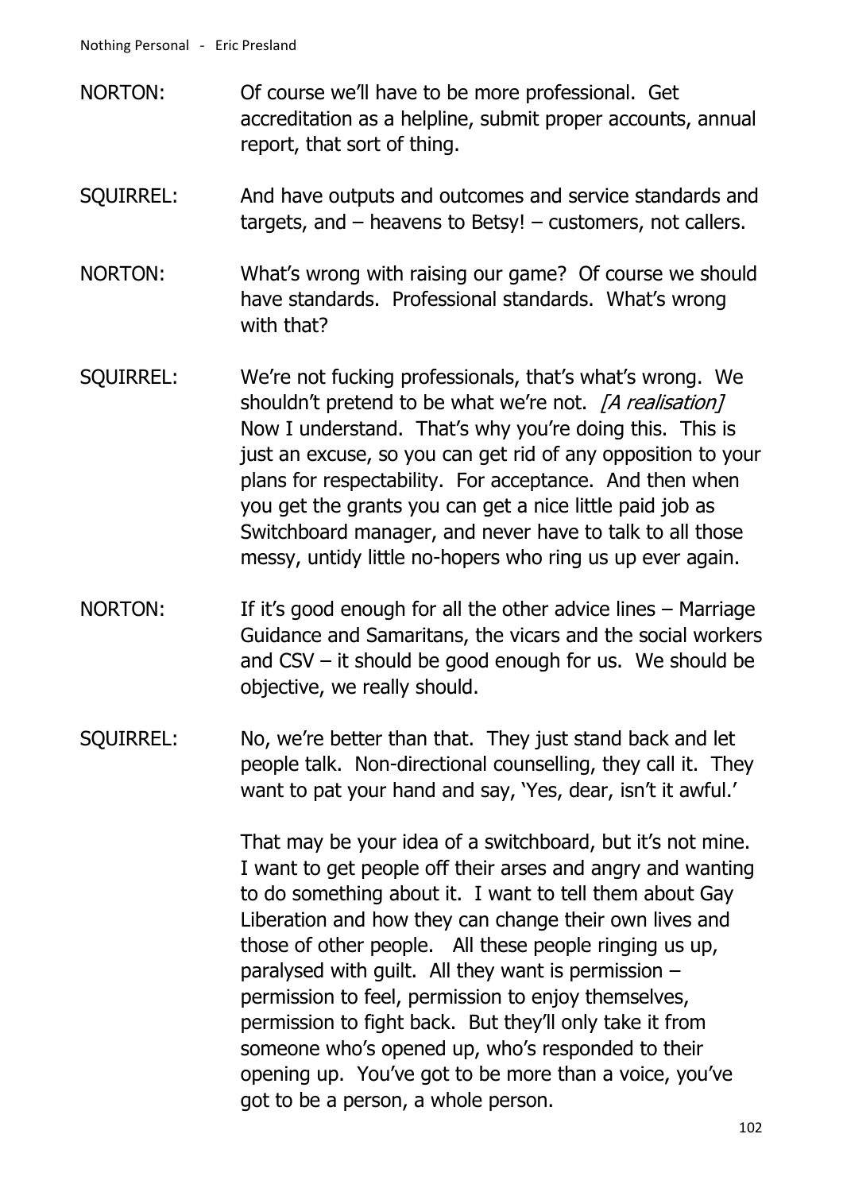NORTON: Of course we'll have to be more professional. Get accreditation as a helpline, submit proper accounts, annual report, that sort of thing.

SQUIRREL: And have outputs and outcomes and service standards and targets, and – heavens to Betsy! – customers, not callers.

NORTON: What's wrong with raising our game? Of course we should have standards. Professional standards. What's wrong with that?

SQUIRREL: We're not fucking professionals, that's what's wrong. We shouldn't pretend to be what we're not. *[A realisation]* Now I understand. That's why you're doing this. This is just an excuse, so you can get rid of any opposition to your plans for respectability. For acceptance. And then when you get the grants you can get a nice little paid job as Switchboard manager, and never have to talk to all those messy, untidy little no-hopers who ring us up ever again.

NORTON: If it's good enough for all the other advice lines – Marriage Guidance and Samaritans, the vicars and the social workers and CSV – it should be good enough for us. We should be objective, we really should.

SQUIRREL: No, we're better than that. They just stand back and let people talk. Non-directional counselling, they call it. They want to pat your hand and say, 'Yes, dear, isn't it awful.'

That may be your idea of a switchboard, but it's not mine. I want to get people off their arses and angry and wanting to do something about it. I want to tell them about Gay Liberation and how they can change their own lives and those of other people. All these people ringing us up, paralysed with guilt. All they want is permission – permission to feel, permission to enjoy themselves, permission to fight back. But they'll only take it from someone who's opened up, who's responded to their opening up. You've got to be more than a voice, you've got to be a person, a whole person.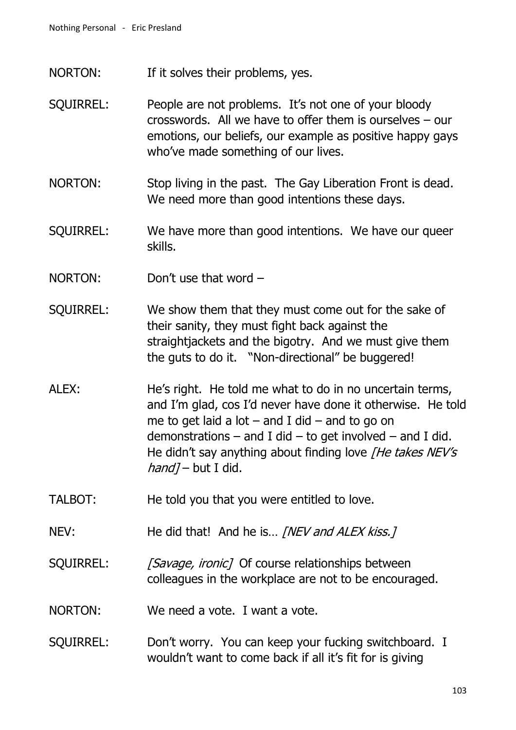NORTON: If it solves their problems, yes.

SQUIRREL: People are not problems. It's not one of your bloody crosswords. All we have to offer them is ourselves – our emotions, our beliefs, our example as positive happy gays who've made something of our lives.

NORTON: Stop living in the past. The Gay Liberation Front is dead. We need more than good intentions these days.

SQUIRREL: We have more than good intentions. We have our queer skills.

NORTON: Don't use that word –

SQUIRREL: We show them that they must come out for the sake of their sanity, they must fight back against the straightjackets and the bigotry. And we must give them the guts to do it. "Non-directional" be buggered!

ALEX: He's right. He told me what to do in no uncertain terms, and I'm glad, cos I'd never have done it otherwise. He told me to get laid a lot – and I did – and to go on demonstrations – and I did – to get involved – and I did. He didn't say anything about finding love *[He takes NEV's hand]* – but I did.

TALBOT: He told you that you were entitled to love.

NEV: He did that! And he is… *[NEV and ALEX kiss.]*

SQUIRREL: *[Savage, ironic]* Of course relationships between colleagues in the workplace are not to be encouraged.

NORTON: We need a vote. I want a vote.

SQUIRREL: Don't worry. You can keep your fucking switchboard. I wouldn't want to come back if all it's fit for is giving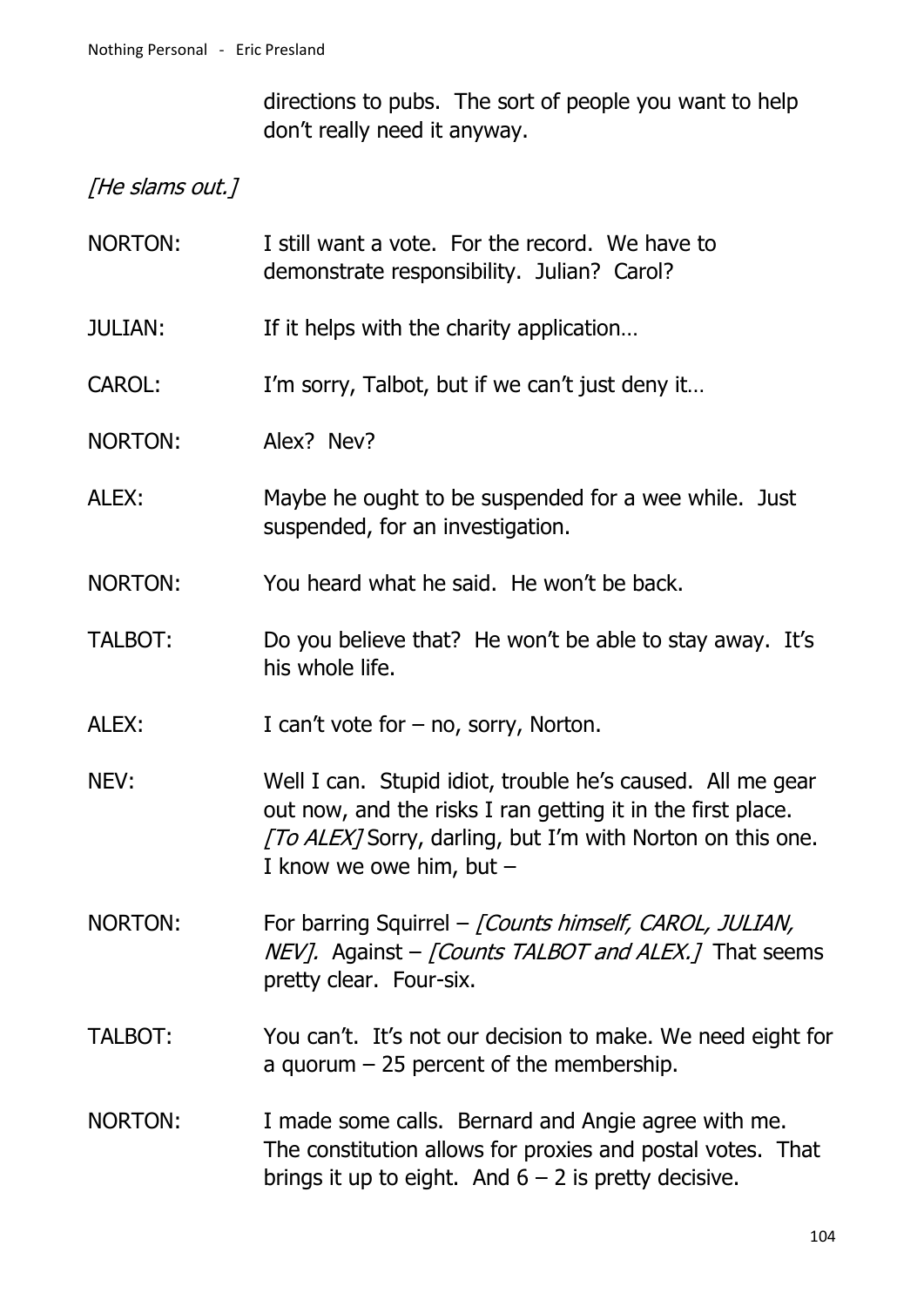directions to pubs. The sort of people you want to help don't really need it anyway.

*[He slams out.]*

NORTON: I still want a vote. For the record. We have to demonstrate responsibility. Julian? Carol?

JULIAN: If it helps with the charity application…

CAROL: I'm sorry, Talbot, but if we can't just deny it…

NORTON: Alex? Nev?

ALEX: Maybe he ought to be suspended for a wee while. Just suspended, for an investigation.

NORTON: You heard what he said. He won't be back.

TALBOT: Do you believe that? He won't be able to stay away. It's his whole life.

ALEX: I can't vote for – no, sorry, Norton.

NEV: Well I can. Stupid idiot, trouble he's caused. All me gear out now, and the risks I ran getting it in the first place. *[To ALEX]* Sorry, darling, but I'm with Norton on this one. I know we owe him, but –

NORTON: For barring Squirrel – *[Counts himself, CAROL, JULIAN, NEV].* Against – *[Counts TALBOT and ALEX.]* That seems pretty clear. Four-six.

TALBOT: You can't. It's not our decision to make. We need eight for a quorum – 25 percent of the membership.

NORTON: I made some calls. Bernard and Angie agree with me. The constitution allows for proxies and postal votes. That brings it up to eight. And 6 – 2 is pretty decisive.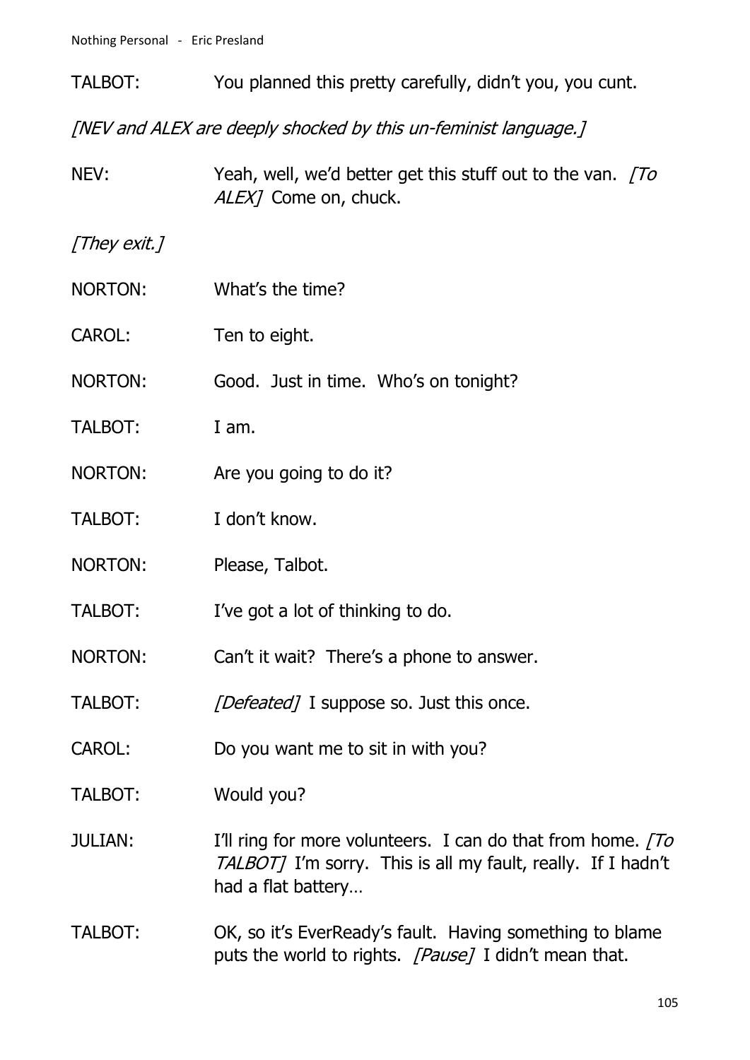TALBOT: You planned this pretty carefully, didn't you, you cunt.

*[NEV and ALEX are deeply shocked by this un-feminist language.]*

NEV: Yeah, well, we'd better get this stuff out to the van. *[To ALEX]* Come on, chuck.

*[They exit.]*

NORTON: What's the time?

CAROL: Ten to eight.

NORTON: Good. Just in time. Who's on tonight?

TALBOT: I am.

NORTON: Are you going to do it?

TALBOT: I don't know.

NORTON: Please, Talbot.

TALBOT: I've got a lot of thinking to do.

NORTON: Can't it wait? There's a phone to answer.

TALBOT: *[Defeated]* I suppose so. Just this once.

CAROL: Do you want me to sit in with you?

TALBOT: Would you?

JULIAN: I'll ring for more volunteers. I can do that from home. *[To TALBOT]* I'm sorry. This is all my fault, really. If I hadn't had a flat battery…

TALBOT: OK, so it's EverReady's fault. Having something to blame puts the world to rights. *[Pause]* I didn't mean that.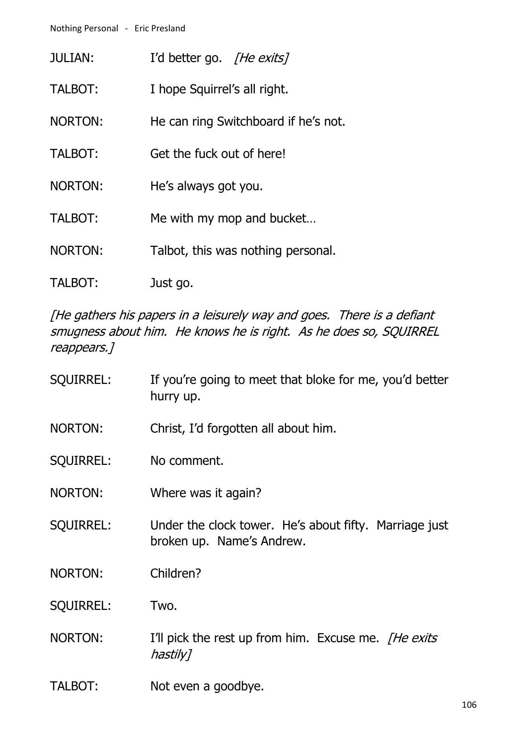JULIAN: I'd better go. *[He exits]*

TALBOT: I hope Squirrel's all right.

NORTON: He can ring Switchboard if he's not.

TALBOT: Get the fuck out of here!

NORTON: He's always got you.

TALBOT: Me with my mop and bucket…

NORTON: Talbot, this was nothing personal.

TALBOT: Just go.

*[He gathers his papers in a leisurely way and goes. There is a defiant smugness about him. He knows he is right. As he does so, SQUIRREL reappears.]*

SQUIRREL: If you're going to meet that bloke for me, you'd better hurry up.

NORTON: Christ, I'd forgotten all about him.

SQUIRREL: No comment.

NORTON: Where was it again?

SQUIRREL: Under the clock tower. He's about fifty. Marriage just broken up. Name's Andrew.

NORTON: Children?

SQUIRREL: Two.

NORTON: I'll pick the rest up from him. Excuse me. *[He exits hastily]*

TALBOT: Not even a goodbye.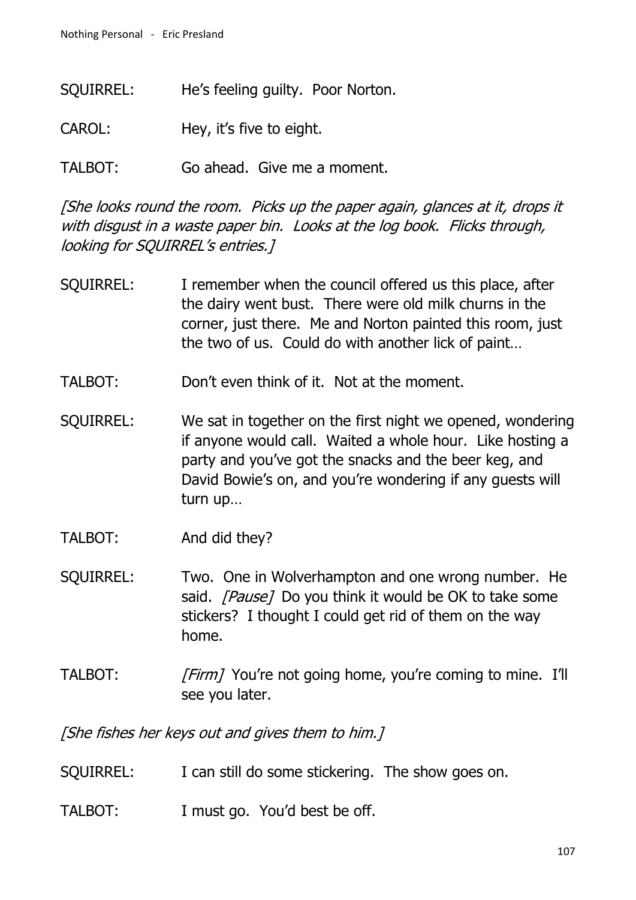SQUIRREL: He's feeling guilty. Poor Norton.

CAROL: Hey, it's five to eight.

TALBOT: Go ahead. Give me a moment.

*[She looks round the room. Picks up the paper again, glances at it, drops it with disgust in a waste paper bin. Looks at the log book. Flicks through, looking for SQUIRREL's entries.]*

SQUIRREL: I remember when the council offered us this place, after the dairy went bust. There were old milk churns in the corner, just there. Me and Norton painted this room, just the two of us. Could do with another lick of paint…

TALBOT: Don't even think of it. Not at the moment.

SQUIRREL: We sat in together on the first night we opened, wondering if anyone would call. Waited a whole hour. Like hosting a party and you've got the snacks and the beer keg, and David Bowie's on, and you're wondering if any guests will turn up…

TALBOT: And did they?

SQUIRREL: Two. One in Wolverhampton and one wrong number. He said. *[Pause]* Do you think it would be OK to take some stickers? I thought I could get rid of them on the way home.

TALBOT: *[Firm]* You're not going home, you're coming to mine. I'll see you later.

*[She fishes her keys out and gives them to him.]*

SQUIRREL: I can still do some stickering. The show goes on.

TALBOT: I must go. You'd best be off.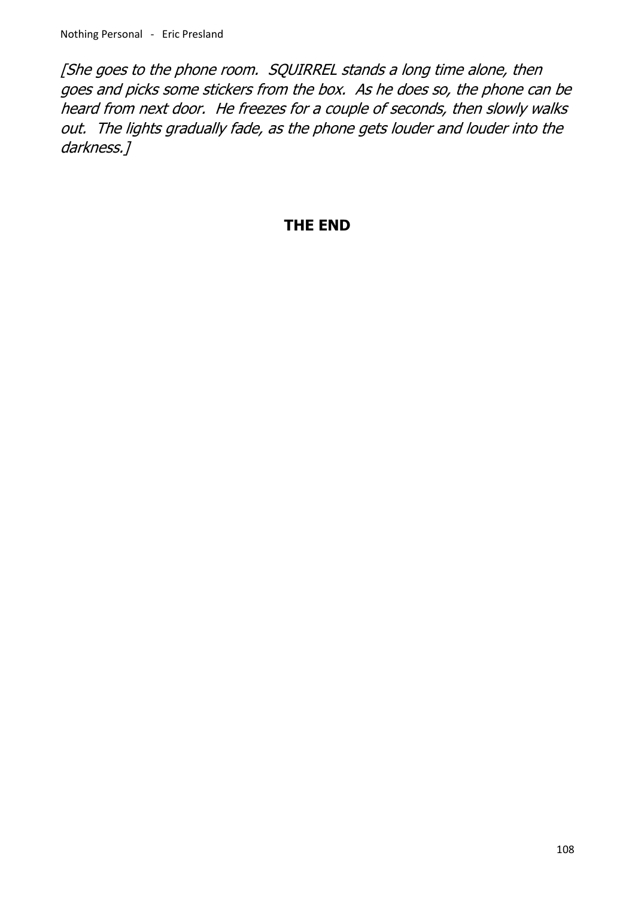*[She goes to the phone room. SQUIRREL stands a long time alone, then goes and picks some stickers from the box. As he does so, the phone can be heard from next door. He freezes for a couple of seconds, then slowly walks out. The lights gradually fade, as the phone gets louder and louder into the darkness.]*

**THE END**